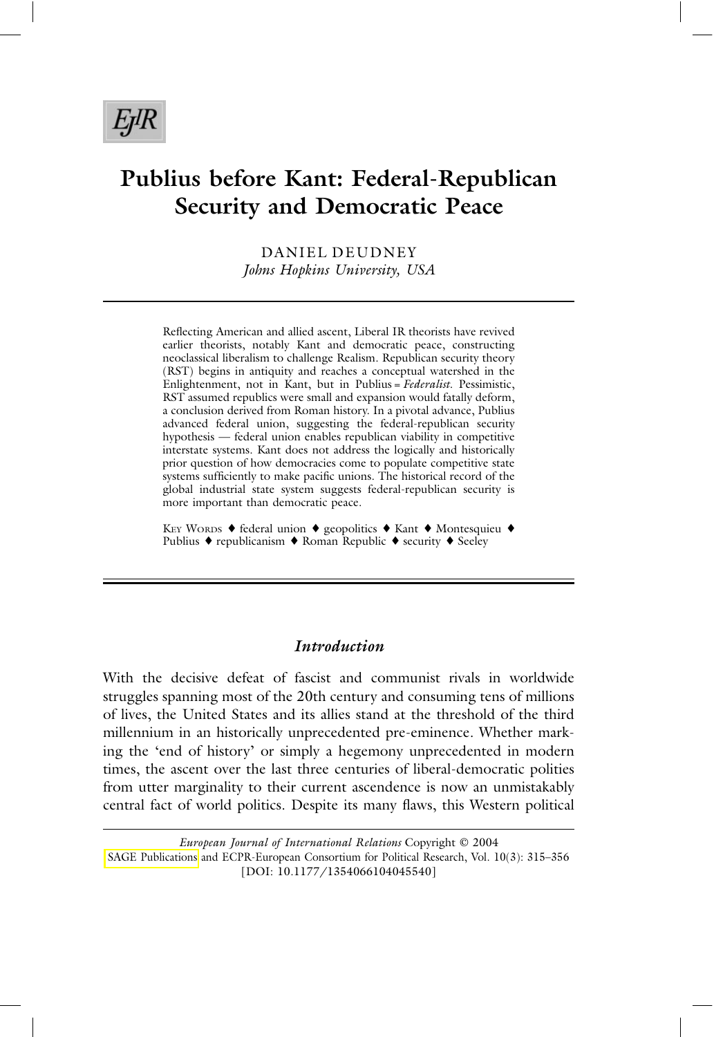# Publius before Kant: Federal-Republican Security and Democratic Peace

DANIEL DEUDNEY
*Johns Hopkins University, USA*

Reflecting American and allied ascent, Liberal IR theorists have revived earlier theorists, notably Kant and democratic peace, constructing neoclassical liberalism to challenge Realism. Republican security theory (RST) begins in antiquity and reaches a conceptual watershed in the Enlightenment, not in Kant, but in Publius = *Federalist*. Pessimistic, RST assumed republics were small and expansion would fatally deform, a conclusion derived from Roman history. In a pivotal advance, Publius advanced federal union, suggesting the federal-republican security hypothesis — federal union enables republican viability in competitive interstate systems. Kant does not address the logically and historically prior question of how democracies come to populate competitive state systems sufficiently to make pacific unions. The historical record of the global industrial state system suggests federal-republican security is more important than democratic peace.

KEY WORDS ♦ federal union ♦ geopolitics ♦ Kant ♦ Montesquieu ♦ Publius ♦ republicanism ♦ Roman Republic ♦ security ♦ Seeley

## *Introduction*

With the decisive defeat of fascist and communist rivals in worldwide struggles spanning most of the 20th century and consuming tens of millions of lives, the United States and its allies stand at the threshold of the third millennium in an historically unprecedented pre-eminence. Whether marking the 'end of history' or simply a hegemony unprecedented in modern times, the ascent over the last three centuries of liberal-democratic polities from utter marginality to their current ascendence is now an unmistakably central fact of world politics. Despite its many flaws, this Western political

*European Journal of International Relations* Copyright © 2004
SAGE Publications and ECPR-European Consortium for Political Research, Vol. 10(3): 315–356
[DOI: 10.1177/1354066104045540]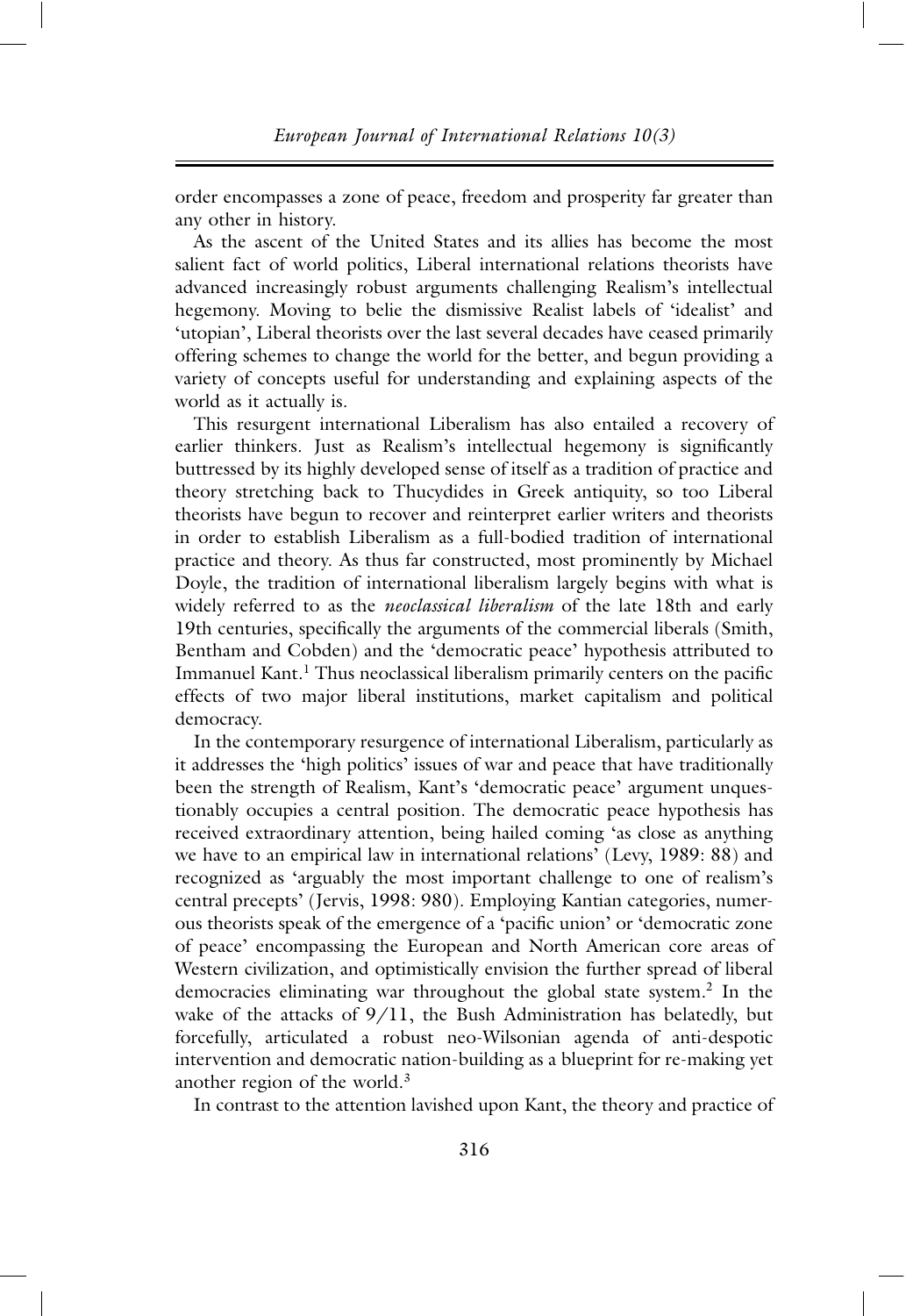order encompasses a zone of peace, freedom and prosperity far greater than any other in history.

As the ascent of the United States and its allies has become the most salient fact of world politics, Liberal international relations theorists have advanced increasingly robust arguments challenging Realism's intellectual hegemony. Moving to belie the dismissive Realist labels of 'idealist' and 'utopian', Liberal theorists over the last several decades have ceased primarily offering schemes to change the world for the better, and begun providing a variety of concepts useful for understanding and explaining aspects of the world as it actually is.

This resurgent international Liberalism has also entailed a recovery of earlier thinkers. Just as Realism's intellectual hegemony is significantly buttressed by its highly developed sense of itself as a tradition of practice and theory stretching back to Thucydides in Greek antiquity, so too Liberal theorists have begun to recover and reinterpret earlier writers and theorists in order to establish Liberalism as a full-bodied tradition of international practice and theory. As thus far constructed, most prominently by Michael Doyle, the tradition of international liberalism largely begins with what is widely referred to as the *neoclassical liberalism* of the late 18th and early 19th centuries, specifically the arguments of the commercial liberals (Smith, Bentham and Cobden) and the 'democratic peace' hypothesis attributed to Immanuel Kant.[1] Thus neoclassical liberalism primarily centers on the pacific effects of two major liberal institutions, market capitalism and political democracy.

In the contemporary resurgence of international Liberalism, particularly as it addresses the 'high politics' issues of war and peace that have traditionally been the strength of Realism, Kant's 'democratic peace' argument unquestionably occupies a central position. The democratic peace hypothesis has received extraordinary attention, being hailed coming 'as close as anything we have to an empirical law in international relations' (Levy, 1989: 88) and recognized as 'arguably the most important challenge to one of realism's central precepts' (Jervis, 1998: 980). Employing Kantian categories, numerous theorists speak of the emergence of a 'pacific union' or 'democratic zone of peace' encompassing the European and North American core areas of Western civilization, and optimistically envision the further spread of liberal democracies eliminating war throughout the global state system.[2] In the wake of the attacks of 9/11, the Bush Administration has belatedly, but forcefully, articulated a robust neo-Wilsonian agenda of anti-despotic intervention and democratic nation-building as a blueprint for re-making yet another region of the world.[3]

In contrast to the attention lavished upon Kant, the theory and practice of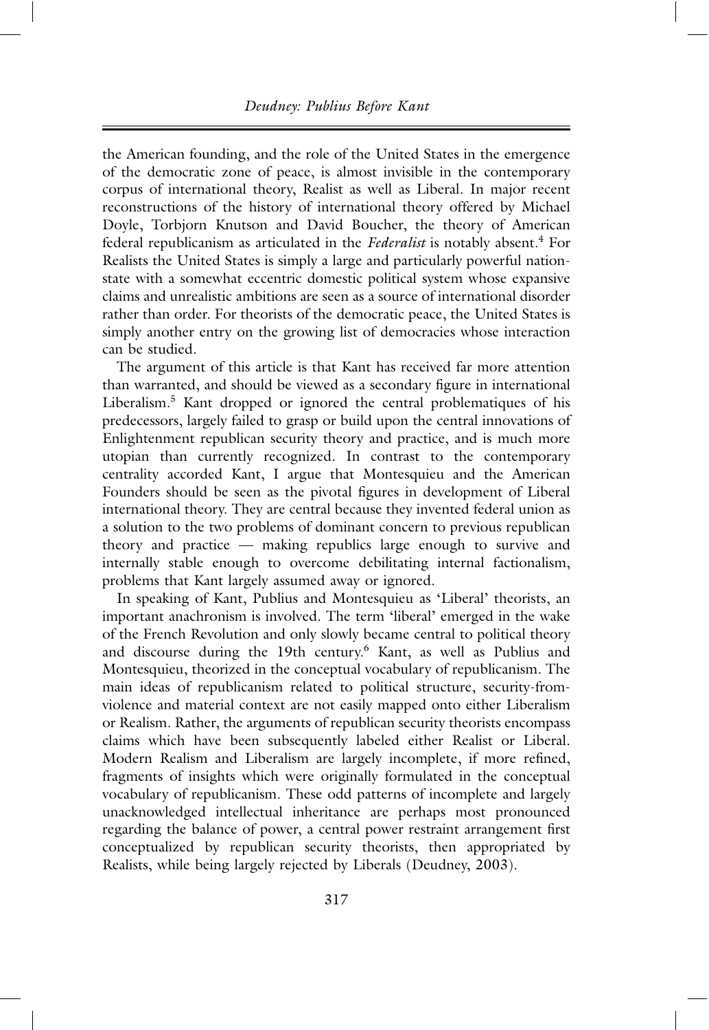the American founding, and the role of the United States in the emergence of the democratic zone of peace, is almost invisible in the contemporary corpus of international theory, Realist as well as Liberal. In major recent reconstructions of the history of international theory offered by Michael Doyle, Torbjorn Knutson and David Boucher, the theory of American federal republicanism as articulated in the *Federalist* is notably absent.[4] For Realists the United States is simply a large and particularly powerful nation-state with a somewhat eccentric domestic political system whose expansive claims and unrealistic ambitions are seen as a source of international disorder rather than order. For theorists of the democratic peace, the United States is simply another entry on the growing list of democracies whose interaction can be studied.

The argument of this article is that Kant has received far more attention than warranted, and should be viewed as a secondary figure in international Liberalism.[5] Kant dropped or ignored the central problematiques of his predecessors, largely failed to grasp or build upon the central innovations of Enlightenment republican security theory and practice, and is much more utopian than currently recognized. In contrast to the contemporary centrality accorded Kant, I argue that Montesquieu and the American Founders should be seen as the pivotal figures in development of Liberal international theory. They are central because they invented federal union as a solution to the two problems of dominant concern to previous republican theory and practice — making republics large enough to survive and internally stable enough to overcome debilitating internal factionalism, problems that Kant largely assumed away or ignored.

In speaking of Kant, Publius and Montesquieu as 'Liberal' theorists, an important anachronism is involved. The term 'liberal' emerged in the wake of the French Revolution and only slowly became central to political theory and discourse during the 19th century.[6] Kant, as well as Publius and Montesquieu, theorized in the conceptual vocabulary of republicanism. The main ideas of republicanism related to political structure, security-from-violence and material context are not easily mapped onto either Liberalism or Realism. Rather, the arguments of republican security theorists encompass claims which have been subsequently labeled either Realist or Liberal. Modern Realism and Liberalism are largely incomplete, if more refined, fragments of insights which were originally formulated in the conceptual vocabulary of republicanism. These odd patterns of incomplete and largely unacknowledged intellectual inheritance are perhaps most pronounced regarding the balance of power, a central power restraint arrangement first conceptualized by republican security theorists, then appropriated by Realists, while being largely rejected by Liberals (Deudney, 2003).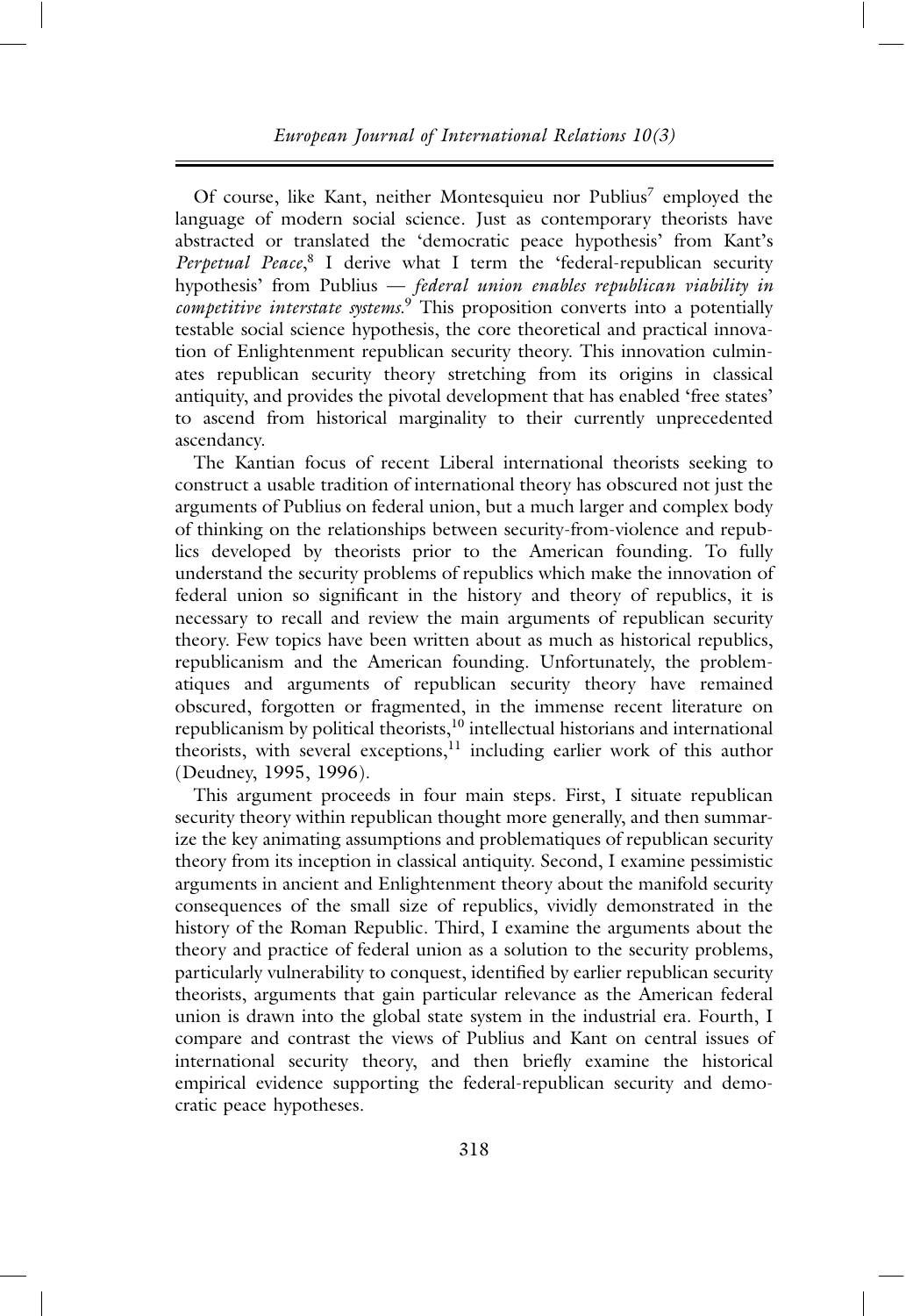Of course, like Kant, neither Montesquieu nor Publius[7] employed the language of modern social science. Just as contemporary theorists have abstracted or translated the 'democratic peace hypothesis' from Kant's *Perpetual Peace*,[8] I derive what I term the 'federal-republican security hypothesis' from Publius — *federal union enables republican viability in competitive interstate systems.*[9] This proposition converts into a potentially testable social science hypothesis, the core theoretical and practical innovation of Enlightenment republican security theory. This innovation culminates republican security theory stretching from its origins in classical antiquity, and provides the pivotal development that has enabled 'free states' to ascend from historical marginality to their currently unprecedented ascendancy.

The Kantian focus of recent Liberal international theorists seeking to construct a usable tradition of international theory has obscured not just the arguments of Publius on federal union, but a much larger and complex body of thinking on the relationships between security-from-violence and republics developed by theorists prior to the American founding. To fully understand the security problems of republics which make the innovation of federal union so significant in the history and theory of republics, it is necessary to recall and review the main arguments of republican security theory. Few topics have been written about as much as historical republics, republicanism and the American founding. Unfortunately, the problematiques and arguments of republican security theory have remained obscured, forgotten or fragmented, in the immense recent literature on republicanism by political theorists,[10] intellectual historians and international theorists, with several exceptions,[11] including earlier work of this author (Deudney, 1995, 1996).

This argument proceeds in four main steps. First, I situate republican security theory within republican thought more generally, and then summarize the key animating assumptions and problematiques of republican security theory from its inception in classical antiquity. Second, I examine pessimistic arguments in ancient and Enlightenment theory about the manifold security consequences of the small size of republics, vividly demonstrated in the history of the Roman Republic. Third, I examine the arguments about the theory and practice of federal union as a solution to the security problems, particularly vulnerability to conquest, identified by earlier republican security theorists, arguments that gain particular relevance as the American federal union is drawn into the global state system in the industrial era. Fourth, I compare and contrast the views of Publius and Kant on central issues of international security theory, and then briefly examine the historical empirical evidence supporting the federal-republican security and democratic peace hypotheses.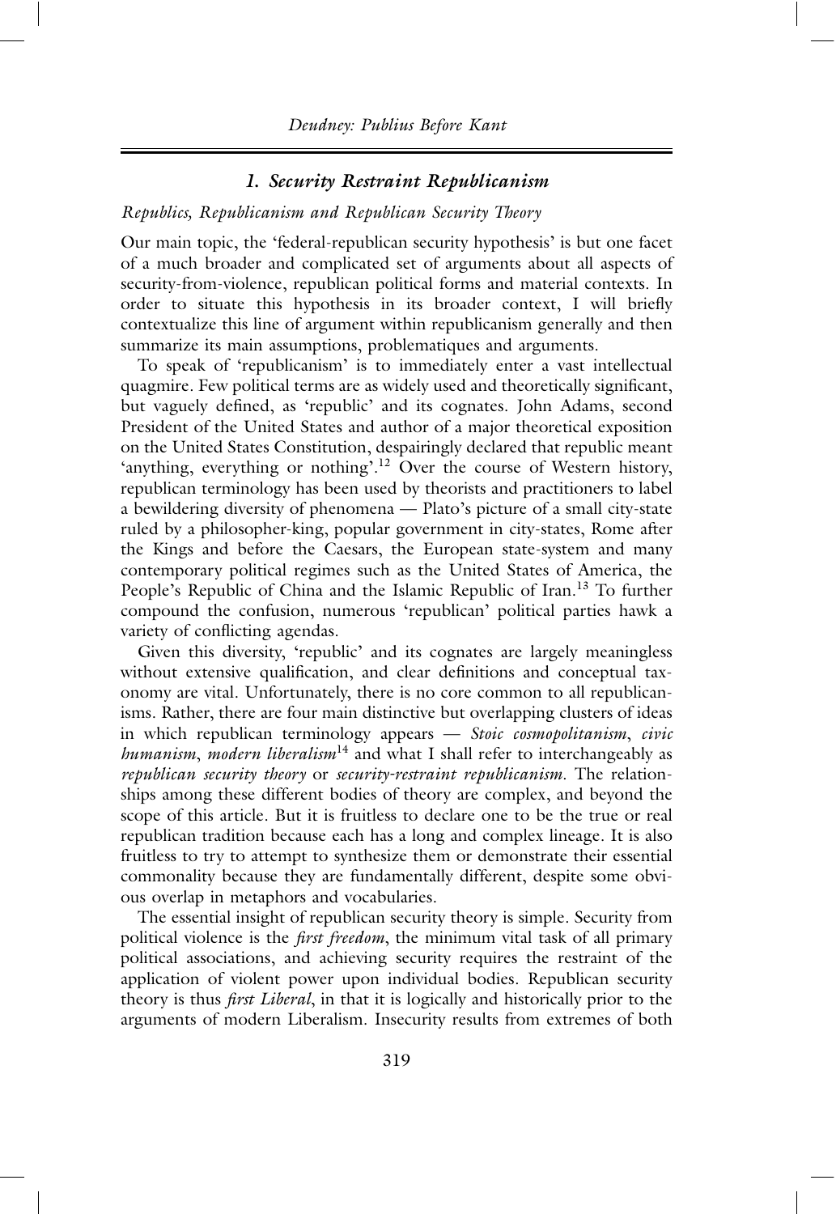## *1. Security Restraint Republicanism*

### *Republics, Republicanism and Republican Security Theory*

Our main topic, the 'federal-republican security hypothesis' is but one facet of a much broader and complicated set of arguments about all aspects of security-from-violence, republican political forms and material contexts. In order to situate this hypothesis in its broader context, I will briefly contextualize this line of argument within republicanism generally and then summarize its main assumptions, problematiques and arguments.

To speak of 'republicanism' is to immediately enter a vast intellectual quagmire. Few political terms are as widely used and theoretically significant, but vaguely defined, as 'republic' and its cognates. John Adams, second President of the United States and author of a major theoretical exposition on the United States Constitution, despairingly declared that republic meant 'anything, everything or nothing'.[12] Over the course of Western history, republican terminology has been used by theorists and practitioners to label a bewildering diversity of phenomena — Plato's picture of a small city-state ruled by a philosopher-king, popular government in city-states, Rome after the Kings and before the Caesars, the European state-system and many contemporary political regimes such as the United States of America, the People's Republic of China and the Islamic Republic of Iran.[13] To further compound the confusion, numerous 'republican' political parties hawk a variety of conflicting agendas.

Given this diversity, 'republic' and its cognates are largely meaningless without extensive qualification, and clear definitions and conceptual taxonomy are vital. Unfortunately, there is no core common to all republicanisms. Rather, there are four main distinctive but overlapping clusters of ideas in which republican terminology appears — *Stoic cosmopolitanism*, *civic humanism*, *modern liberalism*[14] and what I shall refer to interchangeably as *republican security theory* or *security-restraint republicanism*. The relationships among these different bodies of theory are complex, and beyond the scope of this article. But it is fruitless to declare one to be the true or real republican tradition because each has a long and complex lineage. It is also fruitless to try to attempt to synthesize them or demonstrate their essential commonality because they are fundamentally different, despite some obvious overlap in metaphors and vocabularies.

The essential insight of republican security theory is simple. Security from political violence is the *first freedom*, the minimum vital task of all primary political associations, and achieving security requires the restraint of the application of violent power upon individual bodies. Republican security theory is thus *first Liberal*, in that it is logically and historically prior to the arguments of modern Liberalism. Insecurity results from extremes of both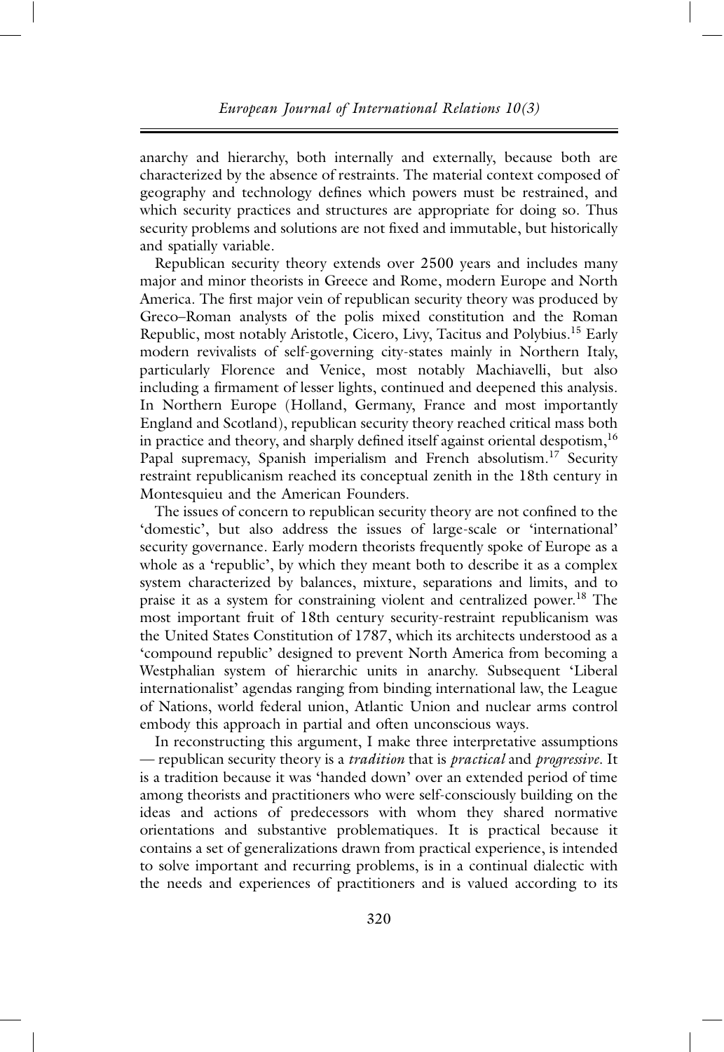anarchy and hierarchy, both internally and externally, because both are characterized by the absence of restraints. The material context composed of geography and technology defines which powers must be restrained, and which security practices and structures are appropriate for doing so. Thus security problems and solutions are not fixed and immutable, but historically and spatially variable.

Republican security theory extends over 2500 years and includes many major and minor theorists in Greece and Rome, modern Europe and North America. The first major vein of republican security theory was produced by Greco–Roman analysts of the polis mixed constitution and the Roman Republic, most notably Aristotle, Cicero, Livy, Tacitus and Polybius.[15] Early modern revivalists of self-governing city-states mainly in Northern Italy, particularly Florence and Venice, most notably Machiavelli, but also including a firmament of lesser lights, continued and deepened this analysis. In Northern Europe (Holland, Germany, France and most importantly England and Scotland), republican security theory reached critical mass both in practice and theory, and sharply defined itself against oriental despotism,[16] Papal supremacy, Spanish imperialism and French absolutism.[17] Security restraint republicanism reached its conceptual zenith in the 18th century in Montesquieu and the American Founders.

The issues of concern to republican security theory are not confined to the 'domestic', but also address the issues of large-scale or 'international' security governance. Early modern theorists frequently spoke of Europe as a whole as a 'republic', by which they meant both to describe it as a complex system characterized by balances, mixture, separations and limits, and to praise it as a system for constraining violent and centralized power.[18] The most important fruit of 18th century security-restraint republicanism was the United States Constitution of 1787, which its architects understood as a 'compound republic' designed to prevent North America from becoming a Westphalian system of hierarchic units in anarchy. Subsequent 'Liberal internationalist' agendas ranging from binding international law, the League of Nations, world federal union, Atlantic Union and nuclear arms control embody this approach in partial and often unconscious ways.

In reconstructing this argument, I make three interpretative assumptions — republican security theory is a *tradition* that is *practical* and *progressive*. It is a tradition because it was 'handed down' over an extended period of time among theorists and practitioners who were self-consciously building on the ideas and actions of predecessors with whom they shared normative orientations and substantive problematiques. It is practical because it contains a set of generalizations drawn from practical experience, is intended to solve important and recurring problems, is in a continual dialectic with the needs and experiences of practitioners and is valued according to its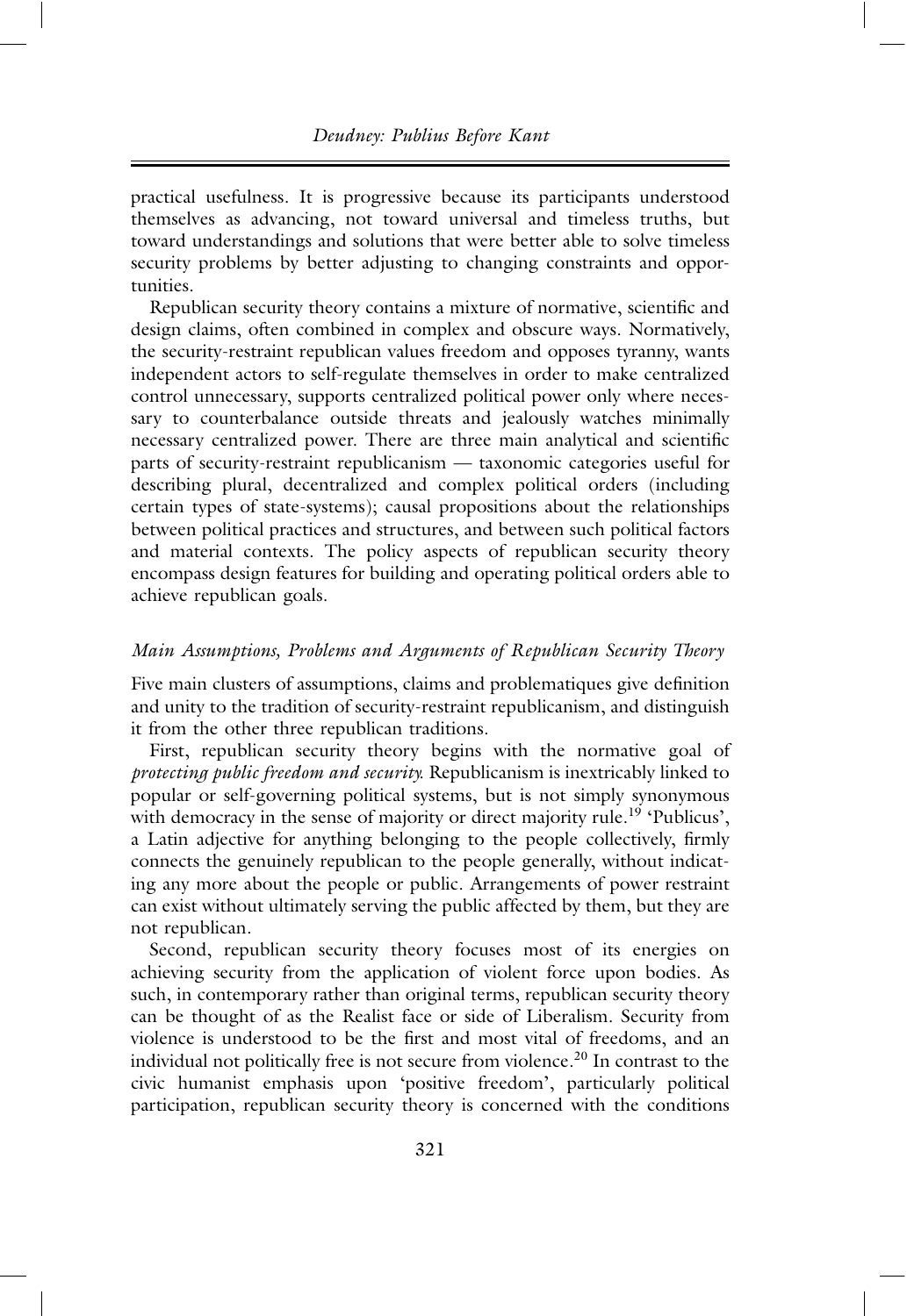practical usefulness. It is progressive because its participants understood themselves as advancing, not toward universal and timeless truths, but toward understandings and solutions that were better able to solve timeless security problems by better adjusting to changing constraints and opportunities.

Republican security theory contains a mixture of normative, scientific and design claims, often combined in complex and obscure ways. Normatively, the security-restraint republican values freedom and opposes tyranny, wants independent actors to self-regulate themselves in order to make centralized control unnecessary, supports centralized political power only where necessary to counterbalance outside threats and jealously watches minimally necessary centralized power. There are three main analytical and scientific parts of security-restraint republicanism — taxonomic categories useful for describing plural, decentralized and complex political orders (including certain types of state-systems); causal propositions about the relationships between political practices and structures, and between such political factors and material contexts. The policy aspects of republican security theory encompass design features for building and operating political orders able to achieve republican goals.

### *Main Assumptions, Problems and Arguments of Republican Security Theory*

Five main clusters of assumptions, claims and problematiques give definition and unity to the tradition of security-restraint republicanism, and distinguish it from the other three republican traditions.

First, republican security theory begins with the normative goal of *protecting public freedom and security.* Republicanism is inextricably linked to popular or self-governing political systems, but is not simply synonymous with democracy in the sense of majority or direct majority rule.[19] 'Publicus', a Latin adjective for anything belonging to the people collectively, firmly connects the genuinely republican to the people generally, without indicating any more about the people or public. Arrangements of power restraint can exist without ultimately serving the public affected by them, but they are not republican.

Second, republican security theory focuses most of its energies on achieving security from the application of violent force upon bodies. As such, in contemporary rather than original terms, republican security theory can be thought of as the Realist face or side of Liberalism. Security from violence is understood to be the first and most vital of freedoms, and an individual not politically free is not secure from violence.[20] In contrast to the civic humanist emphasis upon 'positive freedom', particularly political participation, republican security theory is concerned with the conditions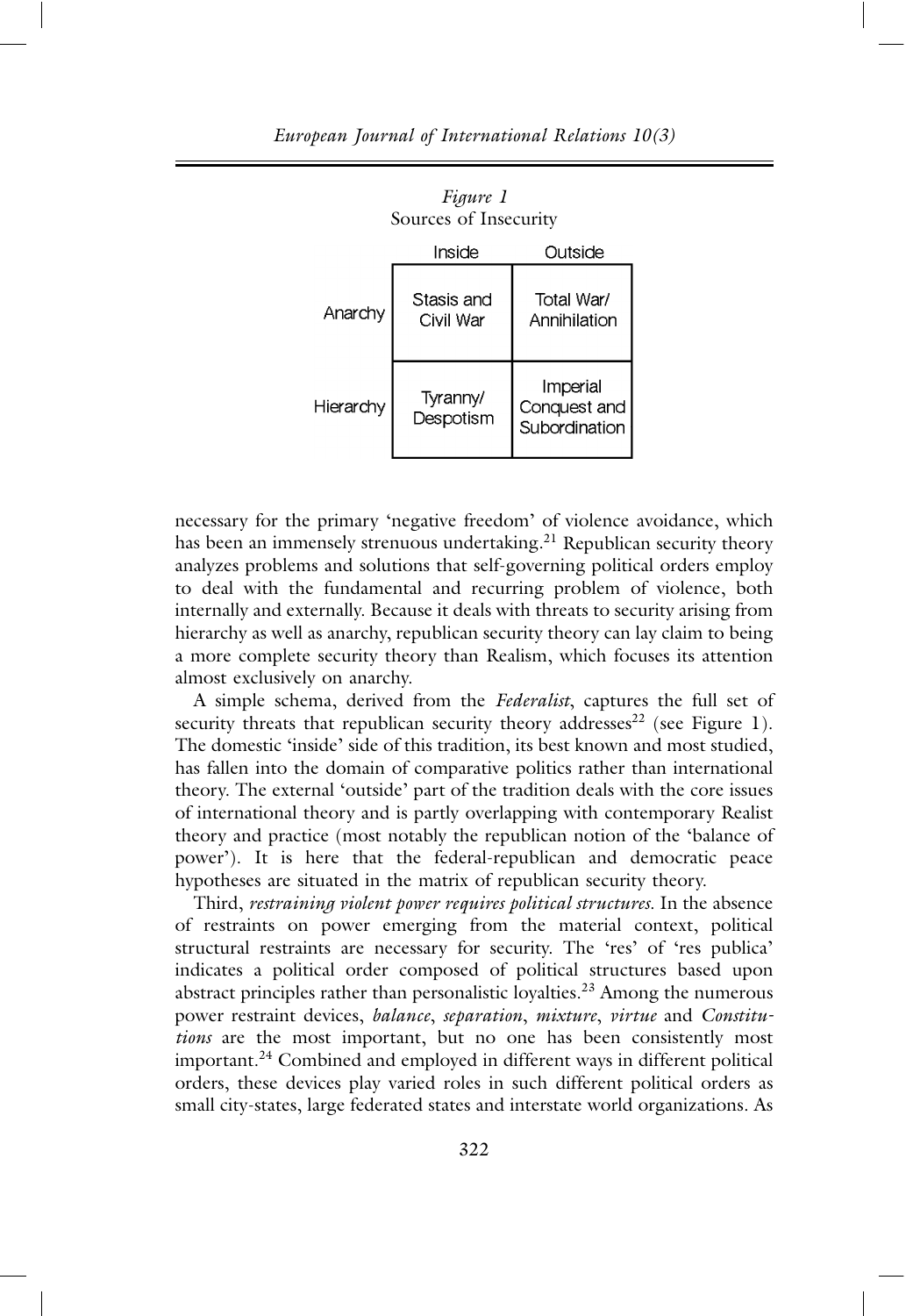*Figure 1*
Sources of Insecurity

| | Inside | Outside |
|---|---|---|
| Anarchy | Stasis and Civil War | Total War/ Annihilation |
| Hierarchy | Tyranny/ Despotism | Imperial Conquest and Subordination |

necessary for the primary 'negative freedom' of violence avoidance, which has been an immensely strenuous undertaking.[21] Republican security theory analyzes problems and solutions that self-governing political orders employ to deal with the fundamental and recurring problem of violence, both internally and externally. Because it deals with threats to security arising from hierarchy as well as anarchy, republican security theory can lay claim to being a more complete security theory than Realism, which focuses its attention almost exclusively on anarchy.

A simple schema, derived from the *Federalist*, captures the full set of security threats that republican security theory addresses[22] (see Figure 1). The domestic 'inside' side of this tradition, its best known and most studied, has fallen into the domain of comparative politics rather than international theory. The external 'outside' part of the tradition deals with the core issues of international theory and is partly overlapping with contemporary Realist theory and practice (most notably the republican notion of the 'balance of power'). It is here that the federal-republican and democratic peace hypotheses are situated in the matrix of republican security theory.

Third, *restraining violent power requires political structures.* In the absence of restraints on power emerging from the material context, political structural restraints are necessary for security. The 'res' of 'res publica' indicates a political order composed of political structures based upon abstract principles rather than personalistic loyalties.[23] Among the numerous power restraint devices, *balance*, *separation*, *mixture*, *virtue* and *Constitutions* are the most important, but no one has been consistently most important.[24] Combined and employed in different ways in different political orders, these devices play varied roles in such different political orders as small city-states, large federated states and interstate world organizations. As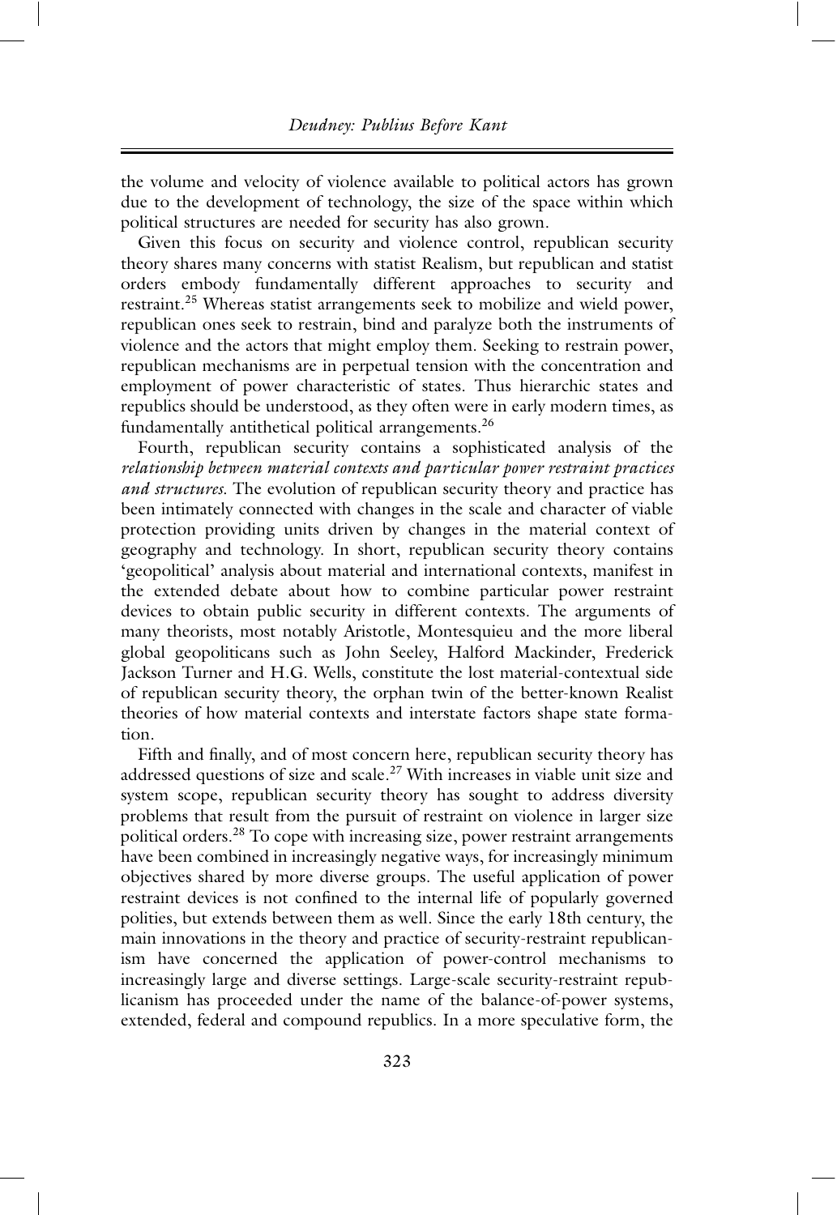the volume and velocity of violence available to political actors has grown due to the development of technology, the size of the space within which political structures are needed for security has also grown.

Given this focus on security and violence control, republican security theory shares many concerns with statist Realism, but republican and statist orders embody fundamentally different approaches to security and restraint.[25] Whereas statist arrangements seek to mobilize and wield power, republican ones seek to restrain, bind and paralyze both the instruments of violence and the actors that might employ them. Seeking to restrain power, republican mechanisms are in perpetual tension with the concentration and employment of power characteristic of states. Thus hierarchic states and republics should be understood, as they often were in early modern times, as fundamentally antithetical political arrangements.[26]

Fourth, republican security contains a sophisticated analysis of the *relationship between material contexts and particular power restraint practices and structures*. The evolution of republican security theory and practice has been intimately connected with changes in the scale and character of viable protection providing units driven by changes in the material context of geography and technology. In short, republican security theory contains 'geopolitical' analysis about material and international contexts, manifest in the extended debate about how to combine particular power restraint devices to obtain public security in different contexts. The arguments of many theorists, most notably Aristotle, Montesquieu and the more liberal global geopoliticans such as John Seeley, Halford Mackinder, Frederick Jackson Turner and H.G. Wells, constitute the lost material-contextual side of republican security theory, the orphan twin of the better-known Realist theories of how material contexts and interstate factors shape state formation.

Fifth and finally, and of most concern here, republican security theory has addressed questions of size and scale.[27] With increases in viable unit size and system scope, republican security theory has sought to address diversity problems that result from the pursuit of restraint on violence in larger size political orders.[28] To cope with increasing size, power restraint arrangements have been combined in increasingly negative ways, for increasingly minimum objectives shared by more diverse groups. The useful application of power restraint devices is not confined to the internal life of popularly governed polities, but extends between them as well. Since the early 18th century, the main innovations in the theory and practice of security-restraint republicanism have concerned the application of power-control mechanisms to increasingly large and diverse settings. Large-scale security-restraint republicanism has proceeded under the name of the balance-of-power systems, extended, federal and compound republics. In a more speculative form, the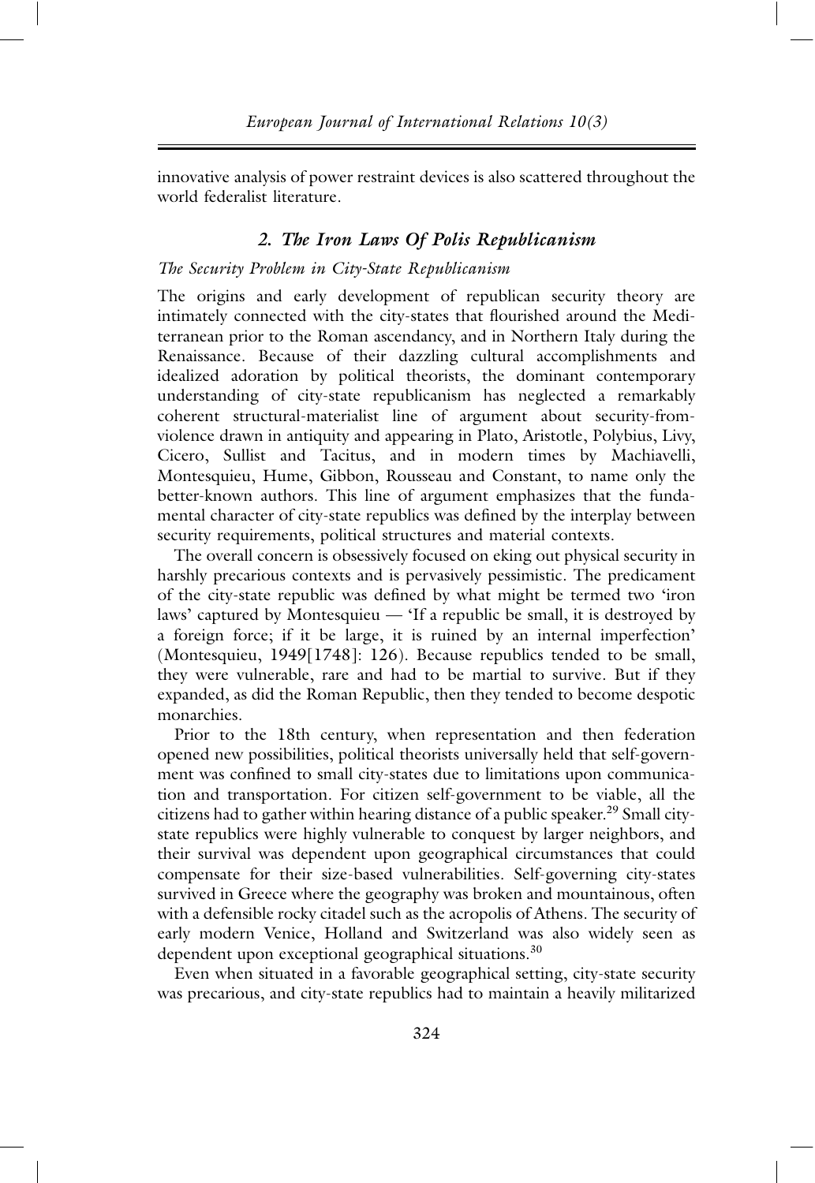innovative analysis of power restraint devices is also scattered throughout the world federalist literature.

## *2. The Iron Laws Of Polis Republicanism*

### *The Security Problem in City-State Republicanism*

The origins and early development of republican security theory are intimately connected with the city-states that flourished around the Mediterranean prior to the Roman ascendancy, and in Northern Italy during the Renaissance. Because of their dazzling cultural accomplishments and idealized adoration by political theorists, the dominant contemporary understanding of city-state republicanism has neglected a remarkably coherent structural-materialist line of argument about security-from-violence drawn in antiquity and appearing in Plato, Aristotle, Polybius, Livy, Cicero, Sullist and Tacitus, and in modern times by Machiavelli, Montesquieu, Hume, Gibbon, Rousseau and Constant, to name only the better-known authors. This line of argument emphasizes that the fundamental character of city-state republics was defined by the interplay between security requirements, political structures and material contexts.

The overall concern is obsessively focused on eking out physical security in harshly precarious contexts and is pervasively pessimistic. The predicament of the city-state republic was defined by what might be termed two 'iron laws' captured by Montesquieu — 'If a republic be small, it is destroyed by a foreign force; if it be large, it is ruined by an internal imperfection' (Montesquieu, 1949[1748]: 126). Because republics tended to be small, they were vulnerable, rare and had to be martial to survive. But if they expanded, as did the Roman Republic, then they tended to become despotic monarchies.

Prior to the 18th century, when representation and then federation opened new possibilities, political theorists universally held that self-government was confined to small city-states due to limitations upon communication and transportation. For citizen self-government to be viable, all the citizens had to gather within hearing distance of a public speaker.[29] Small city-state republics were highly vulnerable to conquest by larger neighbors, and their survival was dependent upon geographical circumstances that could compensate for their size-based vulnerabilities. Self-governing city-states survived in Greece where the geography was broken and mountainous, often with a defensible rocky citadel such as the acropolis of Athens. The security of early modern Venice, Holland and Switzerland was also widely seen as dependent upon exceptional geographical situations.[30]

Even when situated in a favorable geographical setting, city-state security was precarious, and city-state republics had to maintain a heavily militarized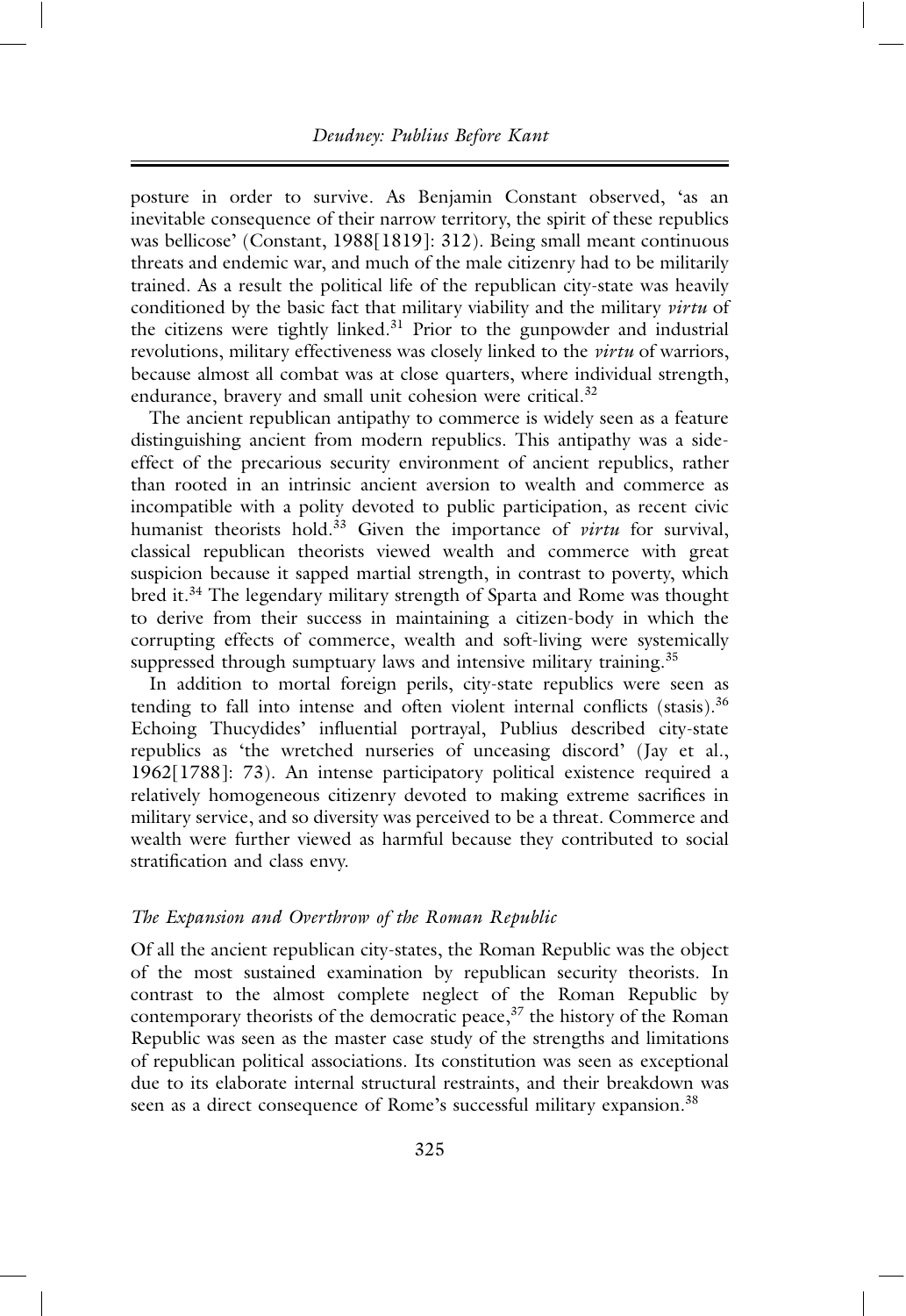posture in order to survive. As Benjamin Constant observed, 'as an inevitable consequence of their narrow territory, the spirit of these republics was bellicose' (Constant, 1988[1819]: 312). Being small meant continuous threats and endemic war, and much of the male citizenry had to be militarily trained. As a result the political life of the republican city-state was heavily conditioned by the basic fact that military viability and the military *virtu* of the citizens were tightly linked.[31] Prior to the gunpowder and industrial revolutions, military effectiveness was closely linked to the *virtu* of warriors, because almost all combat was at close quarters, where individual strength, endurance, bravery and small unit cohesion were critical.[32]

The ancient republican antipathy to commerce is widely seen as a feature distinguishing ancient from modern republics. This antipathy was a side-effect of the precarious security environment of ancient republics, rather than rooted in an intrinsic ancient aversion to wealth and commerce as incompatible with a polity devoted to public participation, as recent civic humanist theorists hold.[33] Given the importance of *virtu* for survival, classical republican theorists viewed wealth and commerce with great suspicion because it sapped martial strength, in contrast to poverty, which bred it.[34] The legendary military strength of Sparta and Rome was thought to derive from their success in maintaining a citizen-body in which the corrupting effects of commerce, wealth and soft-living were systemically suppressed through sumptuary laws and intensive military training.[35]

In addition to mortal foreign perils, city-state republics were seen as tending to fall into intense and often violent internal conflicts (stasis).[36] Echoing Thucydides' influential portrayal, Publius described city-state republics as 'the wretched nurseries of unceasing discord' (Jay et al., 1962[1788]: 73). An intense participatory political existence required a relatively homogeneous citizenry devoted to making extreme sacrifices in military service, and so diversity was perceived to be a threat. Commerce and wealth were further viewed as harmful because they contributed to social stratification and class envy.

### *The Expansion and Overthrow of the Roman Republic*

Of all the ancient republican city-states, the Roman Republic was the object of the most sustained examination by republican security theorists. In contrast to the almost complete neglect of the Roman Republic by contemporary theorists of the democratic peace,[37] the history of the Roman Republic was seen as the master case study of the strengths and limitations of republican political associations. Its constitution was seen as exceptional due to its elaborate internal structural restraints, and their breakdown was seen as a direct consequence of Rome's successful military expansion.[38]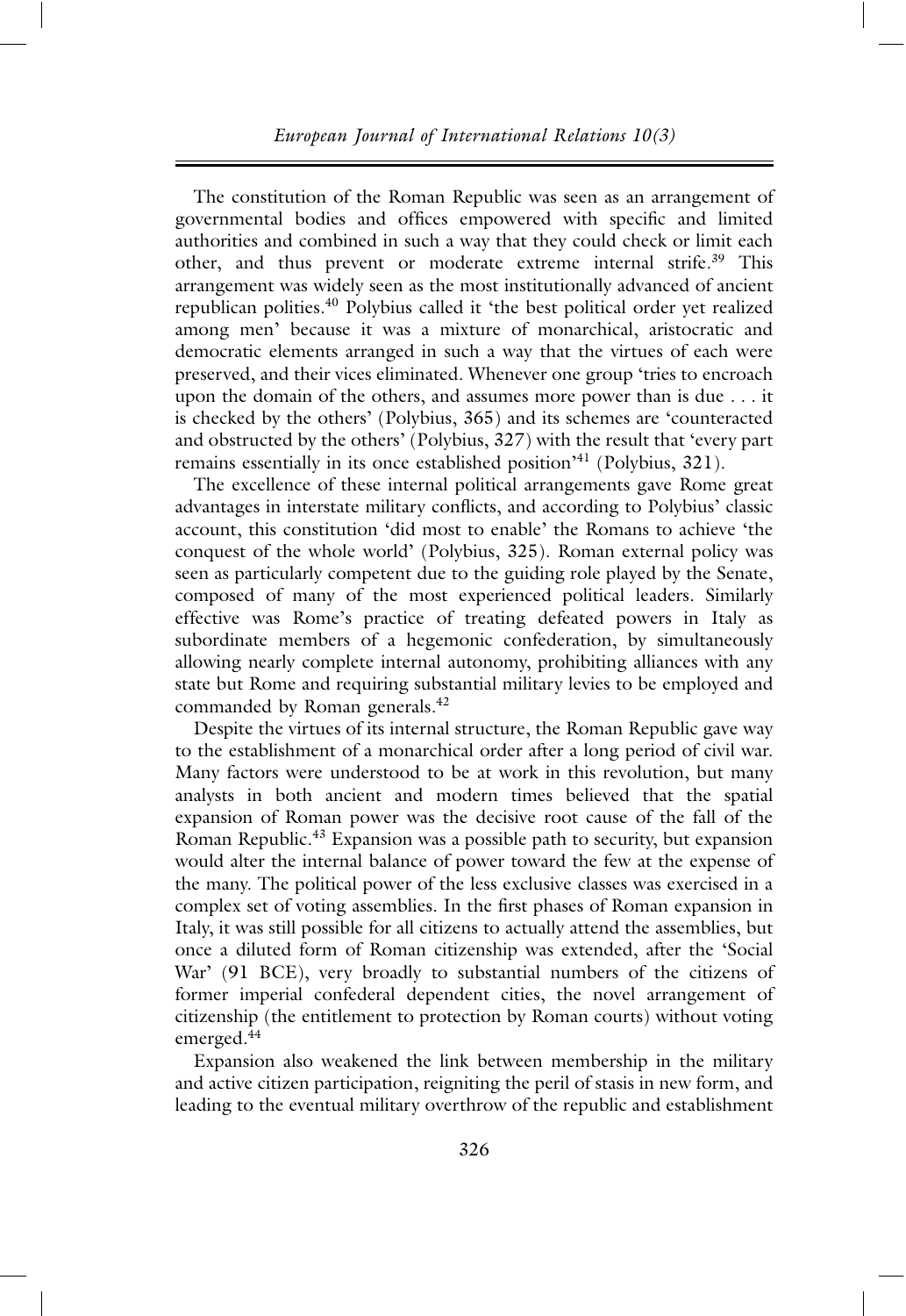The constitution of the Roman Republic was seen as an arrangement of governmental bodies and offices empowered with specific and limited authorities and combined in such a way that they could check or limit each other, and thus prevent or moderate extreme internal strife.[39] This arrangement was widely seen as the most institutionally advanced of ancient republican polities.[40] Polybius called it 'the best political order yet realized among men' because it was a mixture of monarchical, aristocratic and democratic elements arranged in such a way that the virtues of each were preserved, and their vices eliminated. Whenever one group 'tries to encroach upon the domain of the others, and assumes more power than is due . . . it is checked by the others' (Polybius, 365) and its schemes are 'counteracted and obstructed by the others' (Polybius, 327) with the result that 'every part remains essentially in its once established position'[41] (Polybius, 321).

The excellence of these internal political arrangements gave Rome great advantages in interstate military conflicts, and according to Polybius' classic account, this constitution 'did most to enable' the Romans to achieve 'the conquest of the whole world' (Polybius, 325). Roman external policy was seen as particularly competent due to the guiding role played by the Senate, composed of many of the most experienced political leaders. Similarly effective was Rome's practice of treating defeated powers in Italy as subordinate members of a hegemonic confederation, by simultaneously allowing nearly complete internal autonomy, prohibiting alliances with any state but Rome and requiring substantial military levies to be employed and commanded by Roman generals.[42]

Despite the virtues of its internal structure, the Roman Republic gave way to the establishment of a monarchical order after a long period of civil war. Many factors were understood to be at work in this revolution, but many analysts in both ancient and modern times believed that the spatial expansion of Roman power was the decisive root cause of the fall of the Roman Republic.[43] Expansion was a possible path to security, but expansion would alter the internal balance of power toward the few at the expense of the many. The political power of the less exclusive classes was exercised in a complex set of voting assemblies. In the first phases of Roman expansion in Italy, it was still possible for all citizens to actually attend the assemblies, but once a diluted form of Roman citizenship was extended, after the 'Social War' (91 BCE), very broadly to substantial numbers of the citizens of former imperial confederal dependent cities, the novel arrangement of citizenship (the entitlement to protection by Roman courts) without voting emerged.[44]

Expansion also weakened the link between membership in the military and active citizen participation, reigniting the peril of stasis in new form, and leading to the eventual military overthrow of the republic and establishment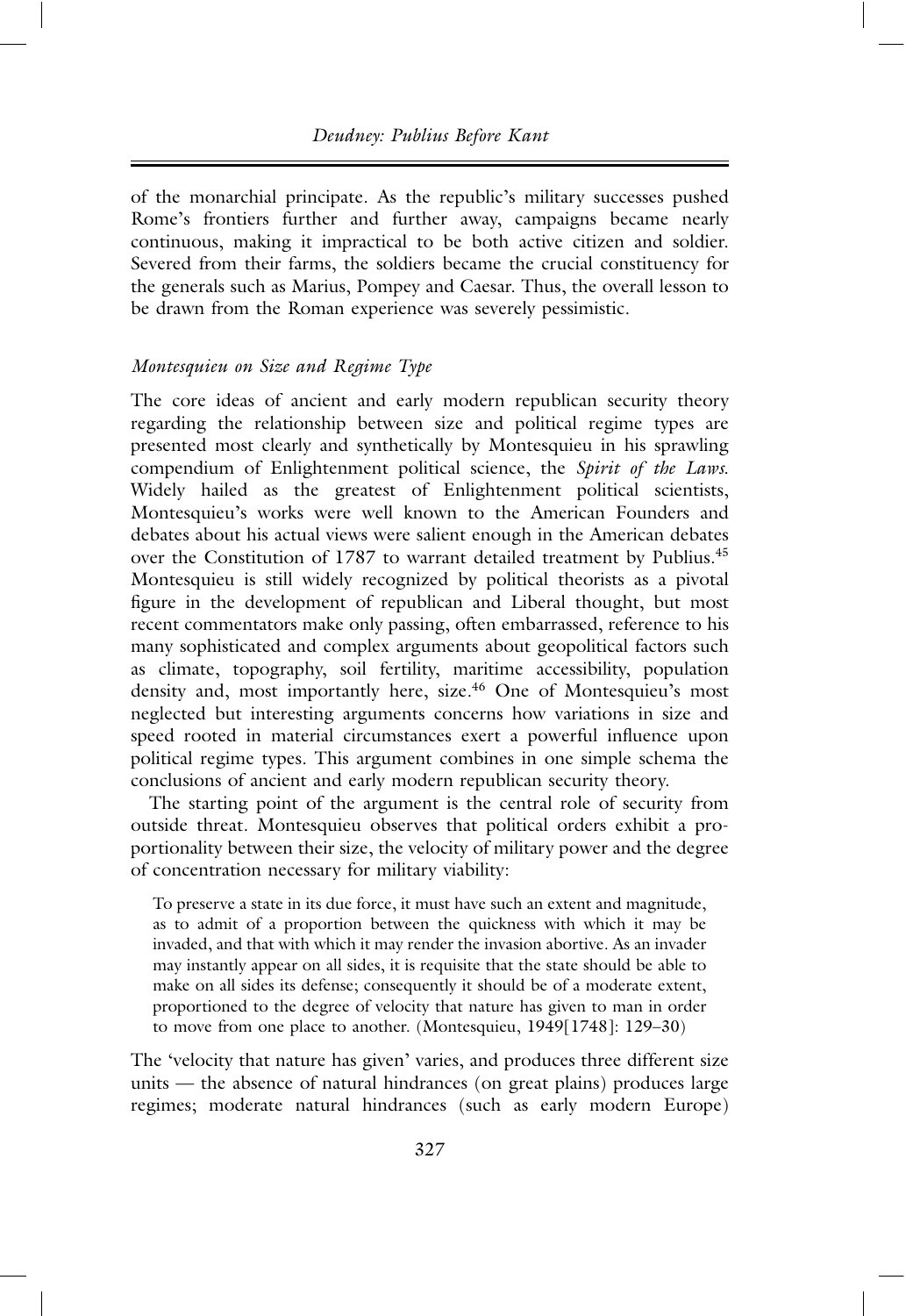of the monarchial principate. As the republic's military successes pushed Rome's frontiers further and further away, campaigns became nearly continuous, making it impractical to be both active citizen and soldier. Severed from their farms, the soldiers became the crucial constituency for the generals such as Marius, Pompey and Caesar. Thus, the overall lesson to be drawn from the Roman experience was severely pessimistic.

### *Montesquieu on Size and Regime Type*

The core ideas of ancient and early modern republican security theory regarding the relationship between size and political regime types are presented most clearly and synthetically by Montesquieu in his sprawling compendium of Enlightenment political science, the *Spirit of the Laws*. Widely hailed as the greatest of Enlightenment political scientists, Montesquieu's works were well known to the American Founders and debates about his actual views were salient enough in the American debates over the Constitution of 1787 to warrant detailed treatment by Publius.[45] Montesquieu is still widely recognized by political theorists as a pivotal figure in the development of republican and Liberal thought, but most recent commentators make only passing, often embarrassed, reference to his many sophisticated and complex arguments about geopolitical factors such as climate, topography, soil fertility, maritime accessibility, population density and, most importantly here, size.[46] One of Montesquieu's most neglected but interesting arguments concerns how variations in size and speed rooted in material circumstances exert a powerful influence upon political regime types. This argument combines in one simple schema the conclusions of ancient and early modern republican security theory.

The starting point of the argument is the central role of security from outside threat. Montesquieu observes that political orders exhibit a proportionality between their size, the velocity of military power and the degree of concentration necessary for military viability:

> To preserve a state in its due force, it must have such an extent and magnitude, as to admit of a proportion between the quickness with which it may be invaded, and that with which it may render the invasion abortive. As an invader may instantly appear on all sides, it is requisite that the state should be able to make on all sides its defense; consequently it should be of a moderate extent, proportioned to the degree of velocity that nature has given to man in order to move from one place to another. (Montesquieu, 1949[1748]: 129–30)

The 'velocity that nature has given' varies, and produces three different size units — the absence of natural hindrances (on great plains) produces large regimes; moderate natural hindrances (such as early modern Europe)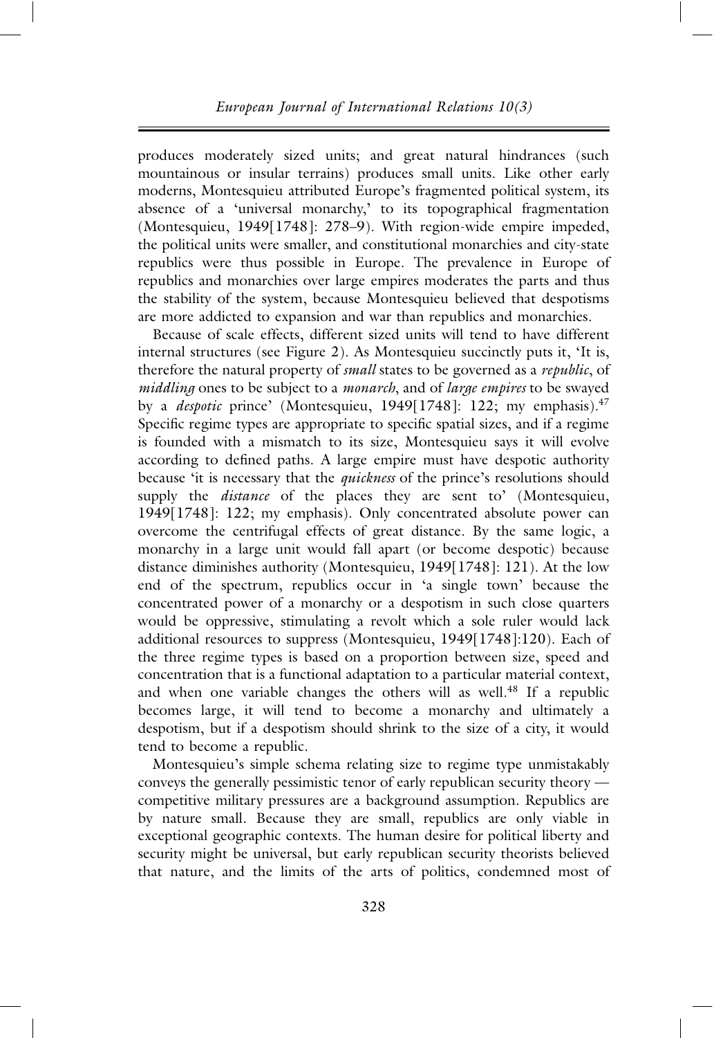produces moderately sized units; and great natural hindrances (such mountainous or insular terrains) produces small units. Like other early moderns, Montesquieu attributed Europe's fragmented political system, its absence of a 'universal monarchy,' to its topographical fragmentation (Montesquieu, 1949[1748]: 278–9). With region-wide empire impeded, the political units were smaller, and constitutional monarchies and city-state republics were thus possible in Europe. The prevalence in Europe of republics and monarchies over large empires moderates the parts and thus the stability of the system, because Montesquieu believed that despotisms are more addicted to expansion and war than republics and monarchies.

Because of scale effects, different sized units will tend to have different internal structures (see Figure 2). As Montesquieu succinctly puts it, 'It is, therefore the natural property of *small* states to be governed as a *republic*, of *middling* ones to be subject to a *monarch*, and of *large empires* to be swayed by a *despotic* prince' (Montesquieu, 1949[1748]: 122; my emphasis).[47] Specific regime types are appropriate to specific spatial sizes, and if a regime is founded with a mismatch to its size, Montesquieu says it will evolve according to defined paths. A large empire must have despotic authority because 'it is necessary that the *quickness* of the prince's resolutions should supply the *distance* of the places they are sent to' (Montesquieu, 1949[1748]: 122; my emphasis). Only concentrated absolute power can overcome the centrifugal effects of great distance. By the same logic, a monarchy in a large unit would fall apart (or become despotic) because distance diminishes authority (Montesquieu, 1949[1748]: 121). At the low end of the spectrum, republics occur in 'a single town' because the concentrated power of a monarchy or a despotism in such close quarters would be oppressive, stimulating a revolt which a sole ruler would lack additional resources to suppress (Montesquieu, 1949[1748]:120). Each of the three regime types is based on a proportion between size, speed and concentration that is a functional adaptation to a particular material context, and when one variable changes the others will as well.[48] If a republic becomes large, it will tend to become a monarchy and ultimately a despotism, but if a despotism should shrink to the size of a city, it would tend to become a republic.

Montesquieu's simple schema relating size to regime type unmistakably conveys the generally pessimistic tenor of early republican security theory — competitive military pressures are a background assumption. Republics are by nature small. Because they are small, republics are only viable in exceptional geographic contexts. The human desire for political liberty and security might be universal, but early republican security theorists believed that nature, and the limits of the arts of politics, condemned most of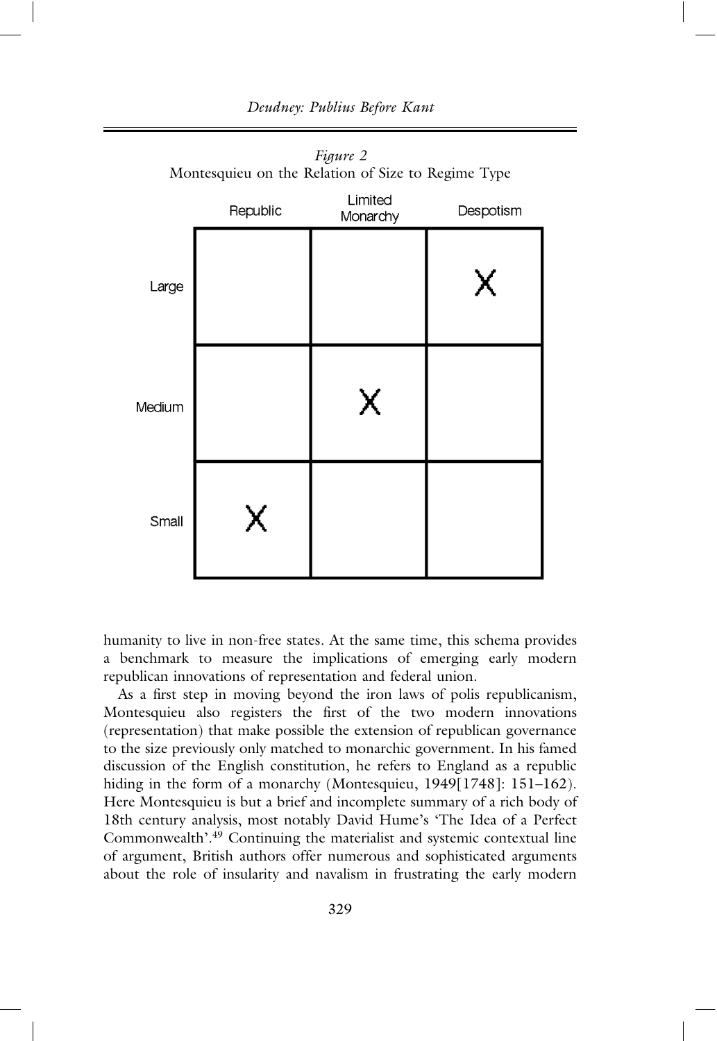*Figure 2*
Montesquieu on the Relation of Size to Regime Type

| | Republic | Limited Monarchy | Despotism |
|---|---|---|---|
| Large | | | X |
| Medium | | X | |
| Small | X | | |

humanity to live in non-free states. At the same time, this schema provides a benchmark to measure the implications of emerging early modern republican innovations of representation and federal union.

As a first step in moving beyond the iron laws of polis republicanism, Montesquieu also registers the first of the two modern innovations (representation) that make possible the extension of republican governance to the size previously only matched to monarchic government. In his famed discussion of the English constitution, he refers to England as a republic hiding in the form of a monarchy (Montesquieu, 1949[1748]: 151–162). Here Montesquieu is but a brief and incomplete summary of a rich body of 18th century analysis, most notably David Hume's 'The Idea of a Perfect Commonwealth'.[49] Continuing the materialist and systemic contextual line of argument, British authors offer numerous and sophisticated arguments about the role of insularity and navalism in frustrating the early modern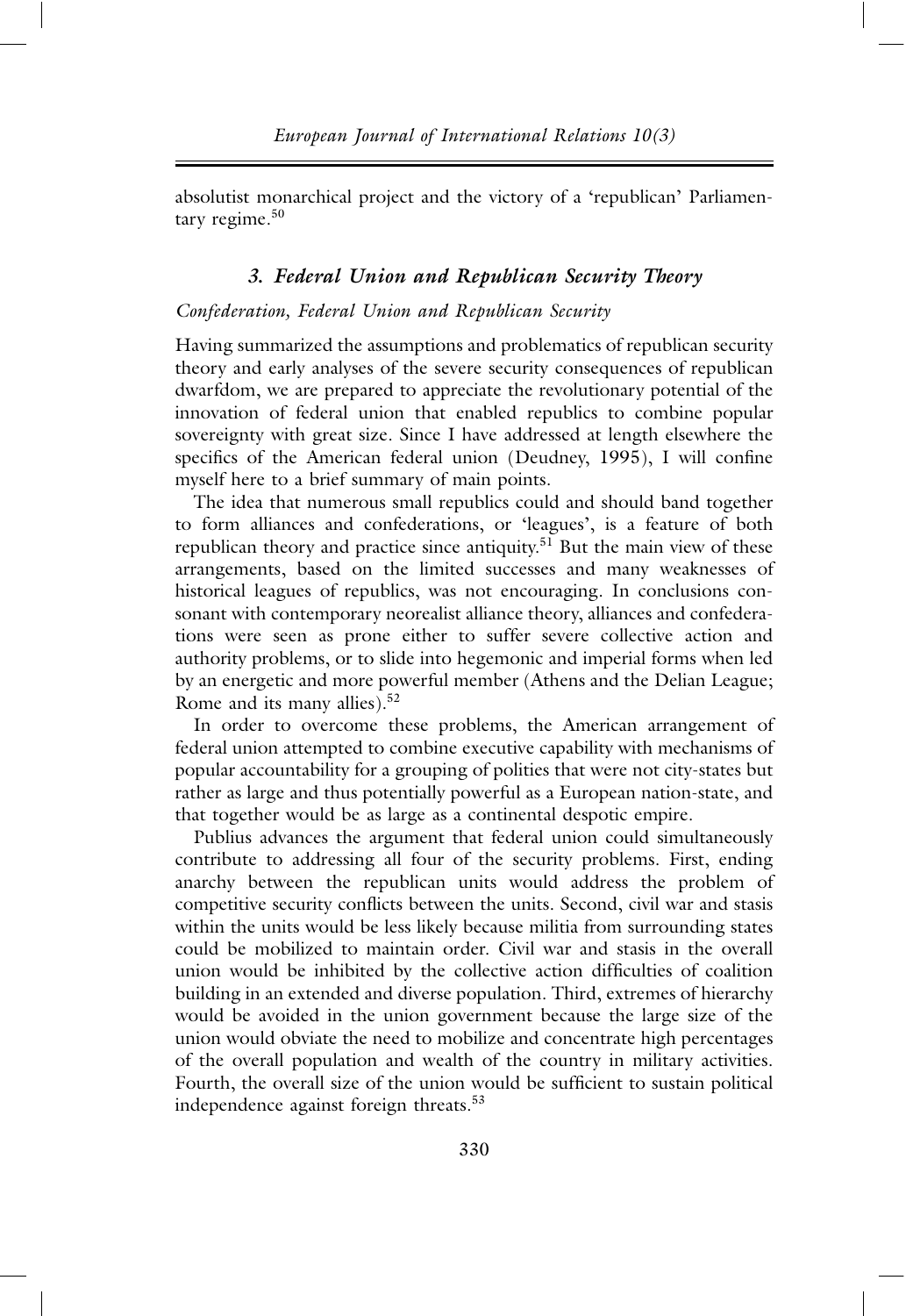absolutist monarchical project and the victory of a 'republican' Parliamentary regime.[50]

## 3. Federal Union and Republican Security Theory

### Confederation, Federal Union and Republican Security

Having summarized the assumptions and problematics of republican security theory and early analyses of the severe security consequences of republican dwarfdom, we are prepared to appreciate the revolutionary potential of the innovation of federal union that enabled republics to combine popular sovereignty with great size. Since I have addressed at length elsewhere the specifics of the American federal union (Deudney, 1995), I will confine myself here to a brief summary of main points.

The idea that numerous small republics could and should band together to form alliances and confederations, or 'leagues', is a feature of both republican theory and practice since antiquity.[51] But the main view of these arrangements, based on the limited successes and many weaknesses of historical leagues of republics, was not encouraging. In conclusions consonant with contemporary neorealist alliance theory, alliances and confederations were seen as prone either to suffer severe collective action and authority problems, or to slide into hegemonic and imperial forms when led by an energetic and more powerful member (Athens and the Delian League; Rome and its many allies).[52]

In order to overcome these problems, the American arrangement of federal union attempted to combine executive capability with mechanisms of popular accountability for a grouping of polities that were not city-states but rather as large and thus potentially powerful as a European nation-state, and that together would be as large as a continental despotic empire.

Publius advances the argument that federal union could simultaneously contribute to addressing all four of the security problems. First, ending anarchy between the republican units would address the problem of competitive security conflicts between the units. Second, civil war and stasis within the units would be less likely because militia from surrounding states could be mobilized to maintain order. Civil war and stasis in the overall union would be inhibited by the collective action difficulties of coalition building in an extended and diverse population. Third, extremes of hierarchy would be avoided in the union government because the large size of the union would obviate the need to mobilize and concentrate high percentages of the overall population and wealth of the country in military activities. Fourth, the overall size of the union would be sufficient to sustain political independence against foreign threats.[53]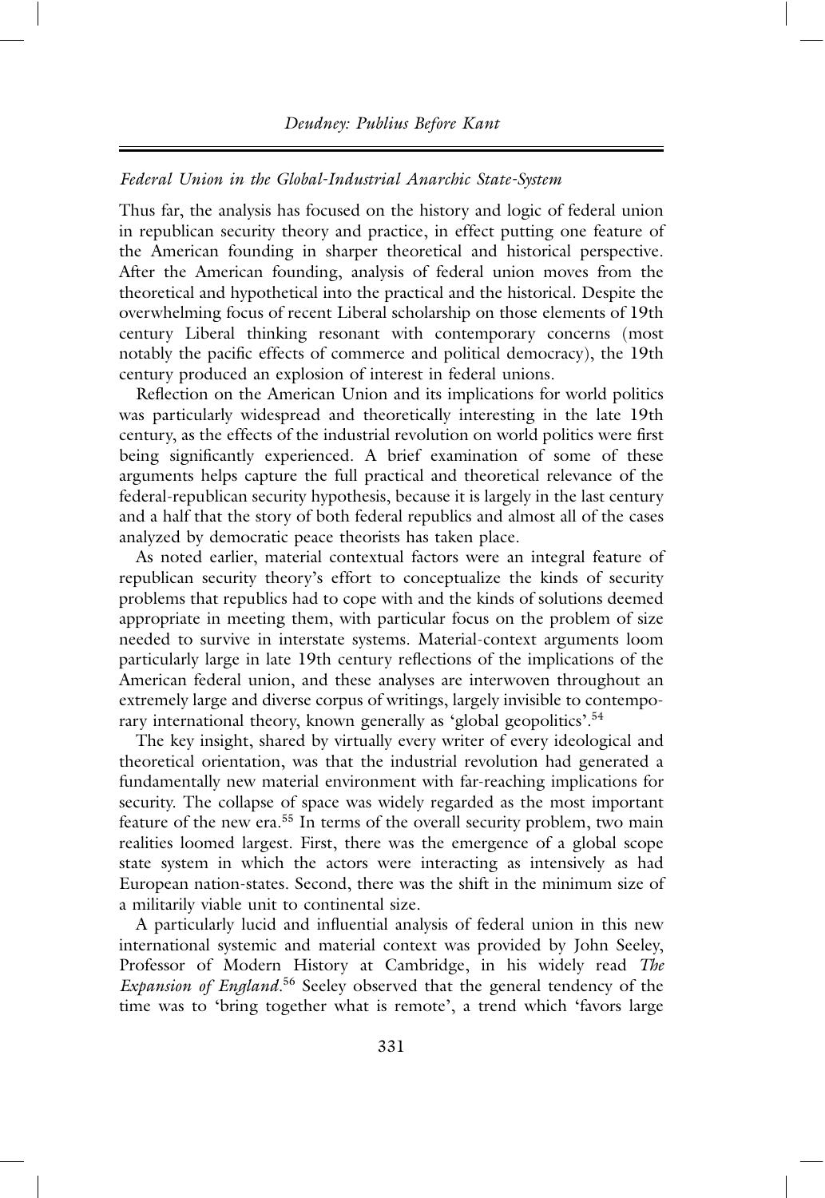*Federal Union in the Global-Industrial Anarchic State-System*

Thus far, the analysis has focused on the history and logic of federal union in republican security theory and practice, in effect putting one feature of the American founding in sharper theoretical and historical perspective. After the American founding, analysis of federal union moves from the theoretical and hypothetical into the practical and the historical. Despite the overwhelming focus of recent Liberal scholarship on those elements of 19th century Liberal thinking resonant with contemporary concerns (most notably the pacific effects of commerce and political democracy), the 19th century produced an explosion of interest in federal unions.

Reflection on the American Union and its implications for world politics was particularly widespread and theoretically interesting in the late 19th century, as the effects of the industrial revolution on world politics were first being significantly experienced. A brief examination of some of these arguments helps capture the full practical and theoretical relevance of the federal-republican security hypothesis, because it is largely in the last century and a half that the story of both federal republics and almost all of the cases analyzed by democratic peace theorists has taken place.

As noted earlier, material contextual factors were an integral feature of republican security theory's effort to conceptualize the kinds of security problems that republics had to cope with and the kinds of solutions deemed appropriate in meeting them, with particular focus on the problem of size needed to survive in interstate systems. Material-context arguments loom particularly large in late 19th century reflections of the implications of the American federal union, and these analyses are interwoven throughout an extremely large and diverse corpus of writings, largely invisible to contemporary international theory, known generally as 'global geopolitics'.[54]

The key insight, shared by virtually every writer of every ideological and theoretical orientation, was that the industrial revolution had generated a fundamentally new material environment with far-reaching implications for security. The collapse of space was widely regarded as the most important feature of the new era.[55] In terms of the overall security problem, two main realities loomed largest. First, there was the emergence of a global scope state system in which the actors were interacting as intensively as had European nation-states. Second, there was the shift in the minimum size of a militarily viable unit to continental size.

A particularly lucid and influential analysis of federal union in this new international systemic and material context was provided by John Seeley, Professor of Modern History at Cambridge, in his widely read *The Expansion of England*.[56] Seeley observed that the general tendency of the time was to 'bring together what is remote', a trend which 'favors large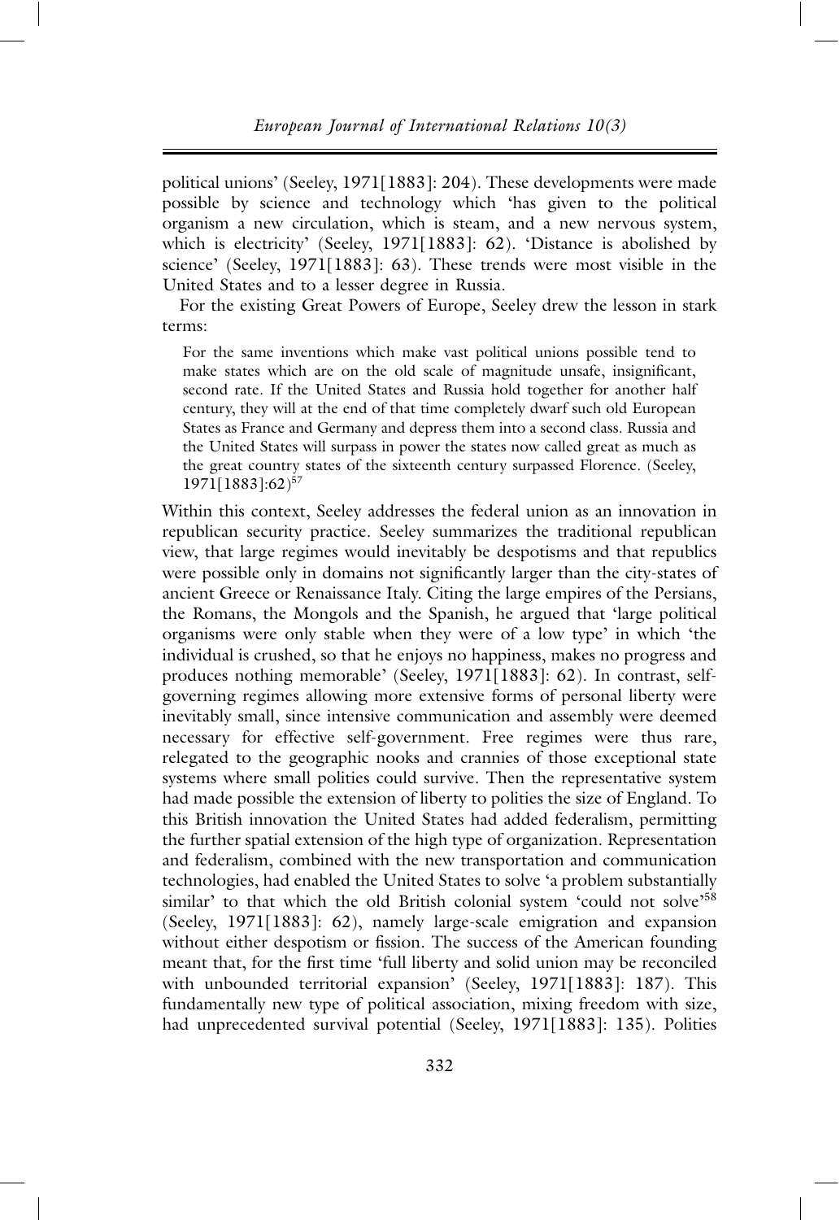political unions' (Seeley, 1971[1883]: 204). These developments were made possible by science and technology which 'has given to the political organism a new circulation, which is steam, and a new nervous system, which is electricity' (Seeley, 1971[1883]: 62). 'Distance is abolished by science' (Seeley, 1971[1883]: 63). These trends were most visible in the United States and to a lesser degree in Russia.

For the existing Great Powers of Europe, Seeley drew the lesson in stark terms:

> For the same inventions which make vast political unions possible tend to make states which are on the old scale of magnitude unsafe, insignificant, second rate. If the United States and Russia hold together for another half century, they will at the end of that time completely dwarf such old European States as France and Germany and depress them into a second class. Russia and the United States will surpass in power the states now called great as much as the great country states of the sixteenth century surpassed Florence. (Seeley, 1971[1883]:62)[57]

Within this context, Seeley addresses the federal union as an innovation in republican security practice. Seeley summarizes the traditional republican view, that large regimes would inevitably be despotisms and that republics were possible only in domains not significantly larger than the city-states of ancient Greece or Renaissance Italy. Citing the large empires of the Persians, the Romans, the Mongols and the Spanish, he argued that 'large political organisms were only stable when they were of a low type' in which 'the individual is crushed, so that he enjoys no happiness, makes no progress and produces nothing memorable' (Seeley, 1971[1883]: 62). In contrast, self-governing regimes allowing more extensive forms of personal liberty were inevitably small, since intensive communication and assembly were deemed necessary for effective self-government. Free regimes were thus rare, relegated to the geographic nooks and crannies of those exceptional state systems where small polities could survive. Then the representative system had made possible the extension of liberty to polities the size of England. To this British innovation the United States had added federalism, permitting the further spatial extension of the high type of organization. Representation and federalism, combined with the new transportation and communication technologies, had enabled the United States to solve 'a problem substantially similar' to that which the old British colonial system 'could not solve'[58] (Seeley, 1971[1883]: 62), namely large-scale emigration and expansion without either despotism or fission. The success of the American founding meant that, for the first time 'full liberty and solid union may be reconciled with unbounded territorial expansion' (Seeley, 1971[1883]: 187). This fundamentally new type of political association, mixing freedom with size, had unprecedented survival potential (Seeley, 1971[1883]: 135). Polities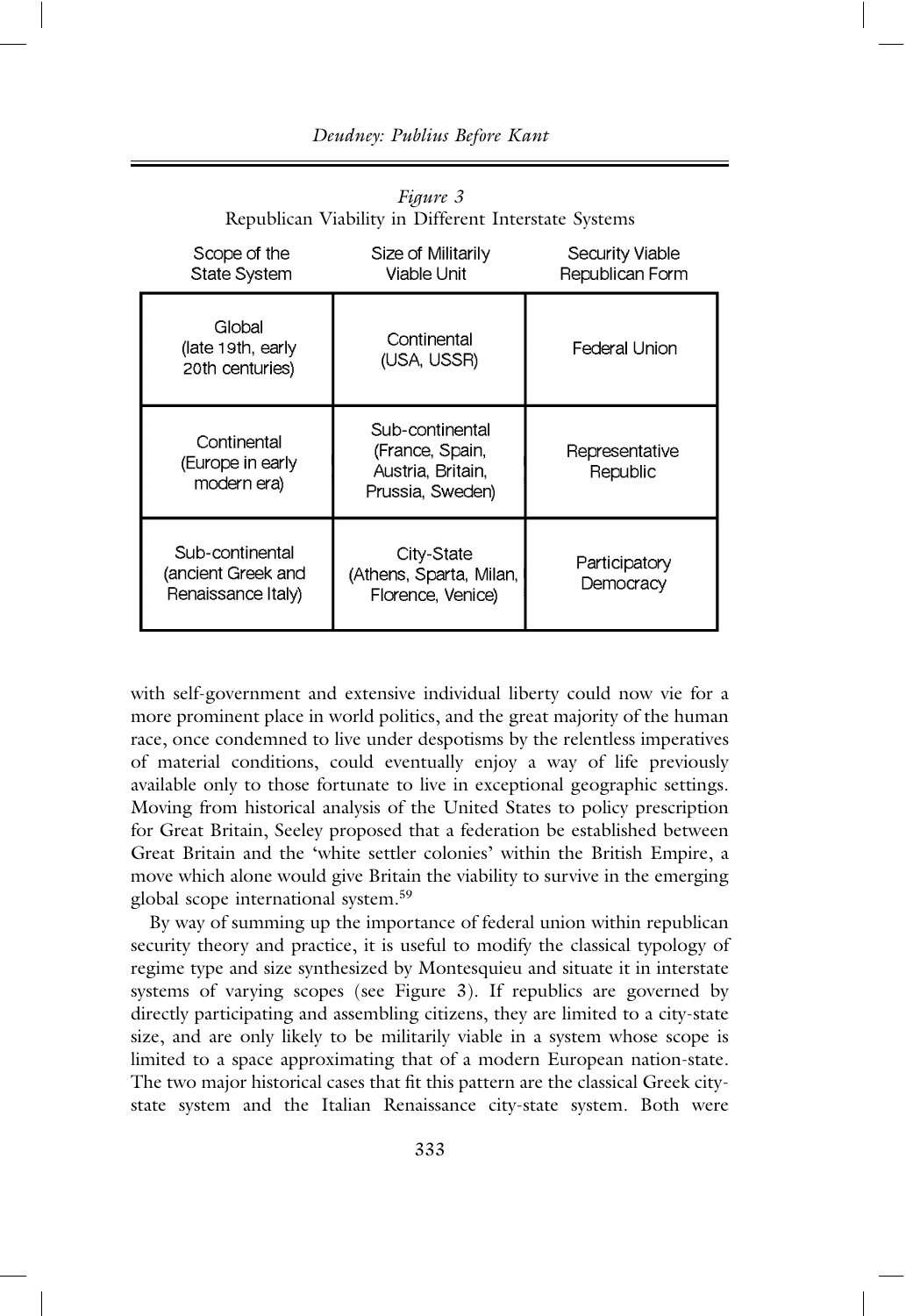*Figure 3*
Republican Viability in Different Interstate Systems

| Scope of the State System | Size of Militarily Viable Unit | Security Viable Republican Form |
|---|---|---|
| Global (late 19th, early 20th centuries) | Continental (USA, USSR) | Federal Union |
| Continental (Europe in early modern era) | Sub-continental (France, Spain, Austria, Britain, Prussia, Sweden) | Representative Republic |
| Sub-continental (ancient Greek and Renaissance Italy) | City-State (Athens, Sparta, Milan, Florence, Venice) | Participatory Democracy |

with self-government and extensive individual liberty could now vie for a more prominent place in world politics, and the great majority of the human race, once condemned to live under despotisms by the relentless imperatives of material conditions, could eventually enjoy a way of life previously available only to those fortunate to live in exceptional geographic settings. Moving from historical analysis of the United States to policy prescription for Great Britain, Seeley proposed that a federation be established between Great Britain and the 'white settler colonies' within the British Empire, a move which alone would give Britain the viability to survive in the emerging global scope international system.[59]

By way of summing up the importance of federal union within republican security theory and practice, it is useful to modify the classical typology of regime type and size synthesized by Montesquieu and situate it in interstate systems of varying scopes (see Figure 3). If republics are governed by directly participating and assembling citizens, they are limited to a city-state size, and are only likely to be militarily viable in a system whose scope is limited to a space approximating that of a modern European nation-state. The two major historical cases that fit this pattern are the classical Greek city-state system and the Italian Renaissance city-state system. Both were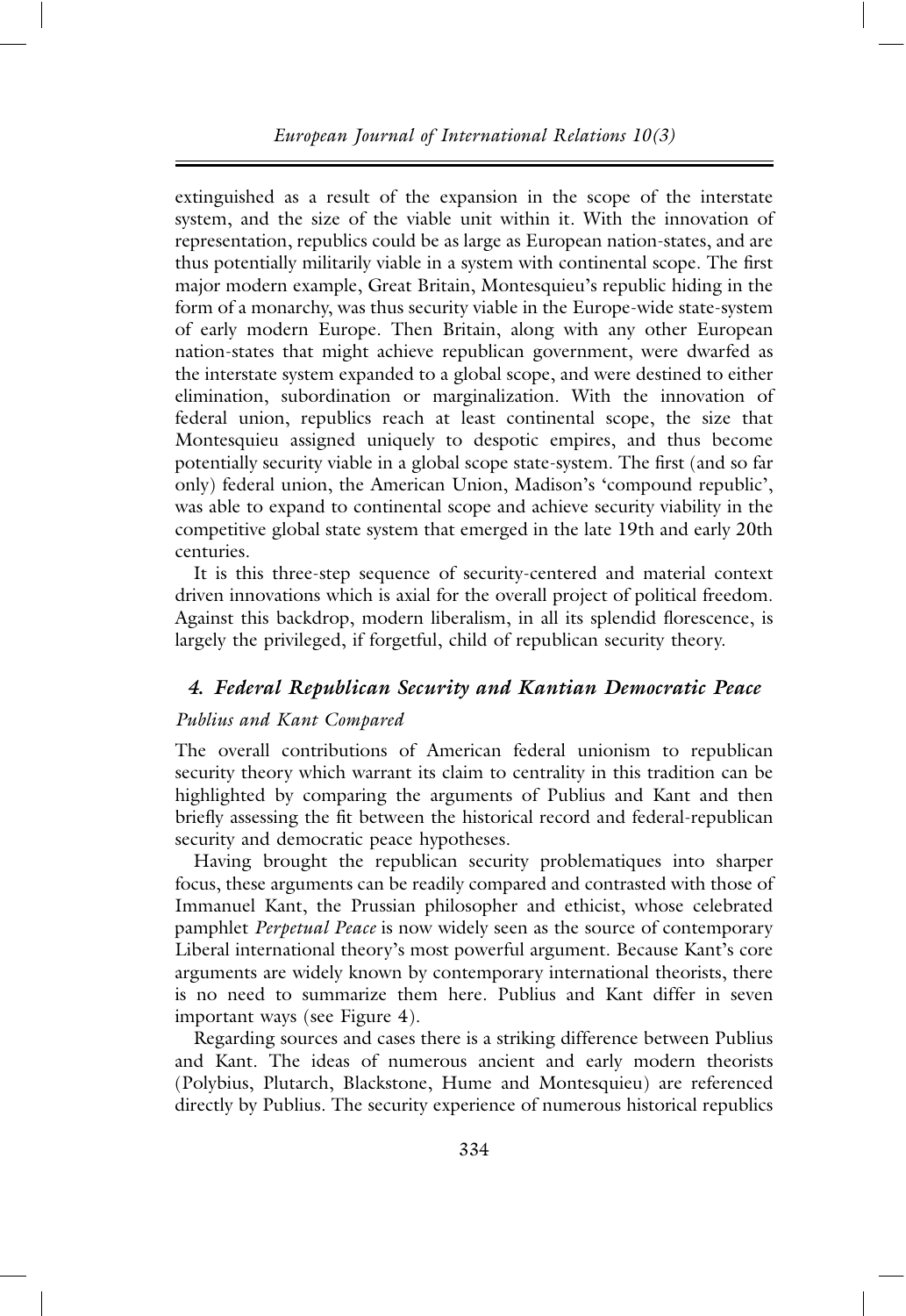extinguished as a result of the expansion in the scope of the interstate system, and the size of the viable unit within it. With the innovation of representation, republics could be as large as European nation-states, and are thus potentially militarily viable in a system with continental scope. The first major modern example, Great Britain, Montesquieu's republic hiding in the form of a monarchy, was thus security viable in the Europe-wide state-system of early modern Europe. Then Britain, along with any other European nation-states that might achieve republican government, were dwarfed as the interstate system expanded to a global scope, and were destined to either elimination, subordination or marginalization. With the innovation of federal union, republics reach at least continental scope, the size that Montesquieu assigned uniquely to despotic empires, and thus become potentially security viable in a global scope state-system. The first (and so far only) federal union, the American Union, Madison's 'compound republic', was able to expand to continental scope and achieve security viability in the competitive global state system that emerged in the late 19th and early 20th centuries.

It is this three-step sequence of security-centered and material context driven innovations which is axial for the overall project of political freedom. Against this backdrop, modern liberalism, in all its splendid florescence, is largely the privileged, if forgetful, child of republican security theory.

## *4. Federal Republican Security and Kantian Democratic Peace*

### *Publius and Kant Compared*

The overall contributions of American federal unionism to republican security theory which warrant its claim to centrality in this tradition can be highlighted by comparing the arguments of Publius and Kant and then briefly assessing the fit between the historical record and federal-republican security and democratic peace hypotheses.

Having brought the republican security problematiques into sharper focus, these arguments can be readily compared and contrasted with those of Immanuel Kant, the Prussian philosopher and ethicist, whose celebrated pamphlet *Perpetual Peace* is now widely seen as the source of contemporary Liberal international theory's most powerful argument. Because Kant's core arguments are widely known by contemporary international theorists, there is no need to summarize them here. Publius and Kant differ in seven important ways (see Figure 4).

Regarding sources and cases there is a striking difference between Publius and Kant. The ideas of numerous ancient and early modern theorists (Polybius, Plutarch, Blackstone, Hume and Montesquieu) are referenced directly by Publius. The security experience of numerous historical republics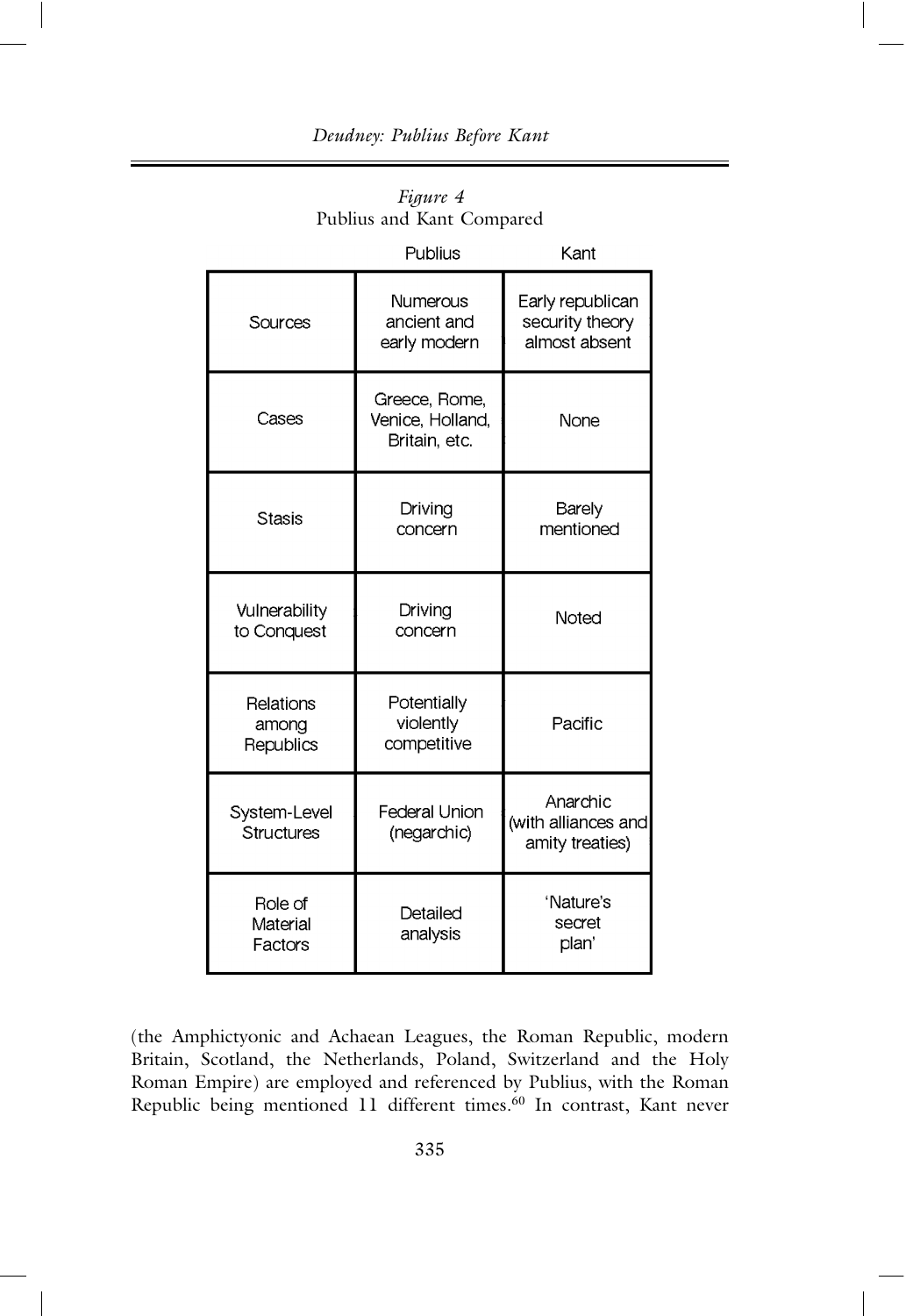*Figure 4*
Publius and Kant Compared

| | Publius | Kant |
|---|---|---|
| Sources | Numerous ancient and early modern | Early republican security theory almost absent |
| Cases | Greece, Rome, Venice, Holland, Britain, etc. | None |
| Stasis | Driving concern | Barely mentioned |
| Vulnerability to Conquest | Driving concern | Noted |
| Relations among Republics | Potentially violently competitive | Pacific |
| System-Level Structures | Federal Union (negarchic) | Anarchic (with alliances and amity treaties) |
| Role of Material Factors | Detailed analysis | 'Nature's secret plan' |

(the Amphictyonic and Achaean Leagues, the Roman Republic, modern Britain, Scotland, the Netherlands, Poland, Switzerland and the Holy Roman Empire) are employed and referenced by Publius, with the Roman Republic being mentioned 11 different times.[60] In contrast, Kant never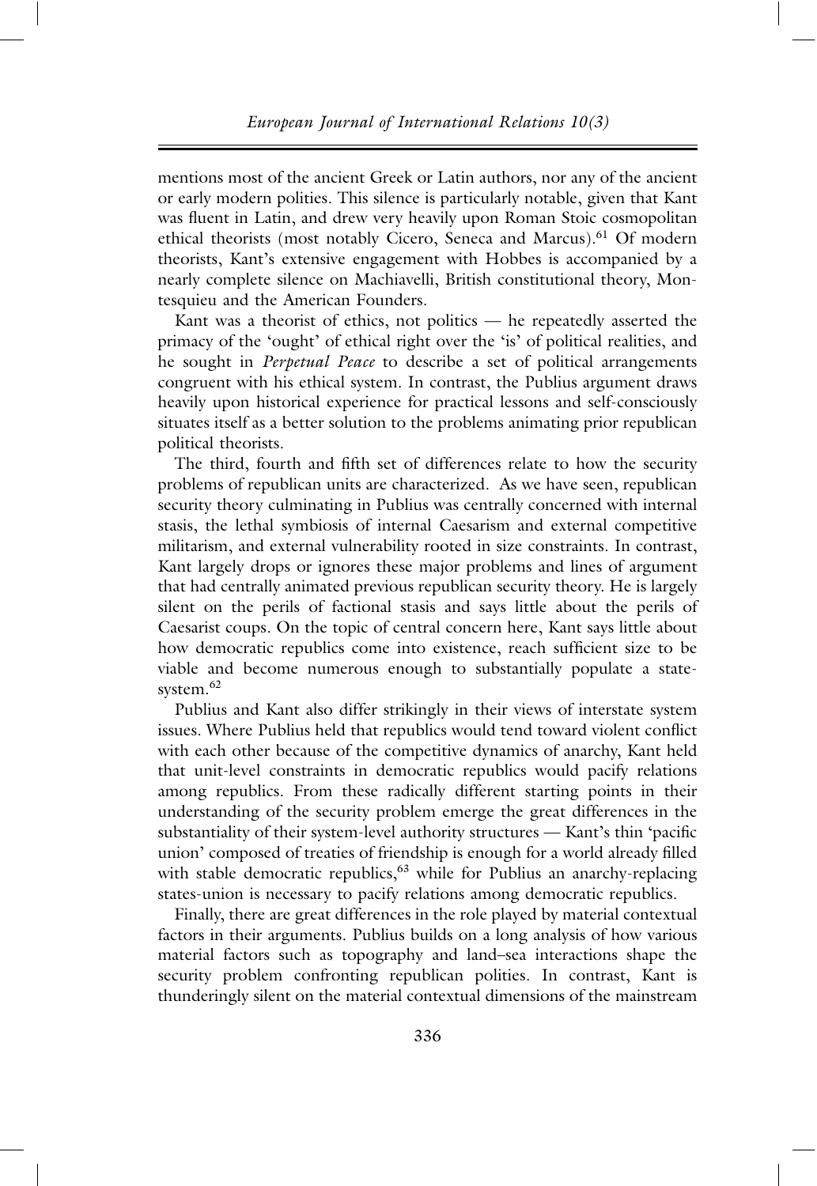mentions most of the ancient Greek or Latin authors, nor any of the ancient or early modern polities. This silence is particularly notable, given that Kant was fluent in Latin, and drew very heavily upon Roman Stoic cosmopolitan ethical theorists (most notably Cicero, Seneca and Marcus).[61] Of modern theorists, Kant's extensive engagement with Hobbes is accompanied by a nearly complete silence on Machiavelli, British constitutional theory, Montesquieu and the American Founders.

Kant was a theorist of ethics, not politics — he repeatedly asserted the primacy of the 'ought' of ethical right over the 'is' of political realities, and he sought in *Perpetual Peace* to describe a set of political arrangements congruent with his ethical system. In contrast, the Publius argument draws heavily upon historical experience for practical lessons and self-consciously situates itself as a better solution to the problems animating prior republican political theorists.

The third, fourth and fifth set of differences relate to how the security problems of republican units are characterized. As we have seen, republican security theory culminating in Publius was centrally concerned with internal stasis, the lethal symbiosis of internal Caesarism and external competitive militarism, and external vulnerability rooted in size constraints. In contrast, Kant largely drops or ignores these major problems and lines of argument that had centrally animated previous republican security theory. He is largely silent on the perils of factional stasis and says little about the perils of Caesarist coups. On the topic of central concern here, Kant says little about how democratic republics come into existence, reach sufficient size to be viable and become numerous enough to substantially populate a state-system.[62]

Publius and Kant also differ strikingly in their views of interstate system issues. Where Publius held that republics would tend toward violent conflict with each other because of the competitive dynamics of anarchy, Kant held that unit-level constraints in democratic republics would pacify relations among republics. From these radically different starting points in their understanding of the security problem emerge the great differences in the substantiality of their system-level authority structures — Kant's thin 'pacific union' composed of treaties of friendship is enough for a world already filled with stable democratic republics,[63] while for Publius an anarchy-replacing states-union is necessary to pacify relations among democratic republics.

Finally, there are great differences in the role played by material contextual factors in their arguments. Publius builds on a long analysis of how various material factors such as topography and land–sea interactions shape the security problem confronting republican polities. In contrast, Kant is thunderingly silent on the material contextual dimensions of the mainstream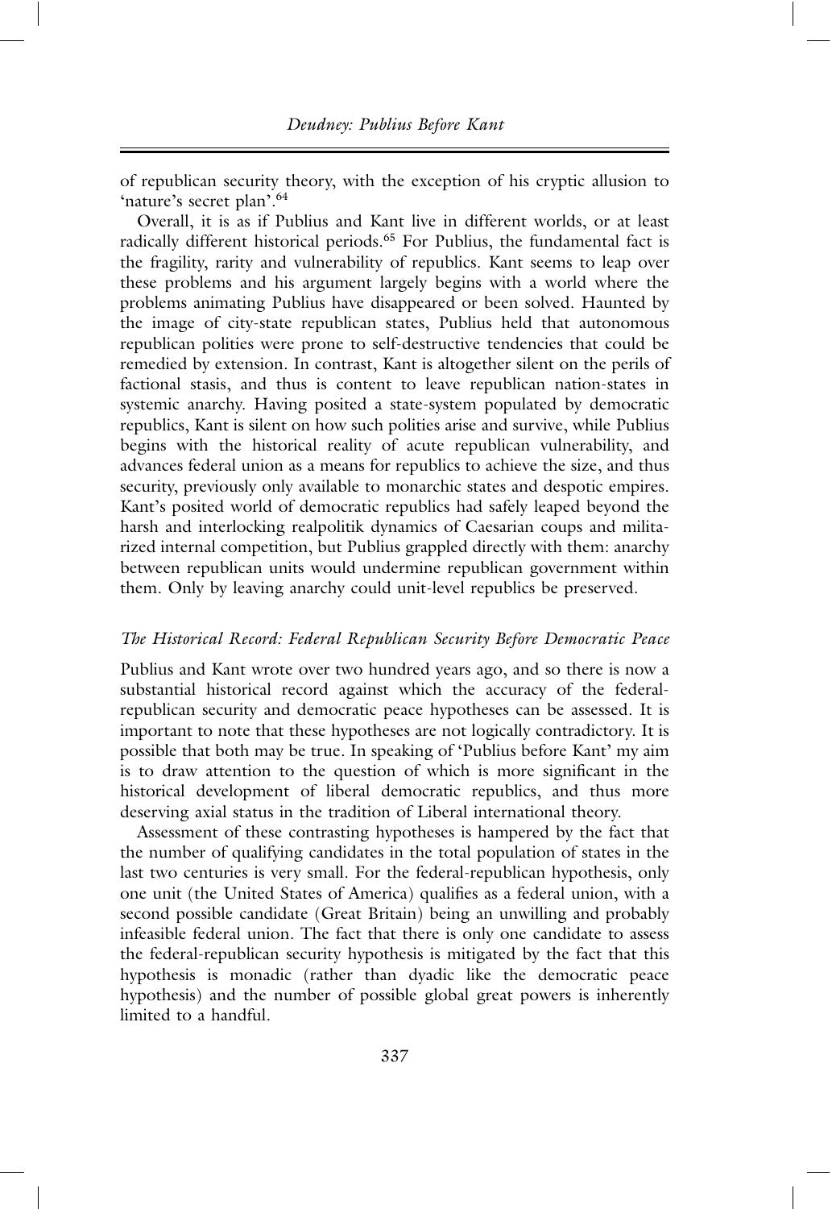of republican security theory, with the exception of his cryptic allusion to 'nature's secret plan'.[64]

Overall, it is as if Publius and Kant live in different worlds, or at least radically different historical periods.[65] For Publius, the fundamental fact is the fragility, rarity and vulnerability of republics. Kant seems to leap over these problems and his argument largely begins with a world where the problems animating Publius have disappeared or been solved. Haunted by the image of city-state republican states, Publius held that autonomous republican polities were prone to self-destructive tendencies that could be remedied by extension. In contrast, Kant is altogether silent on the perils of factional stasis, and thus is content to leave republican nation-states in systemic anarchy. Having posited a state-system populated by democratic republics, Kant is silent on how such polities arise and survive, while Publius begins with the historical reality of acute republican vulnerability, and advances federal union as a means for republics to achieve the size, and thus security, previously only available to monarchic states and despotic empires. Kant's posited world of democratic republics had safely leaped beyond the harsh and interlocking realpolitik dynamics of Caesarian coups and militarized internal competition, but Publius grappled directly with them: anarchy between republican units would undermine republican government within them. Only by leaving anarchy could unit-level republics be preserved.

### *The Historical Record: Federal Republican Security Before Democratic Peace*

Publius and Kant wrote over two hundred years ago, and so there is now a substantial historical record against which the accuracy of the federal-republican security and democratic peace hypotheses can be assessed. It is important to note that these hypotheses are not logically contradictory. It is possible that both may be true. In speaking of 'Publius before Kant' my aim is to draw attention to the question of which is more significant in the historical development of liberal democratic republics, and thus more deserving axial status in the tradition of Liberal international theory.

Assessment of these contrasting hypotheses is hampered by the fact that the number of qualifying candidates in the total population of states in the last two centuries is very small. For the federal-republican hypothesis, only one unit (the United States of America) qualifies as a federal union, with a second possible candidate (Great Britain) being an unwilling and probably infeasible federal union. The fact that there is only one candidate to assess the federal-republican security hypothesis is mitigated by the fact that this hypothesis is monadic (rather than dyadic like the democratic peace hypothesis) and the number of possible global great powers is inherently limited to a handful.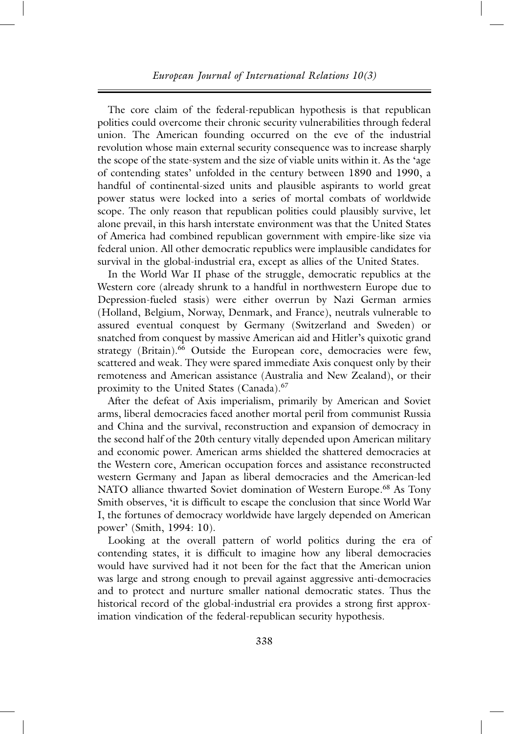The core claim of the federal-republican hypothesis is that republican polities could overcome their chronic security vulnerabilities through federal union. The American founding occurred on the eve of the industrial revolution whose main external security consequence was to increase sharply the scope of the state-system and the size of viable units within it. As the 'age of contending states' unfolded in the century between 1890 and 1990, a handful of continental-sized units and plausible aspirants to world great power status were locked into a series of mortal combats of worldwide scope. The only reason that republican polities could plausibly survive, let alone prevail, in this harsh interstate environment was that the United States of America had combined republican government with empire-like size via federal union. All other democratic republics were implausible candidates for survival in the global-industrial era, except as allies of the United States.

In the World War II phase of the struggle, democratic republics at the Western core (already shrunk to a handful in northwestern Europe due to Depression-fueled stasis) were either overrun by Nazi German armies (Holland, Belgium, Norway, Denmark, and France), neutrals vulnerable to assured eventual conquest by Germany (Switzerland and Sweden) or snatched from conquest by massive American aid and Hitler's quixotic grand strategy (Britain).[66] Outside the European core, democracies were few, scattered and weak. They were spared immediate Axis conquest only by their remoteness and American assistance (Australia and New Zealand), or their proximity to the United States (Canada).[67]

After the defeat of Axis imperialism, primarily by American and Soviet arms, liberal democracies faced another mortal peril from communist Russia and China and the survival, reconstruction and expansion of democracy in the second half of the 20th century vitally depended upon American military and economic power. American arms shielded the shattered democracies at the Western core, American occupation forces and assistance reconstructed western Germany and Japan as liberal democracies and the American-led NATO alliance thwarted Soviet domination of Western Europe.[68] As Tony Smith observes, 'it is difficult to escape the conclusion that since World War I, the fortunes of democracy worldwide have largely depended on American power' (Smith, 1994: 10).

Looking at the overall pattern of world politics during the era of contending states, it is difficult to imagine how any liberal democracies would have survived had it not been for the fact that the American union was large and strong enough to prevail against aggressive anti-democracies and to protect and nurture smaller national democratic states. Thus the historical record of the global-industrial era provides a strong first approximation vindication of the federal-republican security hypothesis.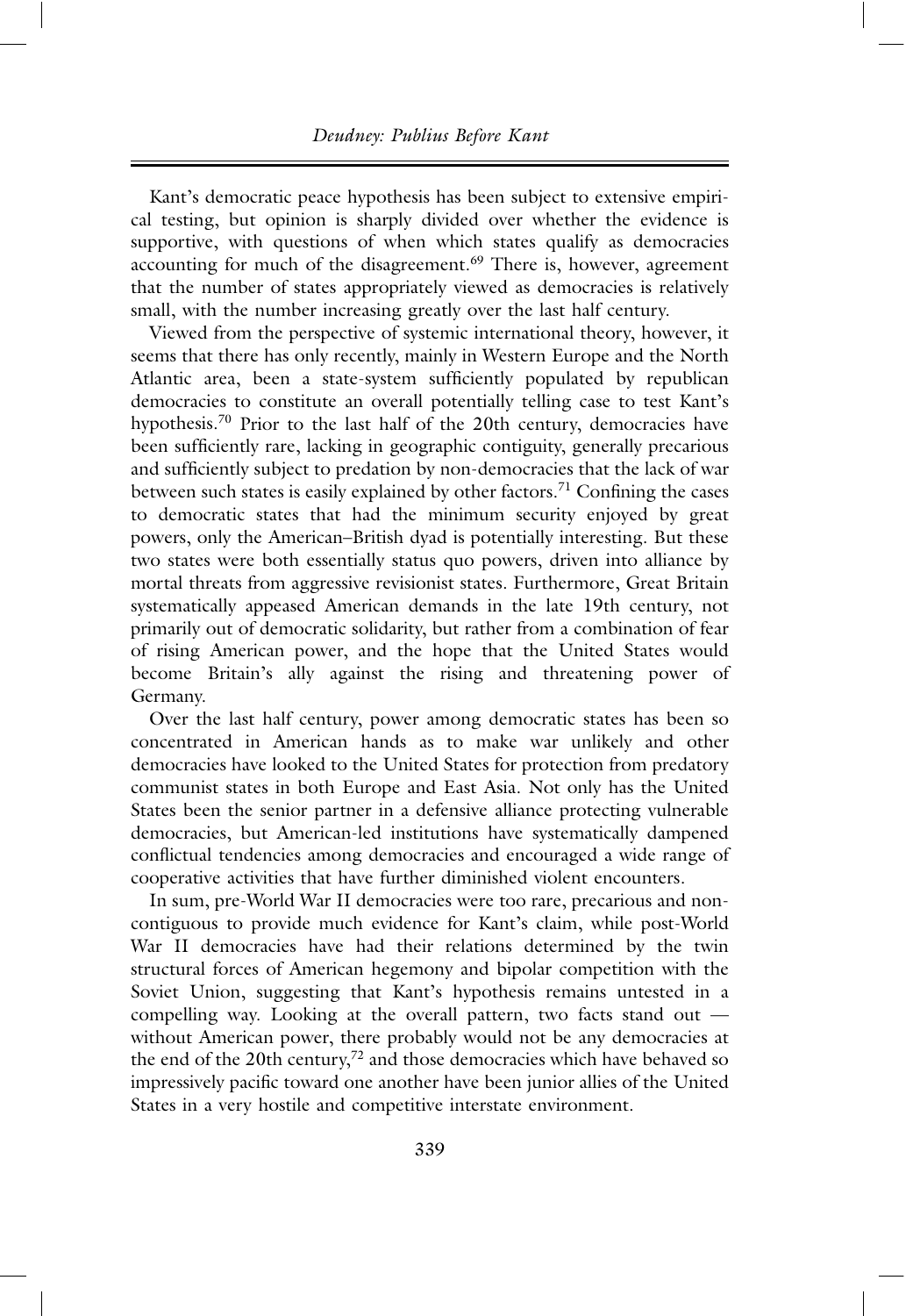Kant's democratic peace hypothesis has been subject to extensive empirical testing, but opinion is sharply divided over whether the evidence is supportive, with questions of when which states qualify as democracies accounting for much of the disagreement.[69] There is, however, agreement that the number of states appropriately viewed as democracies is relatively small, with the number increasing greatly over the last half century.

Viewed from the perspective of systemic international theory, however, it seems that there has only recently, mainly in Western Europe and the North Atlantic area, been a state-system sufficiently populated by republican democracies to constitute an overall potentially telling case to test Kant's hypothesis.[70] Prior to the last half of the 20th century, democracies have been sufficiently rare, lacking in geographic contiguity, generally precarious and sufficiently subject to predation by non-democracies that the lack of war between such states is easily explained by other factors.[71] Confining the cases to democratic states that had the minimum security enjoyed by great powers, only the American–British dyad is potentially interesting. But these two states were both essentially status quo powers, driven into alliance by mortal threats from aggressive revisionist states. Furthermore, Great Britain systematically appeased American demands in the late 19th century, not primarily out of democratic solidarity, but rather from a combination of fear of rising American power, and the hope that the United States would become Britain's ally against the rising and threatening power of Germany.

Over the last half century, power among democratic states has been so concentrated in American hands as to make war unlikely and other democracies have looked to the United States for protection from predatory communist states in both Europe and East Asia. Not only has the United States been the senior partner in a defensive alliance protecting vulnerable democracies, but American-led institutions have systematically dampened conflictual tendencies among democracies and encouraged a wide range of cooperative activities that have further diminished violent encounters.

In sum, pre-World War II democracies were too rare, precarious and non-contiguous to provide much evidence for Kant's claim, while post-World War II democracies have had their relations determined by the twin structural forces of American hegemony and bipolar competition with the Soviet Union, suggesting that Kant's hypothesis remains untested in a compelling way. Looking at the overall pattern, two facts stand out — without American power, there probably would not be any democracies at the end of the 20th century,[72] and those democracies which have behaved so impressively pacific toward one another have been junior allies of the United States in a very hostile and competitive interstate environment.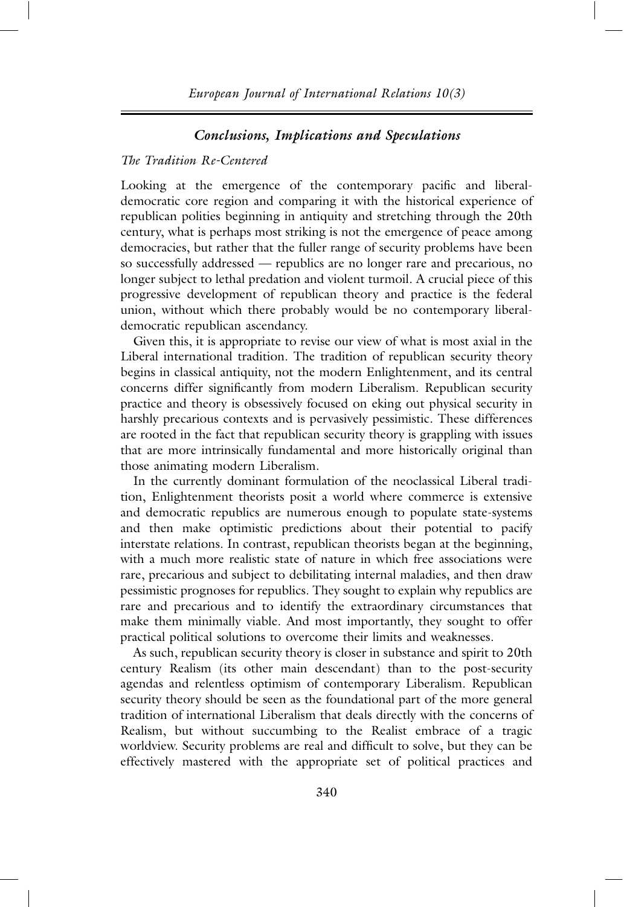## *Conclusions, Implications and Speculations*

### *The Tradition Re-Centered*

Looking at the emergence of the contemporary pacific and liberal-democratic core region and comparing it with the historical experience of republican polities beginning in antiquity and stretching through the 20th century, what is perhaps most striking is not the emergence of peace among democracies, but rather that the fuller range of security problems have been so successfully addressed — republics are no longer rare and precarious, no longer subject to lethal predation and violent turmoil. A crucial piece of this progressive development of republican theory and practice is the federal union, without which there probably would be no contemporary liberal-democratic republican ascendancy.

Given this, it is appropriate to revise our view of what is most axial in the Liberal international tradition. The tradition of republican security theory begins in classical antiquity, not the modern Enlightenment, and its central concerns differ significantly from modern Liberalism. Republican security practice and theory is obsessively focused on eking out physical security in harshly precarious contexts and is pervasively pessimistic. These differences are rooted in the fact that republican security theory is grappling with issues that are more intrinsically fundamental and more historically original than those animating modern Liberalism.

In the currently dominant formulation of the neoclassical Liberal tradition, Enlightenment theorists posit a world where commerce is extensive and democratic republics are numerous enough to populate state-systems and then make optimistic predictions about their potential to pacify interstate relations. In contrast, republican theorists began at the beginning, with a much more realistic state of nature in which free associations were rare, precarious and subject to debilitating internal maladies, and then draw pessimistic prognoses for republics. They sought to explain why republics are rare and precarious and to identify the extraordinary circumstances that make them minimally viable. And most importantly, they sought to offer practical political solutions to overcome their limits and weaknesses.

As such, republican security theory is closer in substance and spirit to 20th century Realism (its other main descendant) than to the post-security agendas and relentless optimism of contemporary Liberalism. Republican security theory should be seen as the foundational part of the more general tradition of international Liberalism that deals directly with the concerns of Realism, but without succumbing to the Realist embrace of a tragic worldview. Security problems are real and difficult to solve, but they can be effectively mastered with the appropriate set of political practices and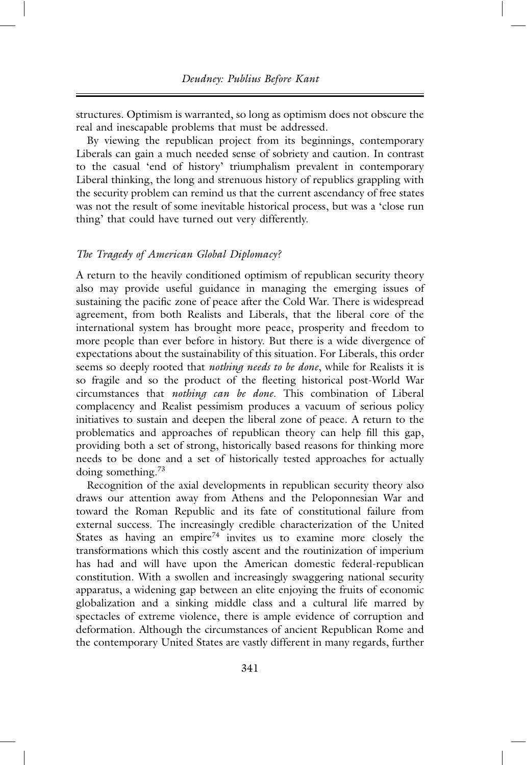structures. Optimism is warranted, so long as optimism does not obscure the real and inescapable problems that must be addressed.

By viewing the republican project from its beginnings, contemporary Liberals can gain a much needed sense of sobriety and caution. In contrast to the casual 'end of history' triumphalism prevalent in contemporary Liberal thinking, the long and strenuous history of republics grappling with the security problem can remind us that the current ascendancy of free states was not the result of some inevitable historical process, but was a 'close run thing' that could have turned out very differently.

### *The Tragedy of American Global Diplomacy?*

A return to the heavily conditioned optimism of republican security theory also may provide useful guidance in managing the emerging issues of sustaining the pacific zone of peace after the Cold War. There is widespread agreement, from both Realists and Liberals, that the liberal core of the international system has brought more peace, prosperity and freedom to more people than ever before in history. But there is a wide divergence of expectations about the sustainability of this situation. For Liberals, this order seems so deeply rooted that *nothing needs to be done*, while for Realists it is so fragile and so the product of the fleeting historical post-World War circumstances that *nothing can be done*. This combination of Liberal complacency and Realist pessimism produces a vacuum of serious policy initiatives to sustain and deepen the liberal zone of peace. A return to the problematics and approaches of republican theory can help fill this gap, providing both a set of strong, historically based reasons for thinking more needs to be done and a set of historically tested approaches for actually doing something.[73]

Recognition of the axial developments in republican security theory also draws our attention away from Athens and the Peloponnesian War and toward the Roman Republic and its fate of constitutional failure from external success. The increasingly credible characterization of the United States as having an empire[74] invites us to examine more closely the transformations which this costly ascent and the routinization of imperium has had and will have upon the American domestic federal-republican constitution. With a swollen and increasingly swaggering national security apparatus, a widening gap between an elite enjoying the fruits of economic globalization and a sinking middle class and a cultural life marred by spectacles of extreme violence, there is ample evidence of corruption and deformation. Although the circumstances of ancient Republican Rome and the contemporary United States are vastly different in many regards, further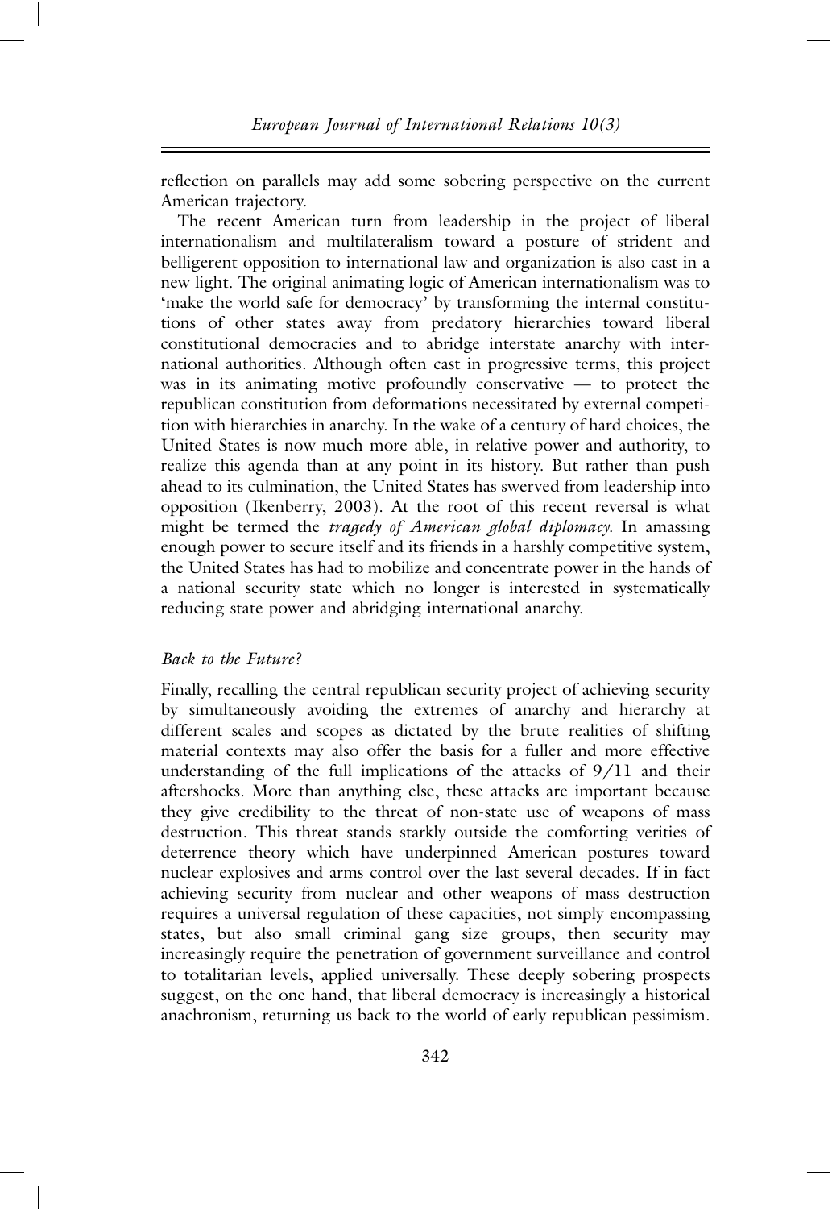reflection on parallels may add some sobering perspective on the current American trajectory.

The recent American turn from leadership in the project of liberal internationalism and multilateralism toward a posture of strident and belligerent opposition to international law and organization is also cast in a new light. The original animating logic of American internationalism was to 'make the world safe for democracy' by transforming the internal constitutions of other states away from predatory hierarchies toward liberal constitutional democracies and to abridge interstate anarchy with international authorities. Although often cast in progressive terms, this project was in its animating motive profoundly conservative — to protect the republican constitution from deformations necessitated by external competition with hierarchies in anarchy. In the wake of a century of hard choices, the United States is now much more able, in relative power and authority, to realize this agenda than at any point in its history. But rather than push ahead to its culmination, the United States has swerved from leadership into opposition (Ikenberry, 2003). At the root of this recent reversal is what might be termed the *tragedy of American global diplomacy*. In amassing enough power to secure itself and its friends in a harshly competitive system, the United States has had to mobilize and concentrate power in the hands of a national security state which no longer is interested in systematically reducing state power and abridging international anarchy.

### *Back to the Future?*

Finally, recalling the central republican security project of achieving security by simultaneously avoiding the extremes of anarchy and hierarchy at different scales and scopes as dictated by the brute realities of shifting material contexts may also offer the basis for a fuller and more effective understanding of the full implications of the attacks of 9/11 and their aftershocks. More than anything else, these attacks are important because they give credibility to the threat of non-state use of weapons of mass destruction. This threat stands starkly outside the comforting verities of deterrence theory which have underpinned American postures toward nuclear explosives and arms control over the last several decades. If in fact achieving security from nuclear and other weapons of mass destruction requires a universal regulation of these capacities, not simply encompassing states, but also small criminal gang size groups, then security may increasingly require the penetration of government surveillance and control to totalitarian levels, applied universally. These deeply sobering prospects suggest, on the one hand, that liberal democracy is increasingly a historical anachronism, returning us back to the world of early republican pessimism.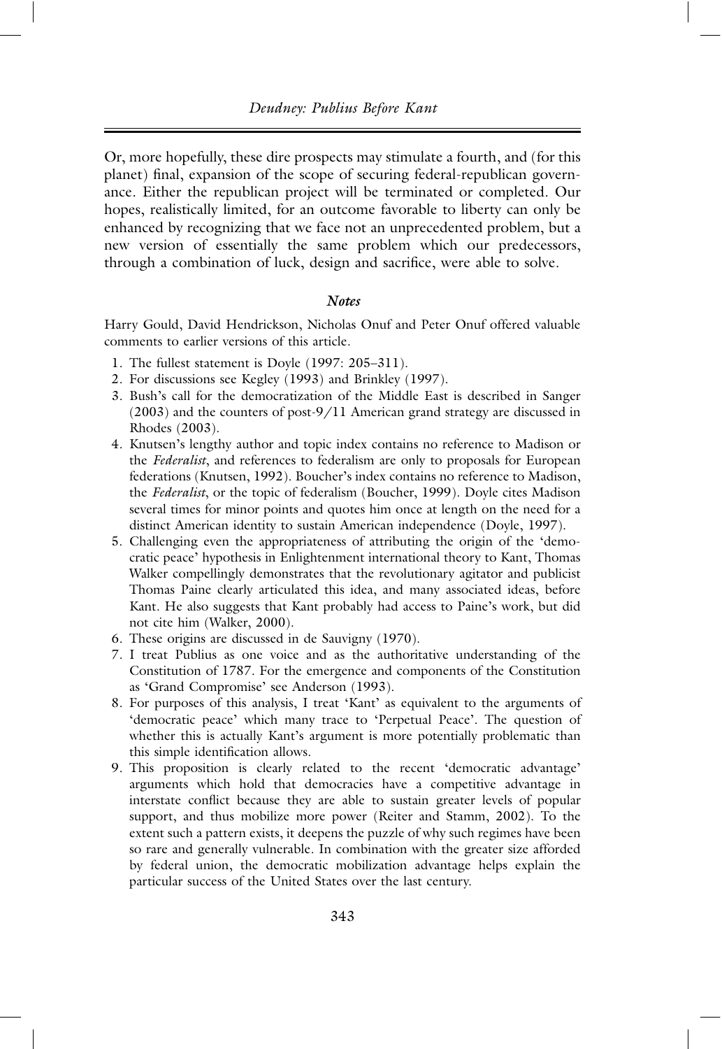Or, more hopefully, these dire prospects may stimulate a fourth, and (for this planet) final, expansion of the scope of securing federal-republican governance. Either the republican project will be terminated or completed. Our hopes, realistically limited, for an outcome favorable to liberty can only be enhanced by recognizing that we face not an unprecedented problem, but a new version of essentially the same problem which our predecessors, through a combination of luck, design and sacrifice, were able to solve.

### *Notes*

Harry Gould, David Hendrickson, Nicholas Onuf and Peter Onuf offered valuable comments to earlier versions of this article.

1. The fullest statement is Doyle (1997: 205–311).
2. For discussions see Kegley (1993) and Brinkley (1997).
3. Bush's call for the democratization of the Middle East is described in Sanger (2003) and the counters of post-9/11 American grand strategy are discussed in Rhodes (2003).
4. Knutsen's lengthy author and topic index contains no reference to Madison or the *Federalist*, and references to federalism are only to proposals for European federations (Knutsen, 1992). Boucher's index contains no reference to Madison, the *Federalist*, or the topic of federalism (Boucher, 1999). Doyle cites Madison several times for minor points and quotes him once at length on the need for a distinct American identity to sustain American independence (Doyle, 1997).
5. Challenging even the appropriateness of attributing the origin of the 'democratic peace' hypothesis in Enlightenment international theory to Kant, Thomas Walker compellingly demonstrates that the revolutionary agitator and publicist Thomas Paine clearly articulated this idea, and many associated ideas, before Kant. He also suggests that Kant probably had access to Paine's work, but did not cite him (Walker, 2000).
6. These origins are discussed in de Sauvigny (1970).
7. I treat Publius as one voice and as the authoritative understanding of the Constitution of 1787. For the emergence and components of the Constitution as 'Grand Compromise' see Anderson (1993).
8. For purposes of this analysis, I treat 'Kant' as equivalent to the arguments of 'democratic peace' which many trace to 'Perpetual Peace'. The question of whether this is actually Kant's argument is more potentially problematic than this simple identification allows.
9. This proposition is clearly related to the recent 'democratic advantage' arguments which hold that democracies have a competitive advantage in interstate conflict because they are able to sustain greater levels of popular support, and thus mobilize more power (Reiter and Stamm, 2002). To the extent such a pattern exists, it deepens the puzzle of why such regimes have been so rare and generally vulnerable. In combination with the greater size afforded by federal union, the democratic mobilization advantage helps explain the particular success of the United States over the last century.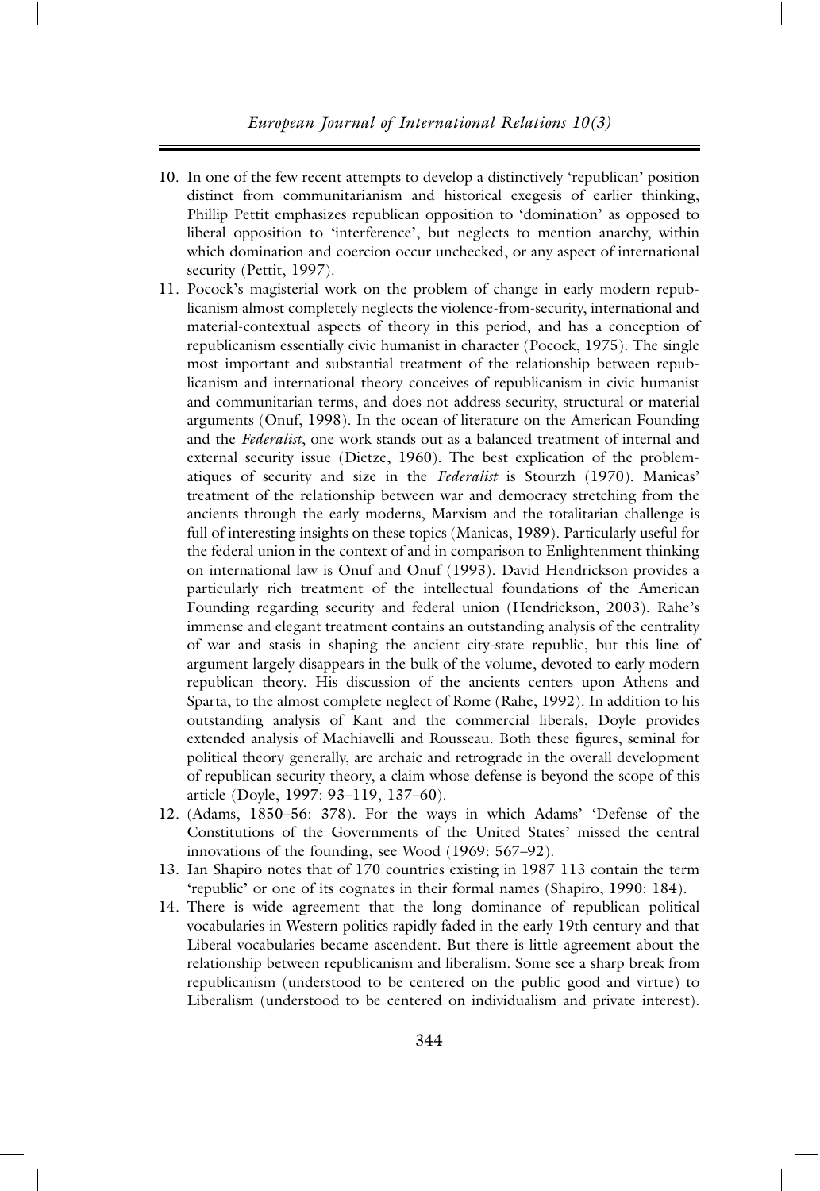10. In one of the few recent attempts to develop a distinctively 'republican' position distinct from communitarianism and historical exegesis of earlier thinking, Phillip Pettit emphasizes republican opposition to 'domination' as opposed to liberal opposition to 'interference', but neglects to mention anarchy, within which domination and coercion occur unchecked, or any aspect of international security (Pettit, 1997).
11. Pocock's magisterial work on the problem of change in early modern republicanism almost completely neglects the violence-from-security, international and material-contextual aspects of theory in this period, and has a conception of republicanism essentially civic humanist in character (Pocock, 1975). The single most important and substantial treatment of the relationship between republicanism and international theory conceives of republicanism in civic humanist and communitarian terms, and does not address security, structural or material arguments (Onuf, 1998). In the ocean of literature on the American Founding and the *Federalist*, one work stands out as a balanced treatment of internal and external security issue (Dietze, 1960). The best explication of the problematiques of security and size in the *Federalist* is Stourzh (1970). Manicas' treatment of the relationship between war and democracy stretching from the ancients through the early moderns, Marxism and the totalitarian challenge is full of interesting insights on these topics (Manicas, 1989). Particularly useful for the federal union in the context of and in comparison to Enlightenment thinking on international law is Onuf and Onuf (1993). David Hendrickson provides a particularly rich treatment of the intellectual foundations of the American Founding regarding security and federal union (Hendrickson, 2003). Rahe's immense and elegant treatment contains an outstanding analysis of the centrality of war and stasis in shaping the ancient city-state republic, but this line of argument largely disappears in the bulk of the volume, devoted to early modern republican theory. His discussion of the ancients centers upon Athens and Sparta, to the almost complete neglect of Rome (Rahe, 1992). In addition to his outstanding analysis of Kant and the commercial liberals, Doyle provides extended analysis of Machiavelli and Rousseau. Both these figures, seminal for political theory generally, are archaic and retrograde in the overall development of republican security theory, a claim whose defense is beyond the scope of this article (Doyle, 1997: 93–119, 137–60).
12. (Adams, 1850–56: 378). For the ways in which Adams' 'Defense of the Constitutions of the Governments of the United States' missed the central innovations of the founding, see Wood (1969: 567–92).
13. Ian Shapiro notes that of 170 countries existing in 1987 113 contain the term 'republic' or one of its cognates in their formal names (Shapiro, 1990: 184).
14. There is wide agreement that the long dominance of republican political vocabularies in Western politics rapidly faded in the early 19th century and that Liberal vocabularies became ascendent. But there is little agreement about the relationship between republicanism and liberalism. Some see a sharp break from republicanism (understood to be centered on the public good and virtue) to Liberalism (understood to be centered on individualism and private interest).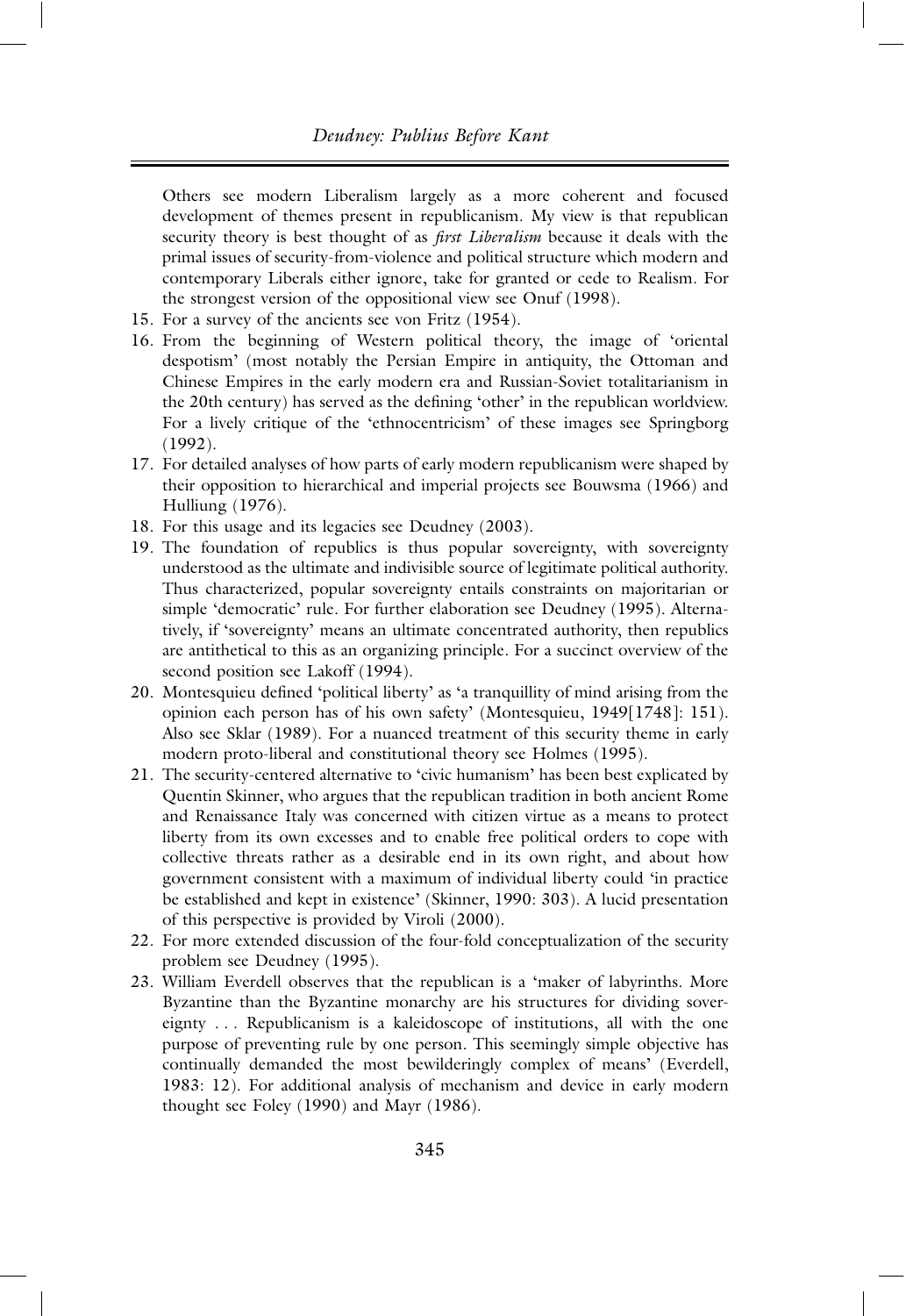Others see modern Liberalism largely as a more coherent and focused development of themes present in republicanism. My view is that republican security theory is best thought of as *first Liberalism* because it deals with the primal issues of security-from-violence and political structure which modern and contemporary Liberals either ignore, take for granted or cede to Realism. For the strongest version of the oppositional view see Onuf (1998).

15. For a survey of the ancients see von Fritz (1954).
16. From the beginning of Western political theory, the image of 'oriental despotism' (most notably the Persian Empire in antiquity, the Ottoman and Chinese Empires in the early modern era and Russian-Soviet totalitarianism in the 20th century) has served as the defining 'other' in the republican worldview. For a lively critique of the 'ethnocentricism' of these images see Springborg (1992).
17. For detailed analyses of how parts of early modern republicanism were shaped by their opposition to hierarchical and imperial projects see Bouwsma (1966) and Hulliung (1976).
18. For this usage and its legacies see Deudney (2003).
19. The foundation of republics is thus popular sovereignty, with sovereignty understood as the ultimate and indivisible source of legitimate political authority. Thus characterized, popular sovereignty entails constraints on majoritarian or simple 'democratic' rule. For further elaboration see Deudney (1995). Alternatively, if 'sovereignty' means an ultimate concentrated authority, then republics are antithetical to this as an organizing principle. For a succinct overview of the second position see Lakoff (1994).
20. Montesquieu defined 'political liberty' as 'a tranquillity of mind arising from the opinion each person has of his own safety' (Montesquieu, 1949[1748]: 151). Also see Sklar (1989). For a nuanced treatment of this security theme in early modern proto-liberal and constitutional theory see Holmes (1995).
21. The security-centered alternative to 'civic humanism' has been best explicated by Quentin Skinner, who argues that the republican tradition in both ancient Rome and Renaissance Italy was concerned with citizen virtue as a means to protect liberty from its own excesses and to enable free political orders to cope with collective threats rather as a desirable end in its own right, and about how government consistent with a maximum of individual liberty could 'in practice be established and kept in existence' (Skinner, 1990: 303). A lucid presentation of this perspective is provided by Viroli (2000).
22. For more extended discussion of the four-fold conceptualization of the security problem see Deudney (1995).
23. William Everdell observes that the republican is a 'maker of labyrinths. More Byzantine than the Byzantine monarchy are his structures for dividing sovereignty . . . Republicanism is a kaleidoscope of institutions, all with the one purpose of preventing rule by one person. This seemingly simple objective has continually demanded the most bewilderingly complex of means' (Everdell, 1983: 12). For additional analysis of mechanism and device in early modern thought see Foley (1990) and Mayr (1986).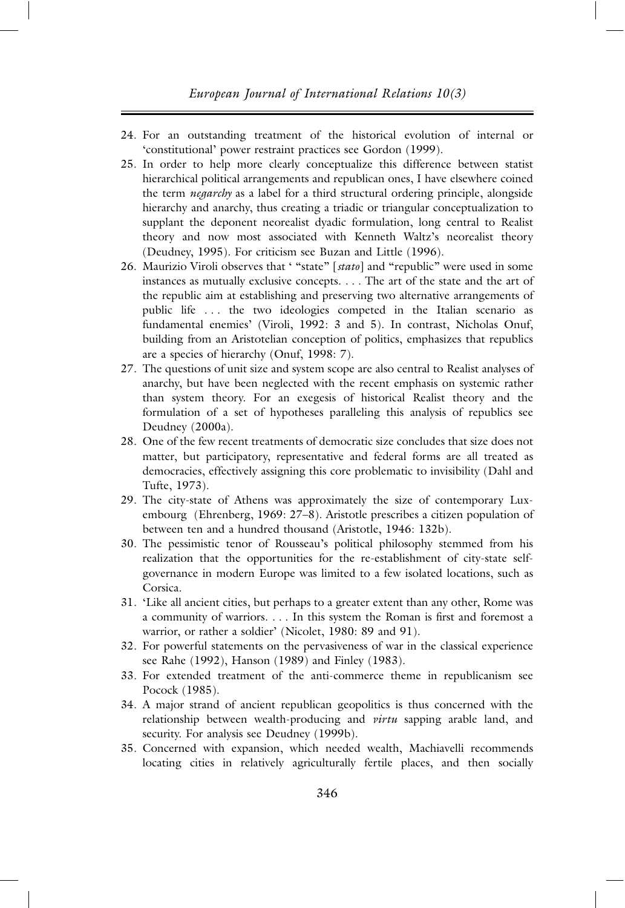24. For an outstanding treatment of the historical evolution of internal or 'constitutional' power restraint practices see Gordon (1999).
25. In order to help more clearly conceptualize this difference between statist hierarchical political arrangements and republican ones, I have elsewhere coined the term *negarchy* as a label for a third structural ordering principle, alongside hierarchy and anarchy, thus creating a triadic or triangular conceptualization to supplant the deponent neorealist dyadic formulation, long central to Realist theory and now most associated with Kenneth Waltz's neorealist theory (Deudney, 1995). For criticism see Buzan and Little (1996).
26. Maurizio Viroli observes that ' "state" [*stato*] and "republic" were used in some instances as mutually exclusive concepts. . . . The art of the state and the art of the republic aim at establishing and preserving two alternative arrangements of public life . . . the two ideologies competed in the Italian scenario as fundamental enemies' (Viroli, 1992: 3 and 5). In contrast, Nicholas Onuf, building from an Aristotelian conception of politics, emphasizes that republics are a species of hierarchy (Onuf, 1998: 7).
27. The questions of unit size and system scope are also central to Realist analyses of anarchy, but have been neglected with the recent emphasis on systemic rather than system theory. For an exegesis of historical Realist theory and the formulation of a set of hypotheses paralleling this analysis of republics see Deudney (2000a).
28. One of the few recent treatments of democratic size concludes that size does not matter, but participatory, representative and federal forms are all treated as democracies, effectively assigning this core problematic to invisibility (Dahl and Tufte, 1973).
29. The city-state of Athens was approximately the size of contemporary Luxembourg (Ehrenberg, 1969: 27–8). Aristotle prescribes a citizen population of between ten and a hundred thousand (Aristotle, 1946: 132b).
30. The pessimistic tenor of Rousseau's political philosophy stemmed from his realization that the opportunities for the re-establishment of city-state self-governance in modern Europe was limited to a few isolated locations, such as Corsica.
31. 'Like all ancient cities, but perhaps to a greater extent than any other, Rome was a community of warriors. . . . In this system the Roman is first and foremost a warrior, or rather a soldier' (Nicolet, 1980: 89 and 91).
32. For powerful statements on the pervasiveness of war in the classical experience see Rahe (1992), Hanson (1989) and Finley (1983).
33. For extended treatment of the anti-commerce theme in republicanism see Pocock (1985).
34. A major strand of ancient republican geopolitics is thus concerned with the relationship between wealth-producing and *virtu* sapping arable land, and security. For analysis see Deudney (1999b).
35. Concerned with expansion, which needed wealth, Machiavelli recommends locating cities in relatively agriculturally fertile places, and then socially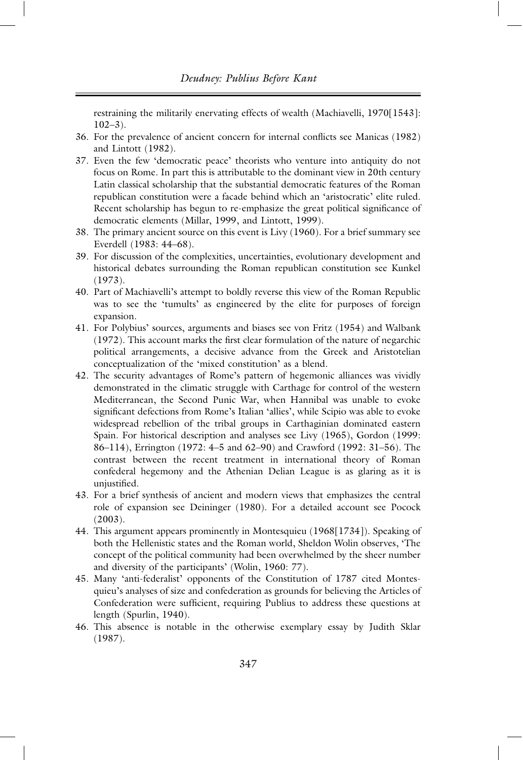restraining the militarily enervating effects of wealth (Machiavelli, 1970[1543]: 102–3).

36. For the prevalence of ancient concern for internal conflicts see Manicas (1982) and Lintott (1982).
37. Even the few 'democratic peace' theorists who venture into antiquity do not focus on Rome. In part this is attributable to the dominant view in 20th century Latin classical scholarship that the substantial democratic features of the Roman republican constitution were a facade behind which an 'aristocratic' elite ruled. Recent scholarship has begun to re-emphasize the great political significance of democratic elements (Millar, 1999, and Lintott, 1999).
38. The primary ancient source on this event is Livy (1960). For a brief summary see Everdell (1983: 44–68).
39. For discussion of the complexities, uncertainties, evolutionary development and historical debates surrounding the Roman republican constitution see Kunkel (1973).
40. Part of Machiavelli's attempt to boldly reverse this view of the Roman Republic was to see the 'tumults' as engineered by the elite for purposes of foreign expansion.
41. For Polybius' sources, arguments and biases see von Fritz (1954) and Walbank (1972). This account marks the first clear formulation of the nature of negarchic political arrangements, a decisive advance from the Greek and Aristotelian conceptualization of the 'mixed constitution' as a blend.
42. The security advantages of Rome's pattern of hegemonic alliances was vividly demonstrated in the climatic struggle with Carthage for control of the western Mediterranean, the Second Punic War, when Hannibal was unable to evoke significant defections from Rome's Italian 'allies', while Scipio was able to evoke widespread rebellion of the tribal groups in Carthaginian dominated eastern Spain. For historical description and analyses see Livy (1965), Gordon (1999: 86–114), Errington (1972: 4–5 and 62–90) and Crawford (1992: 31–56). The contrast between the recent treatment in international theory of Roman confederal hegemony and the Athenian Delian League is as glaring as it is unjustified.
43. For a brief synthesis of ancient and modern views that emphasizes the central role of expansion see Deininger (1980). For a detailed account see Pocock (2003).
44. This argument appears prominently in Montesquieu (1968[1734]). Speaking of both the Hellenistic states and the Roman world, Sheldon Wolin observes, 'The concept of the political community had been overwhelmed by the sheer number and diversity of the participants' (Wolin, 1960: 77).
45. Many 'anti-federalist' opponents of the Constitution of 1787 cited Montesquieu's analyses of size and confederation as grounds for believing the Articles of Confederation were sufficient, requiring Publius to address these questions at length (Spurlin, 1940).
46. This absence is notable in the otherwise exemplary essay by Judith Sklar (1987).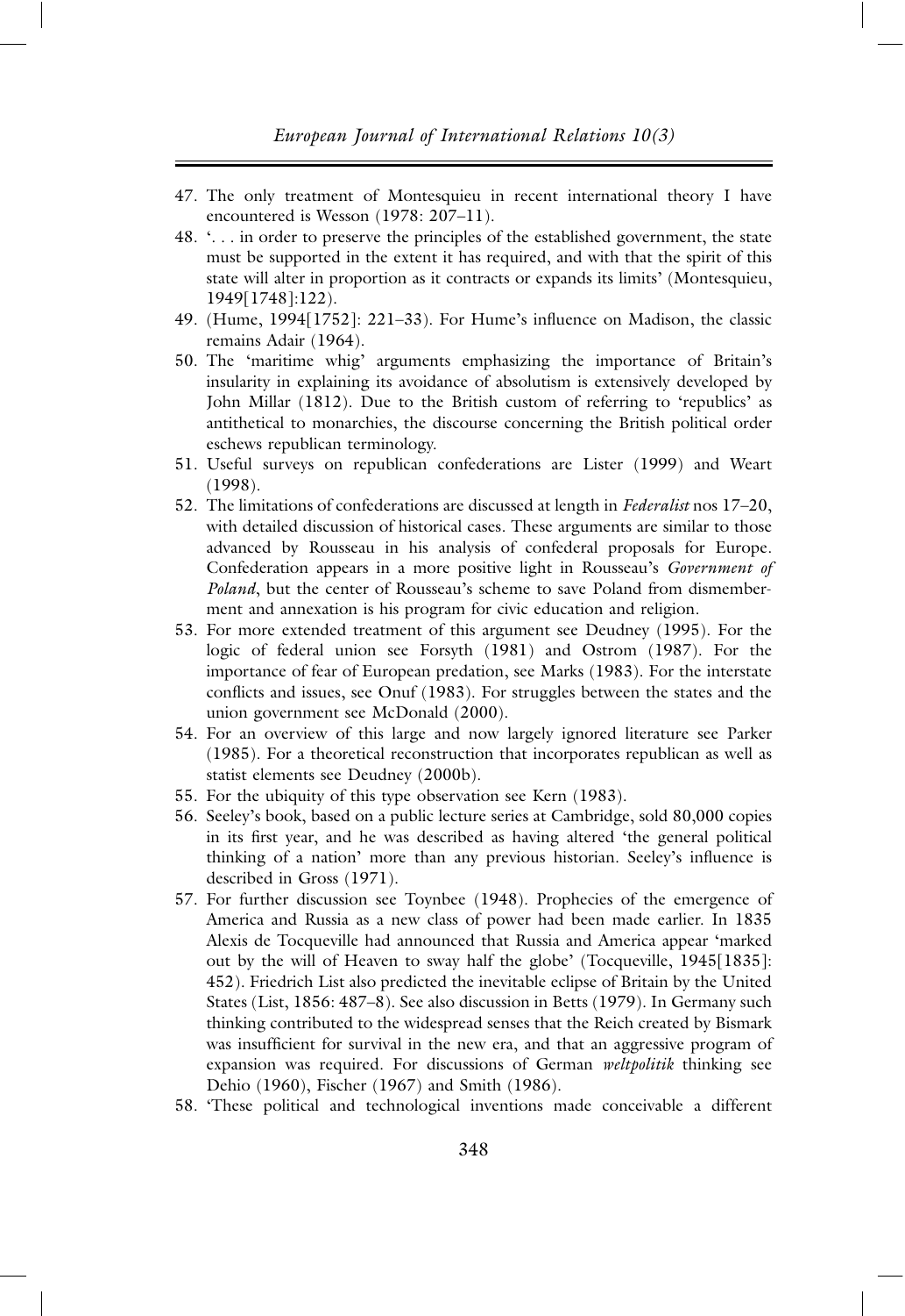47. The only treatment of Montesquieu in recent international theory I have encountered is Wesson (1978: 207–11).
48. '. . . in order to preserve the principles of the established government, the state must be supported in the extent it has required, and with that the spirit of this state will alter in proportion as it contracts or expands its limits' (Montesquieu, 1949[1748]:122).
49. (Hume, 1994[1752]: 221–33). For Hume's influence on Madison, the classic remains Adair (1964).
50. The 'maritime whig' arguments emphasizing the importance of Britain's insularity in explaining its avoidance of absolutism is extensively developed by John Millar (1812). Due to the British custom of referring to 'republics' as antithetical to monarchies, the discourse concerning the British political order eschews republican terminology.
51. Useful surveys on republican confederations are Lister (1999) and Weart (1998).
52. The limitations of confederations are discussed at length in *Federalist* nos 17–20, with detailed discussion of historical cases. These arguments are similar to those advanced by Rousseau in his analysis of confederal proposals for Europe. Confederation appears in a more positive light in Rousseau's *Government of Poland*, but the center of Rousseau's scheme to save Poland from dismemberment and annexation is his program for civic education and religion.
53. For more extended treatment of this argument see Deudney (1995). For the logic of federal union see Forsyth (1981) and Ostrom (1987). For the importance of fear of European predation, see Marks (1983). For the interstate conflicts and issues, see Onuf (1983). For struggles between the states and the union government see McDonald (2000).
54. For an overview of this large and now largely ignored literature see Parker (1985). For a theoretical reconstruction that incorporates republican as well as statist elements see Deudney (2000b).
55. For the ubiquity of this type observation see Kern (1983).
56. Seeley's book, based on a public lecture series at Cambridge, sold 80,000 copies in its first year, and he was described as having altered 'the general political thinking of a nation' more than any previous historian. Seeley's influence is described in Gross (1971).
57. For further discussion see Toynbee (1948). Prophecies of the emergence of America and Russia as a new class of power had been made earlier. In 1835 Alexis de Tocqueville had announced that Russia and America appear 'marked out by the will of Heaven to sway half the globe' (Tocqueville, 1945[1835]: 452). Friedrich List also predicted the inevitable eclipse of Britain by the United States (List, 1856: 487–8). See also discussion in Betts (1979). In Germany such thinking contributed to the widespread senses that the Reich created by Bismark was insufficient for survival in the new era, and that an aggressive program of expansion was required. For discussions of German *weltpolitik* thinking see Dehio (1960), Fischer (1967) and Smith (1986).
58. 'These political and technological inventions made conceivable a different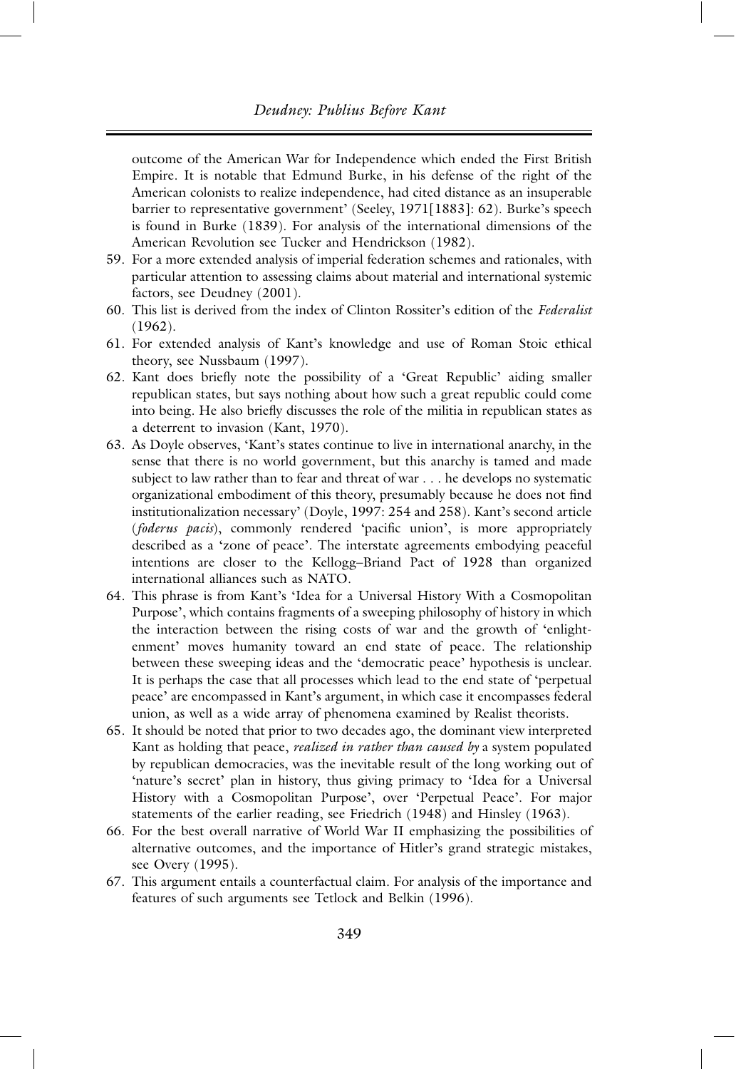outcome of the American War for Independence which ended the First British Empire. It is notable that Edmund Burke, in his defense of the right of the American colonists to realize independence, had cited distance as an insuperable barrier to representative government' (Seeley, 1971[1883]: 62). Burke's speech is found in Burke (1839). For analysis of the international dimensions of the American Revolution see Tucker and Hendrickson (1982).

59. For a more extended analysis of imperial federation schemes and rationales, with particular attention to assessing claims about material and international systemic factors, see Deudney (2001).
60. This list is derived from the index of Clinton Rossiter's edition of the *Federalist* (1962).
61. For extended analysis of Kant's knowledge and use of Roman Stoic ethical theory, see Nussbaum (1997).
62. Kant does briefly note the possibility of a 'Great Republic' aiding smaller republican states, but says nothing about how such a great republic could come into being. He also briefly discusses the role of the militia in republican states as a deterrent to invasion (Kant, 1970).
63. As Doyle observes, 'Kant's states continue to live in international anarchy, in the sense that there is no world government, but this anarchy is tamed and made subject to law rather than to fear and threat of war . . . he develops no systematic organizational embodiment of this theory, presumably because he does not find institutionalization necessary' (Doyle, 1997: 254 and 258). Kant's second article (*foderus pacis*), commonly rendered 'pacific union', is more appropriately described as a 'zone of peace'. The interstate agreements embodying peaceful intentions are closer to the Kellogg–Briand Pact of 1928 than organized international alliances such as NATO.
64. This phrase is from Kant's 'Idea for a Universal History With a Cosmopolitan Purpose', which contains fragments of a sweeping philosophy of history in which the interaction between the rising costs of war and the growth of 'enlightenment' moves humanity toward an end state of peace. The relationship between these sweeping ideas and the 'democratic peace' hypothesis is unclear. It is perhaps the case that all processes which lead to the end state of 'perpetual peace' are encompassed in Kant's argument, in which case it encompasses federal union, as well as a wide array of phenomena examined by Realist theorists.
65. It should be noted that prior to two decades ago, the dominant view interpreted Kant as holding that peace, *realized in rather than caused by* a system populated by republican democracies, was the inevitable result of the long working out of 'nature's secret' plan in history, thus giving primacy to 'Idea for a Universal History with a Cosmopolitan Purpose', over 'Perpetual Peace'. For major statements of the earlier reading, see Friedrich (1948) and Hinsley (1963).
66. For the best overall narrative of World War II emphasizing the possibilities of alternative outcomes, and the importance of Hitler's grand strategic mistakes, see Overy (1995).
67. This argument entails a counterfactual claim. For analysis of the importance and features of such arguments see Tetlock and Belkin (1996).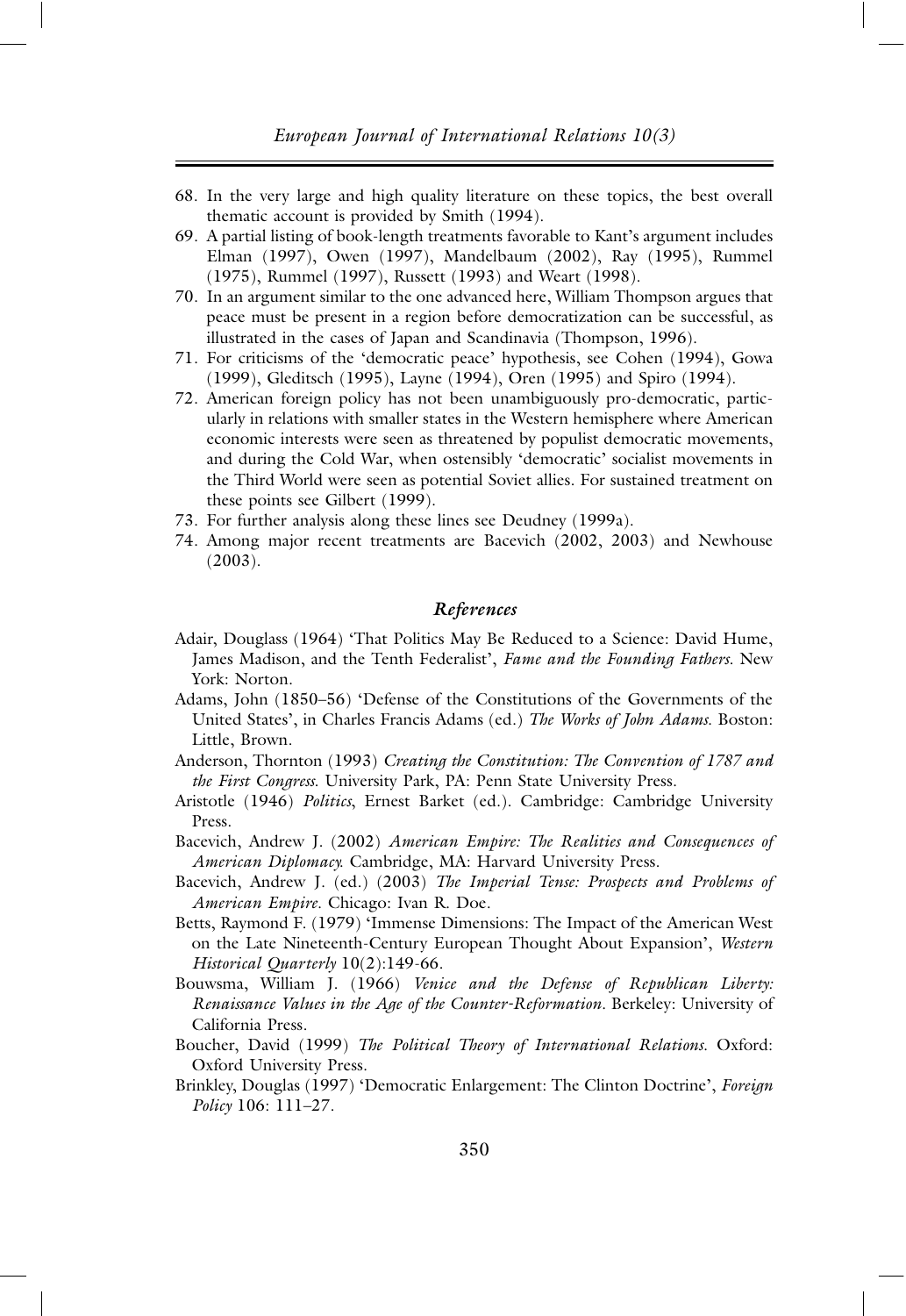68. In the very large and high quality literature on these topics, the best overall thematic account is provided by Smith (1994).
69. A partial listing of book-length treatments favorable to Kant's argument includes Elman (1997), Owen (1997), Mandelbaum (2002), Ray (1995), Rummel (1975), Rummel (1997), Russett (1993) and Weart (1998).
70. In an argument similar to the one advanced here, William Thompson argues that peace must be present in a region before democratization can be successful, as illustrated in the cases of Japan and Scandinavia (Thompson, 1996).
71. For criticisms of the 'democratic peace' hypothesis, see Cohen (1994), Gowa (1999), Gleditsch (1995), Layne (1994), Oren (1995) and Spiro (1994).
72. American foreign policy has not been unambiguously pro-democratic, particularly in relations with smaller states in the Western hemisphere where American economic interests were seen as threatened by populist democratic movements, and during the Cold War, when ostensibly 'democratic' socialist movements in the Third World were seen as potential Soviet allies. For sustained treatment on these points see Gilbert (1999).
73. For further analysis along these lines see Deudney (1999a).
74. Among major recent treatments are Bacevich (2002, 2003) and Newhouse (2003).

## *References*

Adair, Douglass (1964) 'That Politics May Be Reduced to a Science: David Hume, James Madison, and the Tenth Federalist', *Fame and the Founding Fathers*. New York: Norton.

Adams, John (1850–56) 'Defense of the Constitutions of the Governments of the United States', in Charles Francis Adams (ed.) *The Works of John Adams*. Boston: Little, Brown.

Anderson, Thornton (1993) *Creating the Constitution: The Convention of 1787 and the First Congress*. University Park, PA: Penn State University Press.

Aristotle (1946) *Politics*, Ernest Barket (ed.). Cambridge: Cambridge University Press.

Bacevich, Andrew J. (2002) *American Empire: The Realities and Consequences of American Diplomacy*. Cambridge, MA: Harvard University Press.

Bacevich, Andrew J. (ed.) (2003) *The Imperial Tense: Prospects and Problems of American Empire*. Chicago: Ivan R. Doe.

Betts, Raymond F. (1979) 'Immense Dimensions: The Impact of the American West on the Late Nineteenth-Century European Thought About Expansion', *Western Historical Quarterly* 10(2):149-66.

Bouwsma, William J. (1966) *Venice and the Defense of Republican Liberty: Renaissance Values in the Age of the Counter-Reformation*. Berkeley: University of California Press.

Boucher, David (1999) *The Political Theory of International Relations*. Oxford: Oxford University Press.

Brinkley, Douglas (1997) 'Democratic Enlargement: The Clinton Doctrine', *Foreign Policy* 106: 111–27.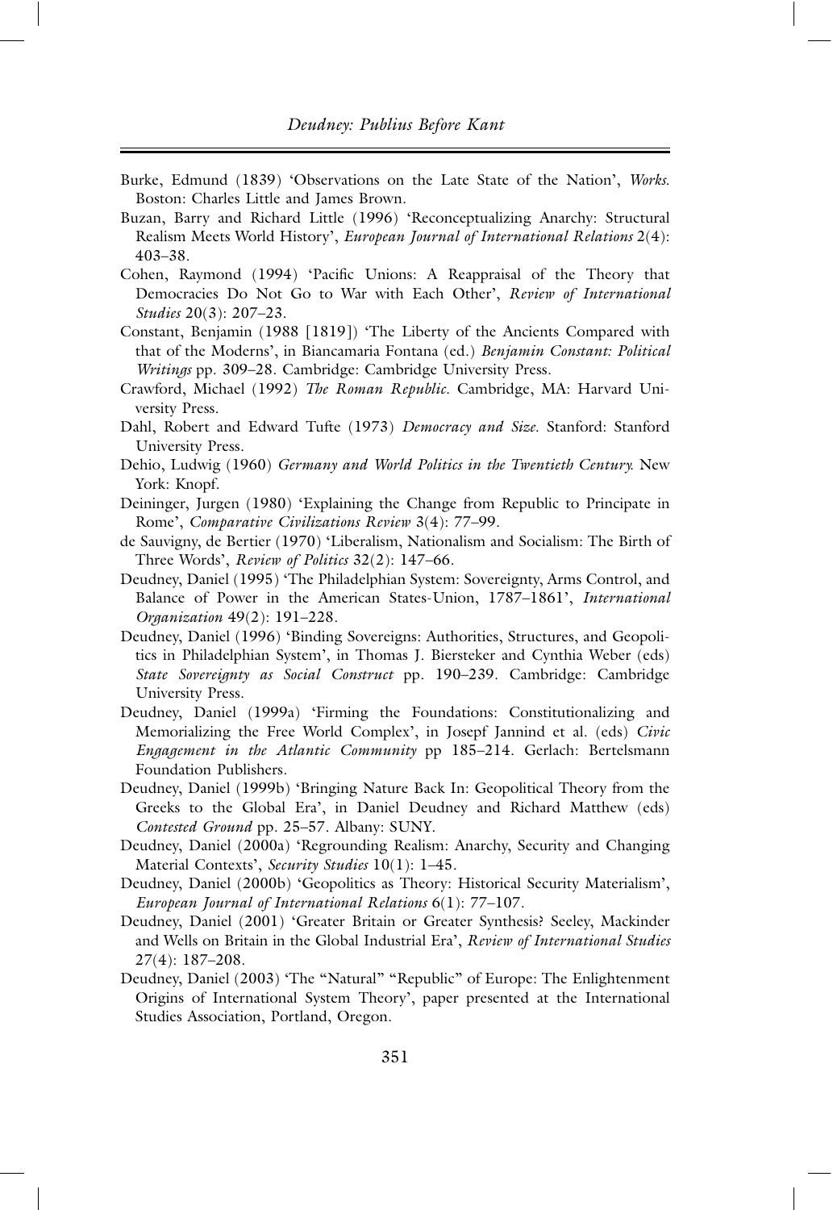Burke, Edmund (1839) 'Observations on the Late State of the Nation', *Works*. Boston: Charles Little and James Brown.

Buzan, Barry and Richard Little (1996) 'Reconceptualizing Anarchy: Structural Realism Meets World History', *European Journal of International Relations* 2(4): 403–38.

Cohen, Raymond (1994) 'Pacific Unions: A Reappraisal of the Theory that Democracies Do Not Go to War with Each Other', *Review of International Studies* 20(3): 207–23.

Constant, Benjamin (1988 [1819]) 'The Liberty of the Ancients Compared with that of the Moderns', in Biancamaria Fontana (ed.) *Benjamin Constant: Political Writings* pp. 309–28. Cambridge: Cambridge University Press.

Crawford, Michael (1992) *The Roman Republic*. Cambridge, MA: Harvard University Press.

Dahl, Robert and Edward Tufte (1973) *Democracy and Size*. Stanford: Stanford University Press.

Dehio, Ludwig (1960) *Germany and World Politics in the Twentieth Century*. New York: Knopf.

Deininger, Jurgen (1980) 'Explaining the Change from Republic to Principate in Rome', *Comparative Civilizations Review* 3(4): 77–99.

de Sauvigny, de Bertier (1970) 'Liberalism, Nationalism and Socialism: The Birth of Three Words', *Review of Politics* 32(2): 147–66.

Deudney, Daniel (1995) 'The Philadelphian System: Sovereignty, Arms Control, and Balance of Power in the American States-Union, 1787–1861', *International Organization* 49(2): 191–228.

Deudney, Daniel (1996) 'Binding Sovereigns: Authorities, Structures, and Geopolitics in Philadelphian System', in Thomas J. Biersteker and Cynthia Weber (eds) *State Sovereignty as Social Construct* pp. 190–239. Cambridge: Cambridge University Press.

Deudney, Daniel (1999a) 'Firming the Foundations: Constitutionalizing and Memorializing the Free World Complex', in Josepf Jannind et al. (eds) *Civic Engagement in the Atlantic Community* pp 185–214. Gerlach: Bertelsmann Foundation Publishers.

Deudney, Daniel (1999b) 'Bringing Nature Back In: Geopolitical Theory from the Greeks to the Global Era', in Daniel Deudney and Richard Matthew (eds) *Contested Ground* pp. 25–57. Albany: SUNY.

Deudney, Daniel (2000a) 'Regrounding Realism: Anarchy, Security and Changing Material Contexts', *Security Studies* 10(1): 1–45.

Deudney, Daniel (2000b) 'Geopolitics as Theory: Historical Security Materialism', *European Journal of International Relations* 6(1): 77–107.

Deudney, Daniel (2001) 'Greater Britain or Greater Synthesis? Seeley, Mackinder and Wells on Britain in the Global Industrial Era', *Review of International Studies* 27(4): 187–208.

Deudney, Daniel (2003) 'The "Natural" "Republic" of Europe: The Enlightenment Origins of International System Theory', paper presented at the International Studies Association, Portland, Oregon.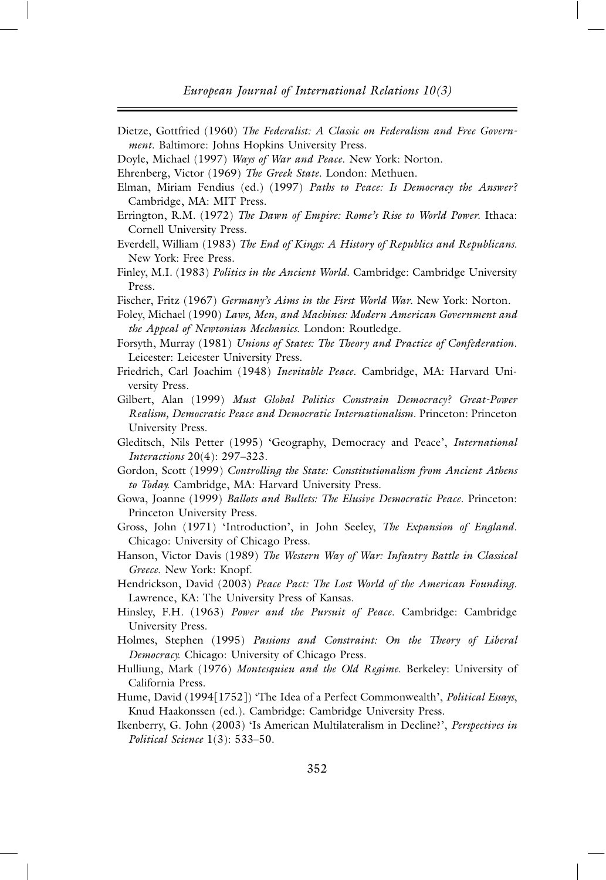Dietze, Gottfried (1960) *The Federalist: A Classic on Federalism and Free Government*. Baltimore: Johns Hopkins University Press.

Doyle, Michael (1997) *Ways of War and Peace*. New York: Norton.

Ehrenberg, Victor (1969) *The Greek State*. London: Methuen.

Elman, Miriam Fendius (ed.) (1997) *Paths to Peace: Is Democracy the Answer?* Cambridge, MA: MIT Press.

Errington, R.M. (1972) *The Dawn of Empire: Rome's Rise to World Power*. Ithaca: Cornell University Press.

Everdell, William (1983) *The End of Kings: A History of Republics and Republicans*. New York: Free Press.

Finley, M.I. (1983) *Politics in the Ancient World*. Cambridge: Cambridge University Press.

Fischer, Fritz (1967) *Germany's Aims in the First World War*. New York: Norton.

Foley, Michael (1990) *Laws, Men, and Machines: Modern American Government and the Appeal of Newtonian Mechanics*. London: Routledge.

Forsyth, Murray (1981) *Unions of States: The Theory and Practice of Confederation*. Leicester: Leicester University Press.

Friedrich, Carl Joachim (1948) *Inevitable Peace*. Cambridge, MA: Harvard University Press.

Gilbert, Alan (1999) *Must Global Politics Constrain Democracy? Great-Power Realism, Democratic Peace and Democratic Internationalism*. Princeton: Princeton University Press.

Gleditsch, Nils Petter (1995) 'Geography, Democracy and Peace', *International Interactions* 20(4): 297–323.

Gordon, Scott (1999) *Controlling the State: Constitutionalism from Ancient Athens to Today*. Cambridge, MA: Harvard University Press.

Gowa, Joanne (1999) *Ballots and Bullets: The Elusive Democratic Peace*. Princeton: Princeton University Press.

Gross, John (1971) 'Introduction', in John Seeley, *The Expansion of England*. Chicago: University of Chicago Press.

Hanson, Victor Davis (1989) *The Western Way of War: Infantry Battle in Classical Greece*. New York: Knopf.

Hendrickson, David (2003) *Peace Pact: The Lost World of the American Founding*. Lawrence, KA: The University Press of Kansas.

Hinsley, F.H. (1963) *Power and the Pursuit of Peace*. Cambridge: Cambridge University Press.

Holmes, Stephen (1995) *Passions and Constraint: On the Theory of Liberal Democracy*. Chicago: University of Chicago Press.

Hulliung, Mark (1976) *Montesquieu and the Old Regime*. Berkeley: University of California Press.

Hume, David (1994[1752]) 'The Idea of a Perfect Commonwealth', *Political Essays*, Knud Haakonssen (ed.). Cambridge: Cambridge University Press.

Ikenberry, G. John (2003) 'Is American Multilateralism in Decline?', *Perspectives in Political Science* 1(3): 533–50.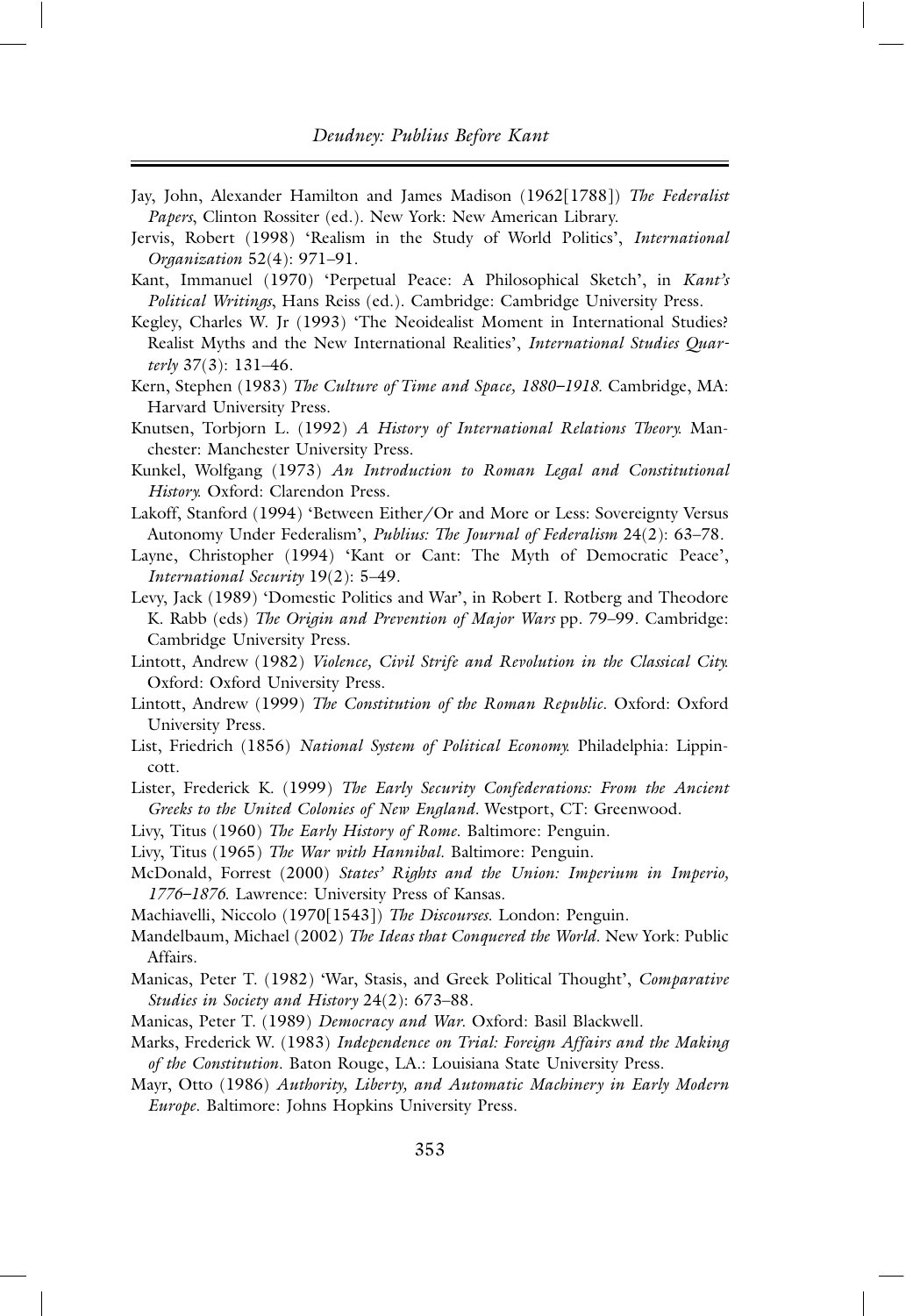Jay, John, Alexander Hamilton and James Madison (1962[1788]) *The Federalist Papers*, Clinton Rossiter (ed.). New York: New American Library.

Jervis, Robert (1998) 'Realism in the Study of World Politics', *International Organization* 52(4): 971–91.

Kant, Immanuel (1970) 'Perpetual Peace: A Philosophical Sketch', in *Kant's Political Writings*, Hans Reiss (ed.). Cambridge: Cambridge University Press.

Kegley, Charles W. Jr (1993) 'The Neoidealist Moment in International Studies? Realist Myths and the New International Realities', *International Studies Quarterly* 37(3): 131–46.

Kern, Stephen (1983) *The Culture of Time and Space, 1880–1918*. Cambridge, MA: Harvard University Press.

Knutsen, Torbjorn L. (1992) *A History of International Relations Theory.* Manchester: Manchester University Press.

Kunkel, Wolfgang (1973) *An Introduction to Roman Legal and Constitutional History.* Oxford: Clarendon Press.

Lakoff, Stanford (1994) 'Between Either/Or and More or Less: Sovereignty Versus Autonomy Under Federalism', *Publius: The Journal of Federalism* 24(2): 63–78.

Layne, Christopher (1994) 'Kant or Cant: The Myth of Democratic Peace', *International Security* 19(2): 5–49.

Levy, Jack (1989) 'Domestic Politics and War', in Robert I. Rotberg and Theodore K. Rabb (eds) *The Origin and Prevention of Major Wars* pp. 79–99. Cambridge: Cambridge University Press.

Lintott, Andrew (1982) *Violence, Civil Strife and Revolution in the Classical City.* Oxford: Oxford University Press.

Lintott, Andrew (1999) *The Constitution of the Roman Republic*. Oxford: Oxford University Press.

List, Friedrich (1856) *National System of Political Economy.* Philadelphia: Lippincott.

Lister, Frederick K. (1999) *The Early Security Confederations: From the Ancient Greeks to the United Colonies of New England*. Westport, CT: Greenwood.

Livy, Titus (1960) *The Early History of Rome*. Baltimore: Penguin.

Livy, Titus (1965) *The War with Hannibal*. Baltimore: Penguin.

McDonald, Forrest (2000) *States' Rights and the Union: Imperium in Imperio, 1776–1876.* Lawrence: University Press of Kansas.

Machiavelli, Niccolo (1970[1543]) *The Discourses.* London: Penguin.

Mandelbaum, Michael (2002) *The Ideas that Conquered the World*. New York: Public Affairs.

Manicas, Peter T. (1982) 'War, Stasis, and Greek Political Thought', *Comparative Studies in Society and History* 24(2): 673–88.

Manicas, Peter T. (1989) *Democracy and War.* Oxford: Basil Blackwell.

Marks, Frederick W. (1983) *Independence on Trial: Foreign Affairs and the Making of the Constitution.* Baton Rouge, LA.: Louisiana State University Press.

Mayr, Otto (1986) *Authority, Liberty, and Automatic Machinery in Early Modern Europe*. Baltimore: Johns Hopkins University Press.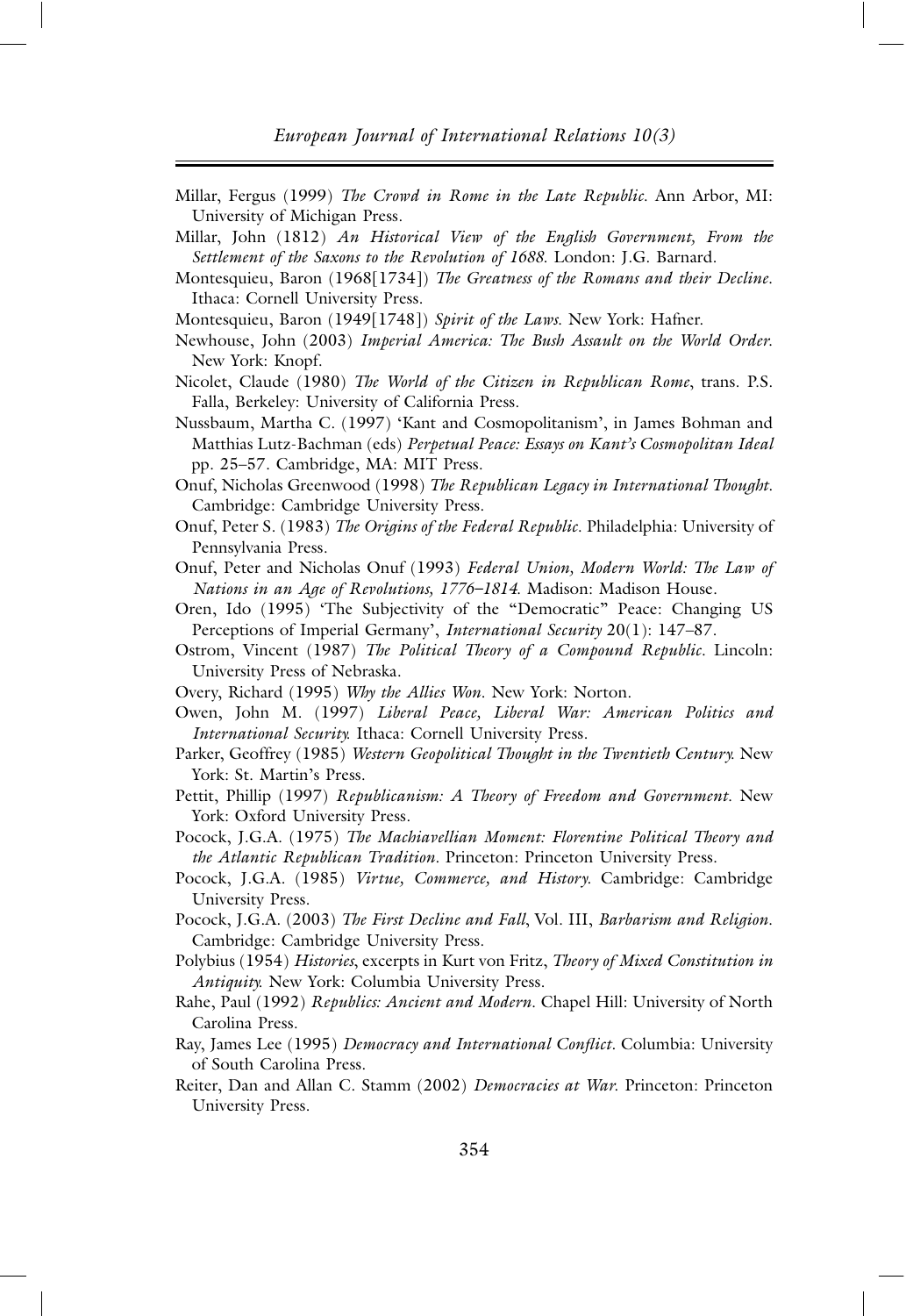Millar, Fergus (1999) *The Crowd in Rome in the Late Republic*. Ann Arbor, MI: University of Michigan Press.

Millar, John (1812) *An Historical View of the English Government, From the Settlement of the Saxons to the Revolution of 1688*. London: J.G. Barnard.

Montesquieu, Baron (1968[1734]) *The Greatness of the Romans and their Decline*. Ithaca: Cornell University Press.

Montesquieu, Baron (1949[1748]) *Spirit of the Laws*. New York: Hafner.

Newhouse, John (2003) *Imperial America: The Bush Assault on the World Order*. New York: Knopf.

Nicolet, Claude (1980) *The World of the Citizen in Republican Rome*, trans. P.S. Falla, Berkeley: University of California Press.

Nussbaum, Martha C. (1997) 'Kant and Cosmopolitanism', in James Bohman and Matthias Lutz-Bachman (eds) *Perpetual Peace: Essays on Kant's Cosmopolitan Ideal* pp. 25–57. Cambridge, MA: MIT Press.

Onuf, Nicholas Greenwood (1998) *The Republican Legacy in International Thought*. Cambridge: Cambridge University Press.

Onuf, Peter S. (1983) *The Origins of the Federal Republic*. Philadelphia: University of Pennsylvania Press.

Onuf, Peter and Nicholas Onuf (1993) *Federal Union, Modern World: The Law of Nations in an Age of Revolutions, 1776–1814*. Madison: Madison House.

Oren, Ido (1995) 'The Subjectivity of the "Democratic" Peace: Changing US Perceptions of Imperial Germany', *International Security* 20(1): 147–87.

Ostrom, Vincent (1987) *The Political Theory of a Compound Republic*. Lincoln: University Press of Nebraska.

Overy, Richard (1995) *Why the Allies Won*. New York: Norton.

Owen, John M. (1997) *Liberal Peace, Liberal War: American Politics and International Security*. Ithaca: Cornell University Press.

Parker, Geoffrey (1985) *Western Geopolitical Thought in the Twentieth Century*. New York: St. Martin's Press.

Pettit, Phillip (1997) *Republicanism: A Theory of Freedom and Government*. New York: Oxford University Press.

Pocock, J.G.A. (1975) *The Machiavellian Moment: Florentine Political Theory and the Atlantic Republican Tradition*. Princeton: Princeton University Press.

Pocock, J.G.A. (1985) *Virtue, Commerce, and History*. Cambridge: Cambridge University Press.

Pocock, J.G.A. (2003) *The First Decline and Fall*, Vol. III, *Barbarism and Religion*. Cambridge: Cambridge University Press.

Polybius (1954) *Histories*, excerpts in Kurt von Fritz, *Theory of Mixed Constitution in Antiquity*. New York: Columbia University Press.

Rahe, Paul (1992) *Republics: Ancient and Modern*. Chapel Hill: University of North Carolina Press.

Ray, James Lee (1995) *Democracy and International Conflict*. Columbia: University of South Carolina Press.

Reiter, Dan and Allan C. Stamm (2002) *Democracies at War*. Princeton: Princeton University Press.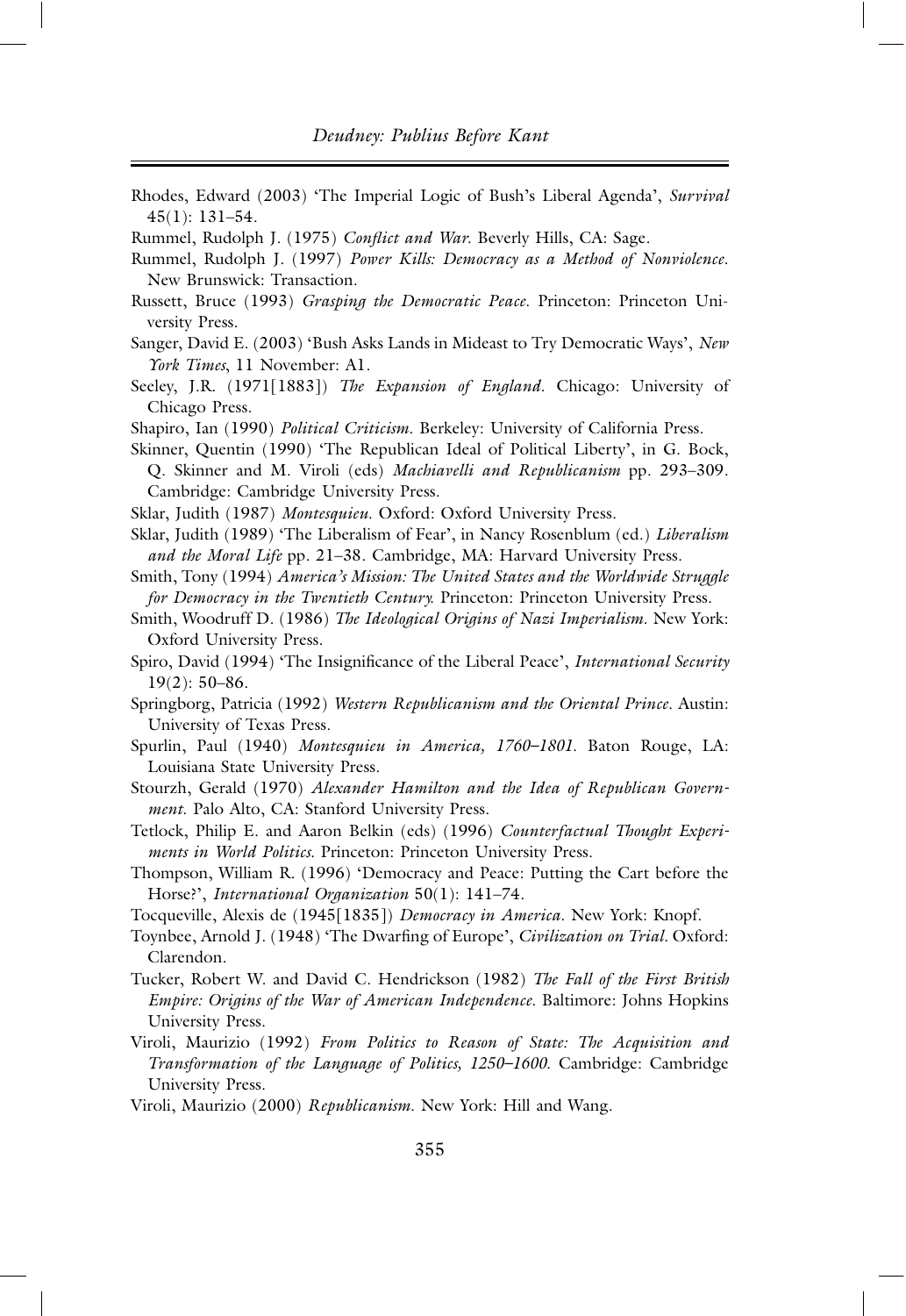Rhodes, Edward (2003) 'The Imperial Logic of Bush's Liberal Agenda', *Survival* 45(1): 131–54.

Rummel, Rudolph J. (1975) *Conflict and War*. Beverly Hills, CA: Sage.

Rummel, Rudolph J. (1997) *Power Kills: Democracy as a Method of Nonviolence*. New Brunswick: Transaction.

Russett, Bruce (1993) *Grasping the Democratic Peace*. Princeton: Princeton University Press.

Sanger, David E. (2003) 'Bush Asks Lands in Mideast to Try Democratic Ways', *New York Times*, 11 November: A1.

Seeley, J.R. (1971[1883]) *The Expansion of England*. Chicago: University of Chicago Press.

Shapiro, Ian (1990) *Political Criticism*. Berkeley: University of California Press.

Skinner, Quentin (1990) 'The Republican Ideal of Political Liberty', in G. Bock, Q. Skinner and M. Viroli (eds) *Machiavelli and Republicanism* pp. 293–309. Cambridge: Cambridge University Press.

Sklar, Judith (1987) *Montesquieu*. Oxford: Oxford University Press.

Sklar, Judith (1989) 'The Liberalism of Fear', in Nancy Rosenblum (ed.) *Liberalism and the Moral Life* pp. 21–38. Cambridge, MA: Harvard University Press.

Smith, Tony (1994) *America's Mission: The United States and the Worldwide Struggle for Democracy in the Twentieth Century.* Princeton: Princeton University Press.

Smith, Woodruff D. (1986) *The Ideological Origins of Nazi Imperialism*. New York: Oxford University Press.

Spiro, David (1994) 'The Insignificance of the Liberal Peace', *International Security* 19(2): 50–86.

Springborg, Patricia (1992) *Western Republicanism and the Oriental Prince*. Austin: University of Texas Press.

Spurlin, Paul (1940) *Montesquieu in America, 1760–1801.* Baton Rouge, LA: Louisiana State University Press.

Stourzh, Gerald (1970) *Alexander Hamilton and the Idea of Republican Government*. Palo Alto, CA: Stanford University Press.

Tetlock, Philip E. and Aaron Belkin (eds) (1996) *Counterfactual Thought Experiments in World Politics.* Princeton: Princeton University Press.

Thompson, William R. (1996) 'Democracy and Peace: Putting the Cart before the Horse?', *International Organization* 50(1): 141–74.

Tocqueville, Alexis de (1945[1835]) *Democracy in America*. New York: Knopf.

Toynbee, Arnold J. (1948) 'The Dwarfing of Europe', *Civilization on Trial*. Oxford: Clarendon.

Tucker, Robert W. and David C. Hendrickson (1982) *The Fall of the First British Empire: Origins of the War of American Independence*. Baltimore: Johns Hopkins University Press.

Viroli, Maurizio (1992) *From Politics to Reason of State: The Acquisition and Transformation of the Language of Politics, 1250–1600.* Cambridge: Cambridge University Press.

Viroli, Maurizio (2000) *Republicanism*. New York: Hill and Wang.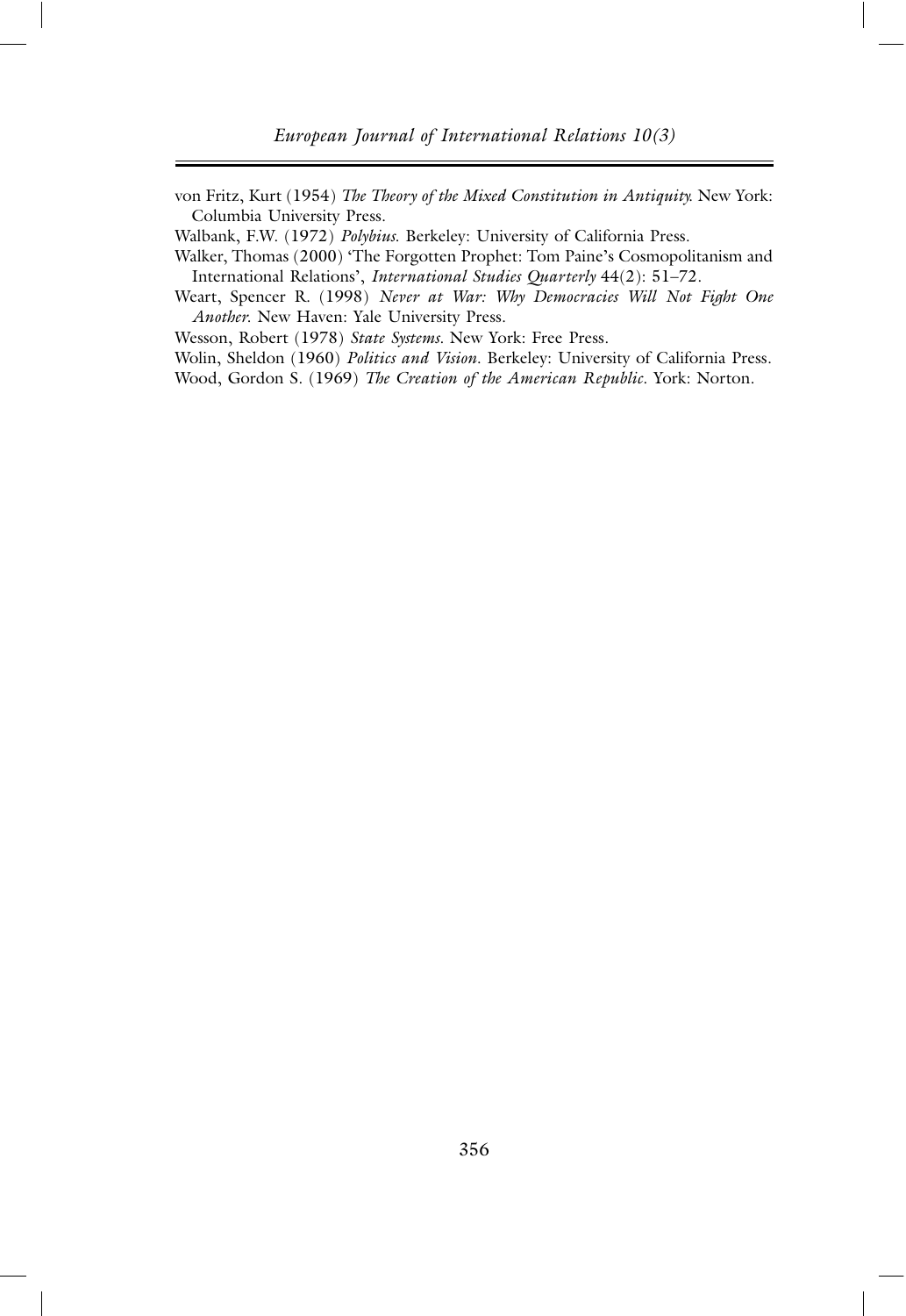von Fritz, Kurt (1954) *The Theory of the Mixed Constitution in Antiquity.* New York: Columbia University Press.

Walbank, F.W. (1972) *Polybius.* Berkeley: University of California Press.

Walker, Thomas (2000) 'The Forgotten Prophet: Tom Paine's Cosmopolitanism and International Relations', *International Studies Quarterly* 44(2): 51–72.

Weart, Spencer R. (1998) *Never at War: Why Democracies Will Not Fight One Another.* New Haven: Yale University Press.

Wesson, Robert (1978) *State Systems.* New York: Free Press.

Wolin, Sheldon (1960) *Politics and Vision.* Berkeley: University of California Press.

Wood, Gordon S. (1969) *The Creation of the American Republic.* York: Norton.